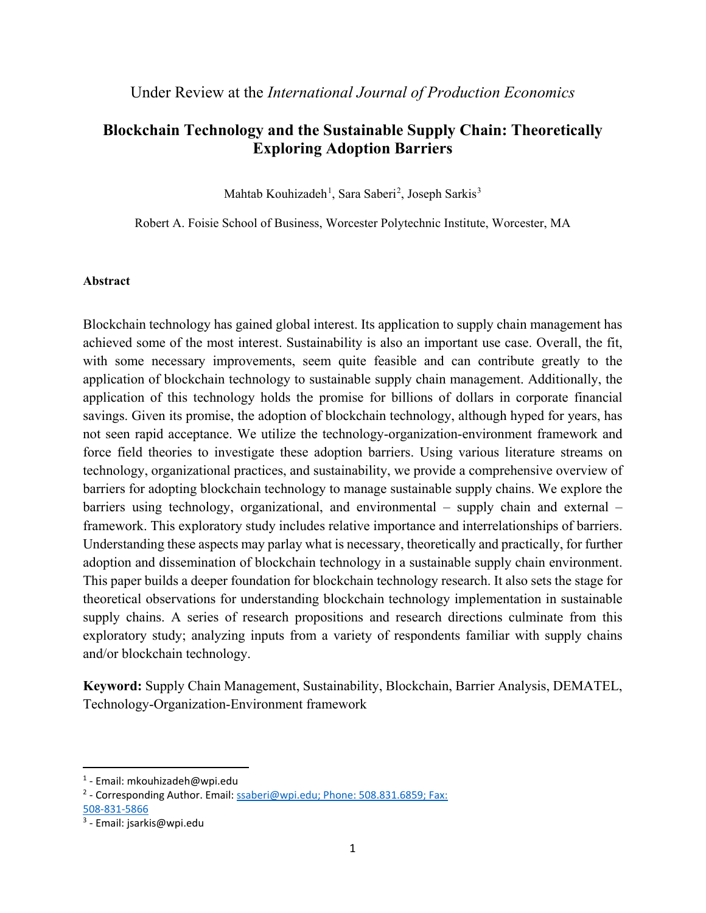Under Review at the *International Journal of Production Economics*

# Blockchain Technology and the Sustainable Supply Chain: Theoretically Exploring Adoption Barriers

Mahtab Kouhizadeh[1], Sara Saberi[2], Joseph Sarkis[3]

Robert A. Foisie School of Business, Worcester Polytechnic Institute, Worcester, MA

**Abstract**

Blockchain technology has gained global interest. Its application to supply chain management has achieved some of the most interest. Sustainability is also an important use case. Overall, the fit, with some necessary improvements, seem quite feasible and can contribute greatly to the application of blockchain technology to sustainable supply chain management. Additionally, the application of this technology holds the promise for billions of dollars in corporate financial savings. Given its promise, the adoption of blockchain technology, although hyped for years, has not seen rapid acceptance. We utilize the technology-organization-environment framework and force field theories to investigate these adoption barriers. Using various literature streams on technology, organizational practices, and sustainability, we provide a comprehensive overview of barriers for adopting blockchain technology to manage sustainable supply chains. We explore the barriers using technology, organizational, and environmental – supply chain and external – framework. This exploratory study includes relative importance and interrelationships of barriers. Understanding these aspects may parlay what is necessary, theoretically and practically, for further adoption and dissemination of blockchain technology in a sustainable supply chain environment. This paper builds a deeper foundation for blockchain technology research. It also sets the stage for theoretical observations for understanding blockchain technology implementation in sustainable supply chains. A series of research propositions and research directions culminate from this exploratory study; analyzing inputs from a variety of respondents familiar with supply chains and/or blockchain technology.

**Keyword:** Supply Chain Management, Sustainability, Blockchain, Barrier Analysis, DEMATEL, Technology-Organization-Environment framework

---

[1] - Email: mkouhizadeh@wpi.edu

[2] - Corresponding Author. Email: ssaberi@wpi.edu; Phone: 508.831.6859; Fax: 508-831-5866

[3] - Email: jsarkis@wpi.edu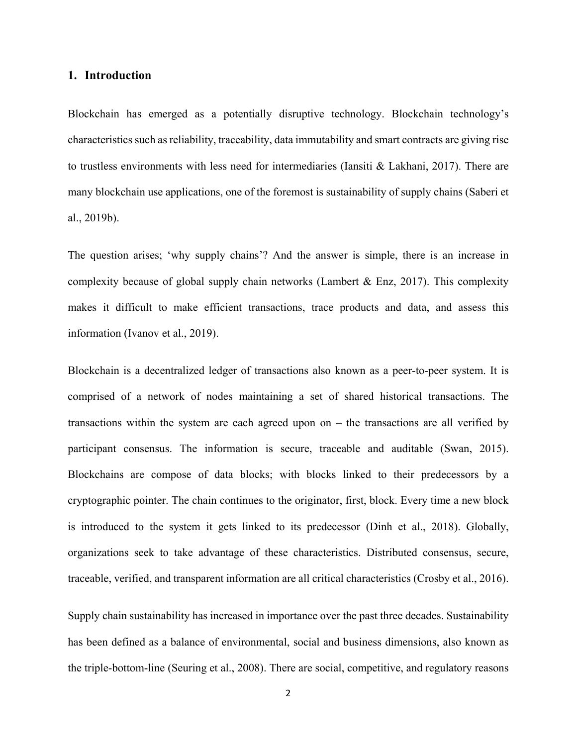## 1. Introduction

Blockchain has emerged as a potentially disruptive technology. Blockchain technology's characteristics such as reliability, traceability, data immutability and smart contracts are giving rise to trustless environments with less need for intermediaries (Iansiti & Lakhani, 2017). There are many blockchain use applications, one of the foremost is sustainability of supply chains (Saberi et al., 2019b).

The question arises; 'why supply chains'? And the answer is simple, there is an increase in complexity because of global supply chain networks (Lambert & Enz, 2017). This complexity makes it difficult to make efficient transactions, trace products and data, and assess this information (Ivanov et al., 2019).

Blockchain is a decentralized ledger of transactions also known as a peer-to-peer system. It is comprised of a network of nodes maintaining a set of shared historical transactions. The transactions within the system are each agreed upon on – the transactions are all verified by participant consensus. The information is secure, traceable and auditable (Swan, 2015). Blockchains are compose of data blocks; with blocks linked to their predecessors by a cryptographic pointer. The chain continues to the originator, first, block. Every time a new block is introduced to the system it gets linked to its predecessor (Dinh et al., 2018). Globally, organizations seek to take advantage of these characteristics. Distributed consensus, secure, traceable, verified, and transparent information are all critical characteristics (Crosby et al., 2016).

Supply chain sustainability has increased in importance over the past three decades. Sustainability has been defined as a balance of environmental, social and business dimensions, also known as the triple-bottom-line (Seuring et al., 2008). There are social, competitive, and regulatory reasons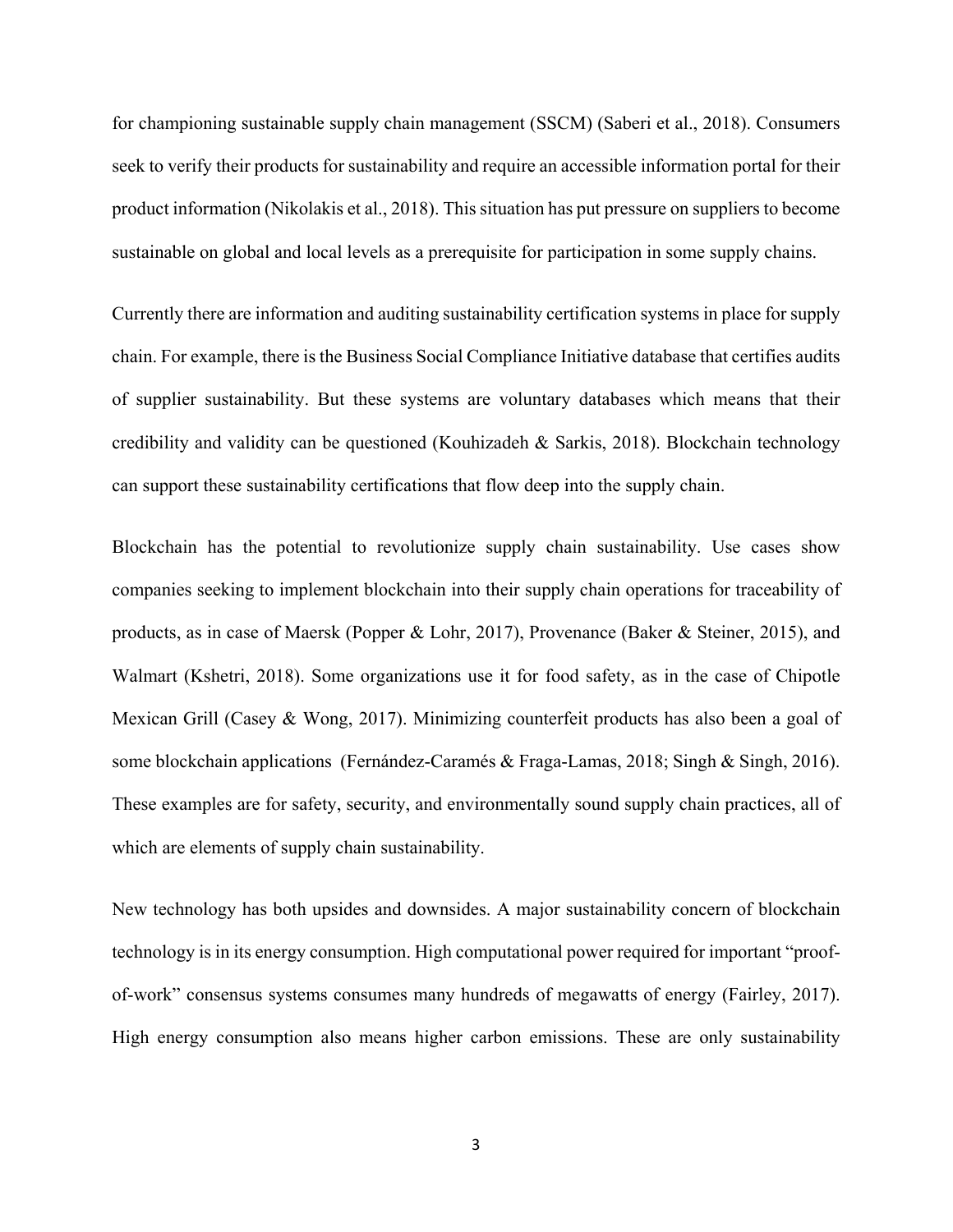for championing sustainable supply chain management (SSCM) (Saberi et al., 2018). Consumers seek to verify their products for sustainability and require an accessible information portal for their product information (Nikolakis et al., 2018). This situation has put pressure on suppliers to become sustainable on global and local levels as a prerequisite for participation in some supply chains.

Currently there are information and auditing sustainability certification systems in place for supply chain. For example, there is the Business Social Compliance Initiative database that certifies audits of supplier sustainability. But these systems are voluntary databases which means that their credibility and validity can be questioned (Kouhizadeh & Sarkis, 2018). Blockchain technology can support these sustainability certifications that flow deep into the supply chain.

Blockchain has the potential to revolutionize supply chain sustainability. Use cases show companies seeking to implement blockchain into their supply chain operations for traceability of products, as in case of Maersk (Popper & Lohr, 2017), Provenance (Baker & Steiner, 2015), and Walmart (Kshetri, 2018). Some organizations use it for food safety, as in the case of Chipotle Mexican Grill (Casey & Wong, 2017). Minimizing counterfeit products has also been a goal of some blockchain applications (Fernández-Caramés & Fraga-Lamas, 2018; Singh & Singh, 2016). These examples are for safety, security, and environmentally sound supply chain practices, all of which are elements of supply chain sustainability.

New technology has both upsides and downsides. A major sustainability concern of blockchain technology is in its energy consumption. High computational power required for important "proof-of-work" consensus systems consumes many hundreds of megawatts of energy (Fairley, 2017). High energy consumption also means higher carbon emissions. These are only sustainability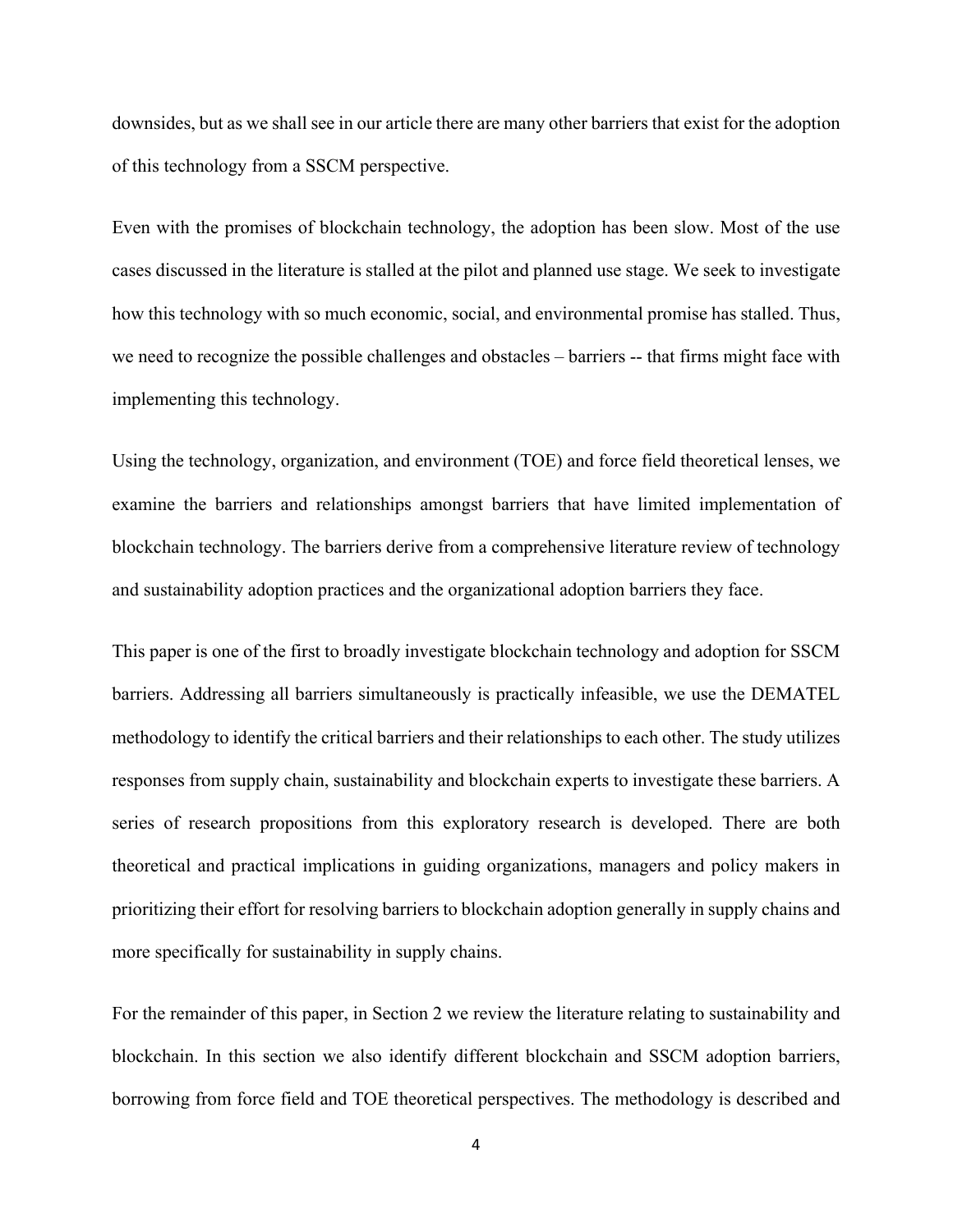downsides, but as we shall see in our article there are many other barriers that exist for the adoption of this technology from a SSCM perspective.

Even with the promises of blockchain technology, the adoption has been slow. Most of the use cases discussed in the literature is stalled at the pilot and planned use stage. We seek to investigate how this technology with so much economic, social, and environmental promise has stalled. Thus, we need to recognize the possible challenges and obstacles – barriers -- that firms might face with implementing this technology.

Using the technology, organization, and environment (TOE) and force field theoretical lenses, we examine the barriers and relationships amongst barriers that have limited implementation of blockchain technology. The barriers derive from a comprehensive literature review of technology and sustainability adoption practices and the organizational adoption barriers they face.

This paper is one of the first to broadly investigate blockchain technology and adoption for SSCM barriers. Addressing all barriers simultaneously is practically infeasible, we use the DEMATEL methodology to identify the critical barriers and their relationships to each other. The study utilizes responses from supply chain, sustainability and blockchain experts to investigate these barriers. A series of research propositions from this exploratory research is developed. There are both theoretical and practical implications in guiding organizations, managers and policy makers in prioritizing their effort for resolving barriers to blockchain adoption generally in supply chains and more specifically for sustainability in supply chains.

For the remainder of this paper, in Section 2 we review the literature relating to sustainability and blockchain. In this section we also identify different blockchain and SSCM adoption barriers, borrowing from force field and TOE theoretical perspectives. The methodology is described and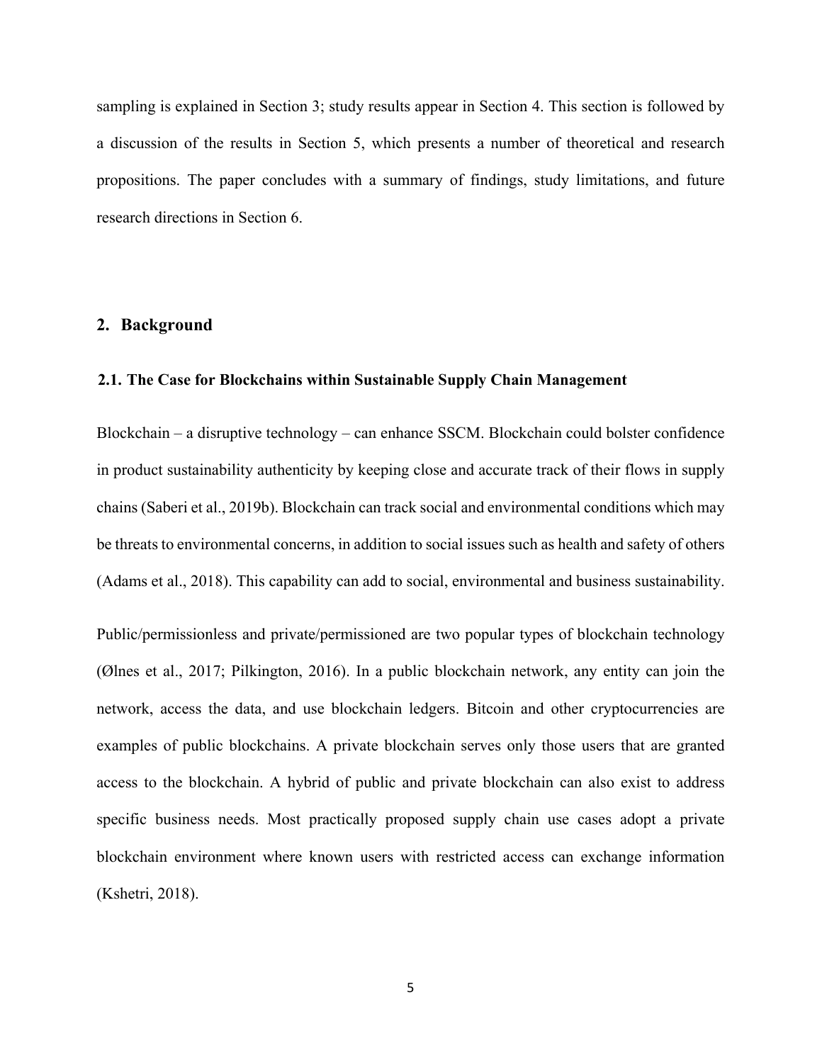sampling is explained in Section 3; study results appear in Section 4. This section is followed by a discussion of the results in Section 5, which presents a number of theoretical and research propositions. The paper concludes with a summary of findings, study limitations, and future research directions in Section 6.

## 2. Background

### 2.1. The Case for Blockchains within Sustainable Supply Chain Management

Blockchain – a disruptive technology – can enhance SSCM. Blockchain could bolster confidence in product sustainability authenticity by keeping close and accurate track of their flows in supply chains (Saberi et al., 2019b). Blockchain can track social and environmental conditions which may be threats to environmental concerns, in addition to social issues such as health and safety of others (Adams et al., 2018). This capability can add to social, environmental and business sustainability.

Public/permissionless and private/permissioned are two popular types of blockchain technology (Ølnes et al., 2017; Pilkington, 2016). In a public blockchain network, any entity can join the network, access the data, and use blockchain ledgers. Bitcoin and other cryptocurrencies are examples of public blockchains. A private blockchain serves only those users that are granted access to the blockchain. A hybrid of public and private blockchain can also exist to address specific business needs. Most practically proposed supply chain use cases adopt a private blockchain environment where known users with restricted access can exchange information (Kshetri, 2018).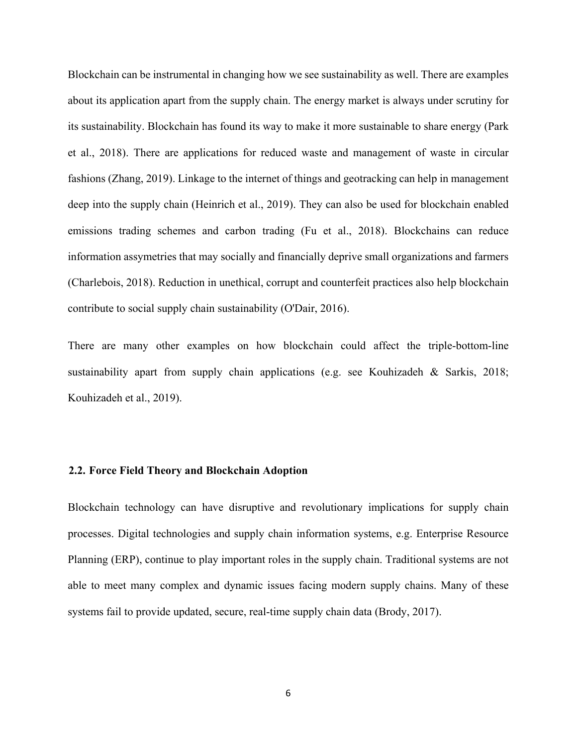Blockchain can be instrumental in changing how we see sustainability as well. There are examples about its application apart from the supply chain. The energy market is always under scrutiny for its sustainability. Blockchain has found its way to make it more sustainable to share energy (Park et al., 2018). There are applications for reduced waste and management of waste in circular fashions (Zhang, 2019). Linkage to the internet of things and geotracking can help in management deep into the supply chain (Heinrich et al., 2019). They can also be used for blockchain enabled emissions trading schemes and carbon trading (Fu et al., 2018). Blockchains can reduce information assymetries that may socially and financially deprive small organizations and farmers (Charlebois, 2018). Reduction in unethical, corrupt and counterfeit practices also help blockchain contribute to social supply chain sustainability (O'Dair, 2016).

There are many other examples on how blockchain could affect the triple-bottom-line sustainability apart from supply chain applications (e.g. see Kouhizadeh & Sarkis, 2018; Kouhizadeh et al., 2019).

### 2.2. Force Field Theory and Blockchain Adoption

Blockchain technology can have disruptive and revolutionary implications for supply chain processes. Digital technologies and supply chain information systems, e.g. Enterprise Resource Planning (ERP), continue to play important roles in the supply chain. Traditional systems are not able to meet many complex and dynamic issues facing modern supply chains. Many of these systems fail to provide updated, secure, real-time supply chain data (Brody, 2017).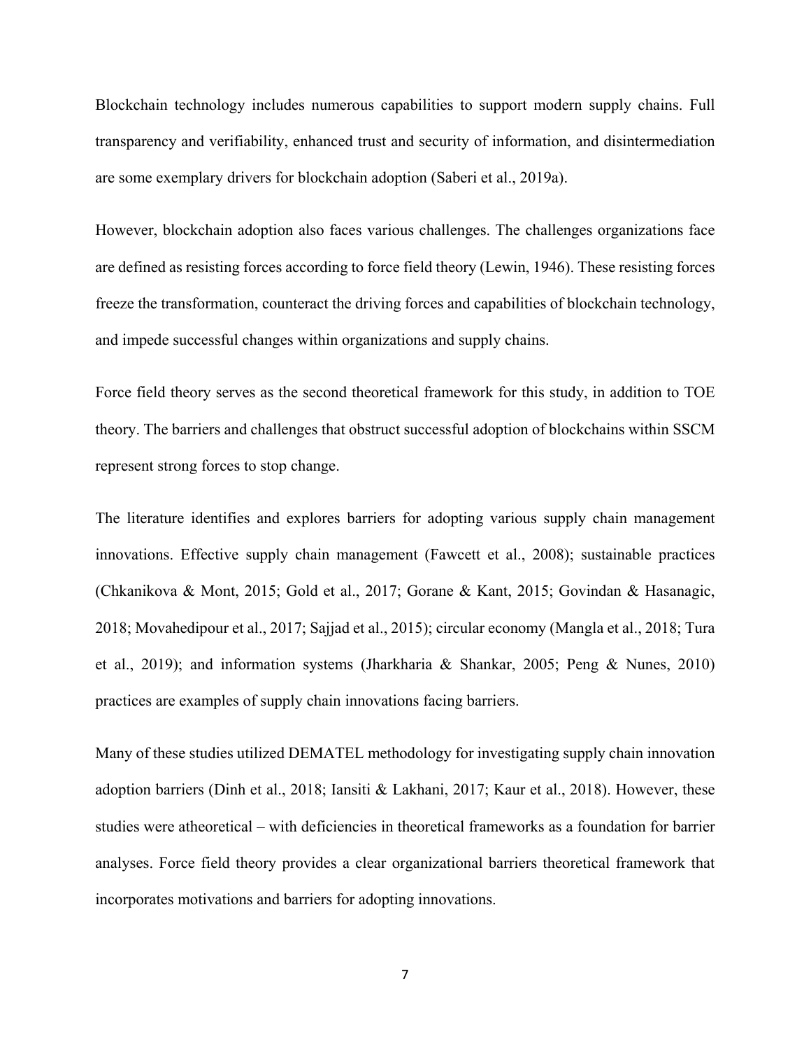Blockchain technology includes numerous capabilities to support modern supply chains. Full transparency and verifiability, enhanced trust and security of information, and disintermediation are some exemplary drivers for blockchain adoption (Saberi et al., 2019a).

However, blockchain adoption also faces various challenges. The challenges organizations face are defined as resisting forces according to force field theory (Lewin, 1946). These resisting forces freeze the transformation, counteract the driving forces and capabilities of blockchain technology, and impede successful changes within organizations and supply chains.

Force field theory serves as the second theoretical framework for this study, in addition to TOE theory. The barriers and challenges that obstruct successful adoption of blockchains within SSCM represent strong forces to stop change.

The literature identifies and explores barriers for adopting various supply chain management innovations. Effective supply chain management (Fawcett et al., 2008); sustainable practices (Chkanikova & Mont, 2015; Gold et al., 2017; Gorane & Kant, 2015; Govindan & Hasanagic, 2018; Movahedipour et al., 2017; Sajjad et al., 2015); circular economy (Mangla et al., 2018; Tura et al., 2019); and information systems (Jharkharia & Shankar, 2005; Peng & Nunes, 2010) practices are examples of supply chain innovations facing barriers.

Many of these studies utilized DEMATEL methodology for investigating supply chain innovation adoption barriers (Dinh et al., 2018; Iansiti & Lakhani, 2017; Kaur et al., 2018). However, these studies were atheoretical – with deficiencies in theoretical frameworks as a foundation for barrier analyses. Force field theory provides a clear organizational barriers theoretical framework that incorporates motivations and barriers for adopting innovations.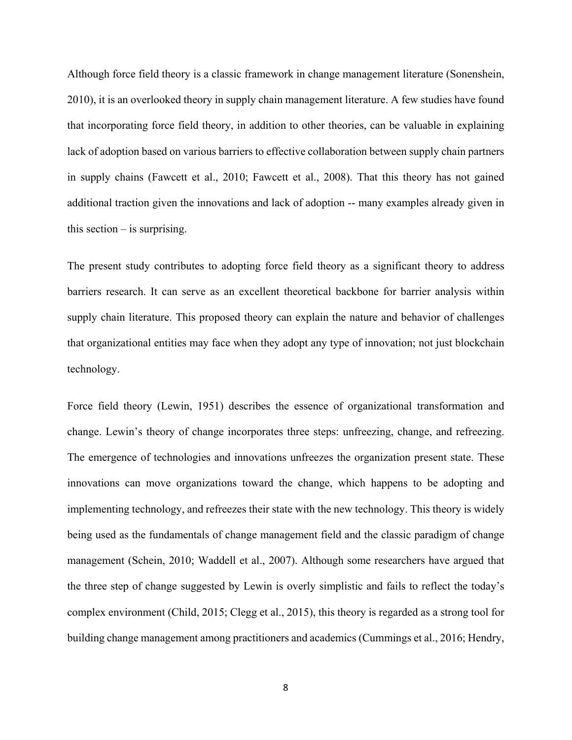Although force field theory is a classic framework in change management literature (Sonenshein, 2010), it is an overlooked theory in supply chain management literature. A few studies have found that incorporating force field theory, in addition to other theories, can be valuable in explaining lack of adoption based on various barriers to effective collaboration between supply chain partners in supply chains (Fawcett et al., 2010; Fawcett et al., 2008). That this theory has not gained additional traction given the innovations and lack of adoption -- many examples already given in this section – is surprising.

The present study contributes to adopting force field theory as a significant theory to address barriers research. It can serve as an excellent theoretical backbone for barrier analysis within supply chain literature. This proposed theory can explain the nature and behavior of challenges that organizational entities may face when they adopt any type of innovation; not just blockchain technology.

Force field theory (Lewin, 1951) describes the essence of organizational transformation and change. Lewin's theory of change incorporates three steps: unfreezing, change, and refreezing. The emergence of technologies and innovations unfreezes the organization present state. These innovations can move organizations toward the change, which happens to be adopting and implementing technology, and refreezes their state with the new technology. This theory is widely being used as the fundamentals of change management field and the classic paradigm of change management (Schein, 2010; Waddell et al., 2007). Although some researchers have argued that the three step of change suggested by Lewin is overly simplistic and fails to reflect the today's complex environment (Child, 2015; Clegg et al., 2015), this theory is regarded as a strong tool for building change management among practitioners and academics (Cummings et al., 2016; Hendry,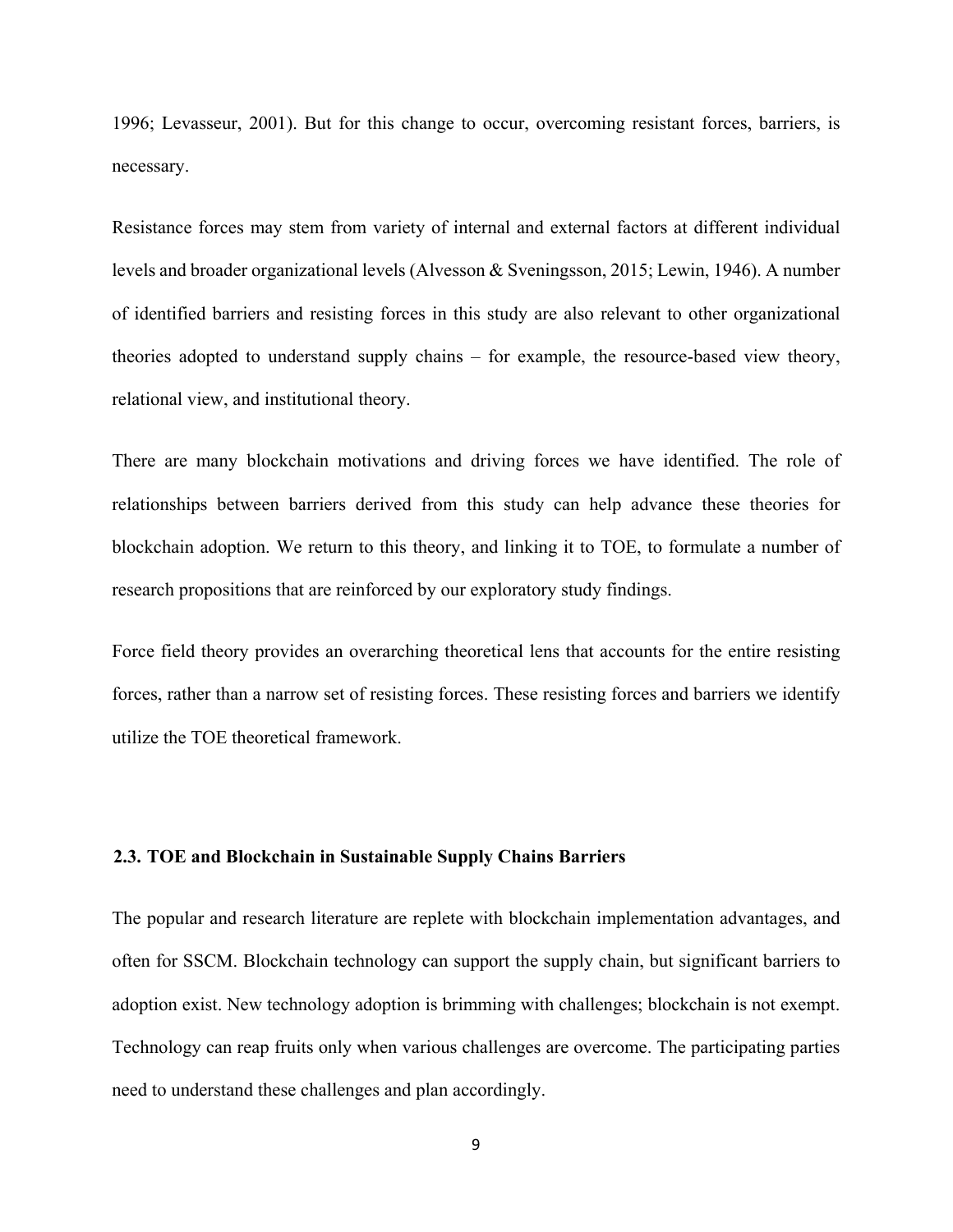1996; Levasseur, 2001). But for this change to occur, overcoming resistant forces, barriers, is necessary.

Resistance forces may stem from variety of internal and external factors at different individual levels and broader organizational levels (Alvesson & Sveningsson, 2015; Lewin, 1946). A number of identified barriers and resisting forces in this study are also relevant to other organizational theories adopted to understand supply chains – for example, the resource-based view theory, relational view, and institutional theory.

There are many blockchain motivations and driving forces we have identified. The role of relationships between barriers derived from this study can help advance these theories for blockchain adoption. We return to this theory, and linking it to TOE, to formulate a number of research propositions that are reinforced by our exploratory study findings.

Force field theory provides an overarching theoretical lens that accounts for the entire resisting forces, rather than a narrow set of resisting forces. These resisting forces and barriers we identify utilize the TOE theoretical framework.

### 2.3. TOE and Blockchain in Sustainable Supply Chains Barriers

The popular and research literature are replete with blockchain implementation advantages, and often for SSCM. Blockchain technology can support the supply chain, but significant barriers to adoption exist. New technology adoption is brimming with challenges; blockchain is not exempt. Technology can reap fruits only when various challenges are overcome. The participating parties need to understand these challenges and plan accordingly.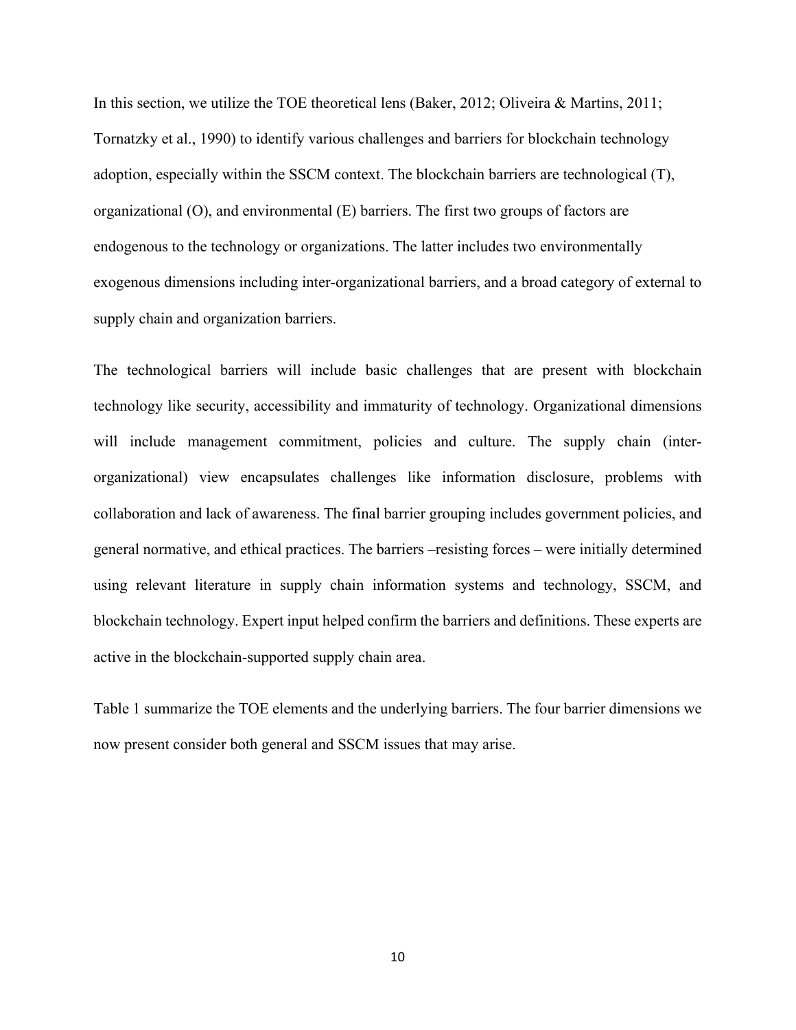In this section, we utilize the TOE theoretical lens (Baker, 2012; Oliveira & Martins, 2011; Tornatzky et al., 1990) to identify various challenges and barriers for blockchain technology adoption, especially within the SSCM context. The blockchain barriers are technological (T), organizational (O), and environmental (E) barriers. The first two groups of factors are endogenous to the technology or organizations. The latter includes two environmentally exogenous dimensions including inter-organizational barriers, and a broad category of external to supply chain and organization barriers.

The technological barriers will include basic challenges that are present with blockchain technology like security, accessibility and immaturity of technology. Organizational dimensions will include management commitment, policies and culture. The supply chain (inter-organizational) view encapsulates challenges like information disclosure, problems with collaboration and lack of awareness. The final barrier grouping includes government policies, and general normative, and ethical practices. The barriers –resisting forces – were initially determined using relevant literature in supply chain information systems and technology, SSCM, and blockchain technology. Expert input helped confirm the barriers and definitions. These experts are active in the blockchain-supported supply chain area.

Table 1 summarize the TOE elements and the underlying barriers. The four barrier dimensions we now present consider both general and SSCM issues that may arise.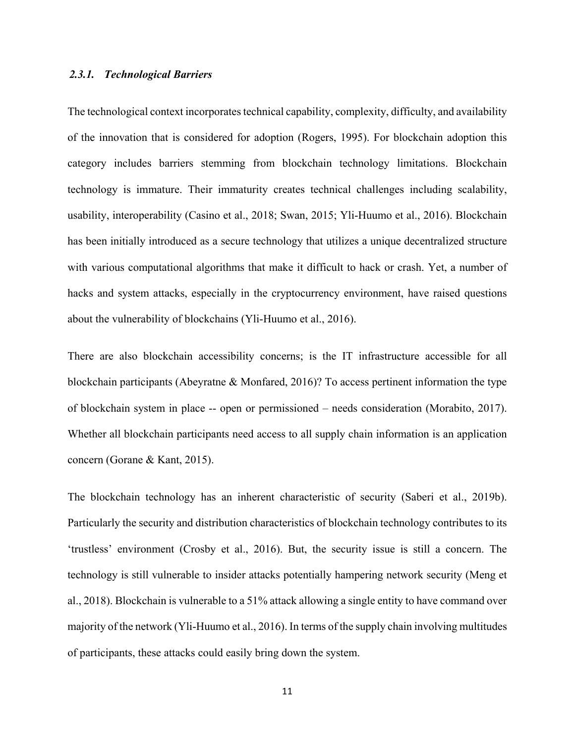### *2.3.1. Technological Barriers*

The technological context incorporates technical capability, complexity, difficulty, and availability of the innovation that is considered for adoption (Rogers, 1995). For blockchain adoption this category includes barriers stemming from blockchain technology limitations. Blockchain technology is immature. Their immaturity creates technical challenges including scalability, usability, interoperability (Casino et al., 2018; Swan, 2015; Yli-Huumo et al., 2016). Blockchain has been initially introduced as a secure technology that utilizes a unique decentralized structure with various computational algorithms that make it difficult to hack or crash. Yet, a number of hacks and system attacks, especially in the cryptocurrency environment, have raised questions about the vulnerability of blockchains (Yli-Huumo et al., 2016).

There are also blockchain accessibility concerns; is the IT infrastructure accessible for all blockchain participants (Abeyratne & Monfared, 2016)? To access pertinent information the type of blockchain system in place -- open or permissioned – needs consideration (Morabito, 2017). Whether all blockchain participants need access to all supply chain information is an application concern (Gorane & Kant, 2015).

The blockchain technology has an inherent characteristic of security (Saberi et al., 2019b). Particularly the security and distribution characteristics of blockchain technology contributes to its 'trustless' environment (Crosby et al., 2016). But, the security issue is still a concern. The technology is still vulnerable to insider attacks potentially hampering network security (Meng et al., 2018). Blockchain is vulnerable to a 51% attack allowing a single entity to have command over majority of the network (Yli-Huumo et al., 2016). In terms of the supply chain involving multitudes of participants, these attacks could easily bring down the system.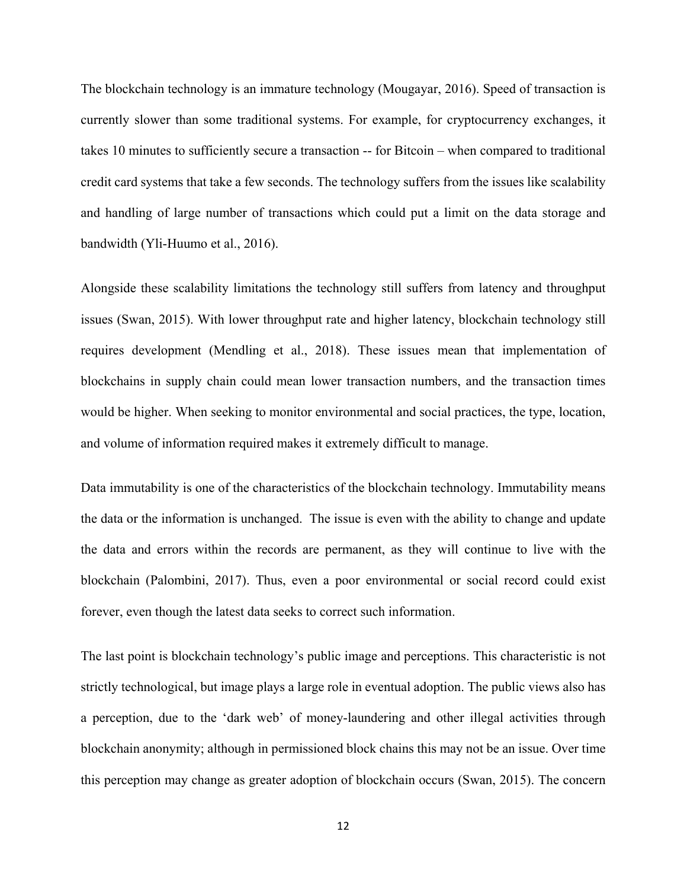The blockchain technology is an immature technology (Mougayar, 2016). Speed of transaction is currently slower than some traditional systems. For example, for cryptocurrency exchanges, it takes 10 minutes to sufficiently secure a transaction -- for Bitcoin – when compared to traditional credit card systems that take a few seconds. The technology suffers from the issues like scalability and handling of large number of transactions which could put a limit on the data storage and bandwidth (Yli-Huumo et al., 2016).

Alongside these scalability limitations the technology still suffers from latency and throughput issues (Swan, 2015). With lower throughput rate and higher latency, blockchain technology still requires development (Mendling et al., 2018). These issues mean that implementation of blockchains in supply chain could mean lower transaction numbers, and the transaction times would be higher. When seeking to monitor environmental and social practices, the type, location, and volume of information required makes it extremely difficult to manage.

Data immutability is one of the characteristics of the blockchain technology. Immutability means the data or the information is unchanged. The issue is even with the ability to change and update the data and errors within the records are permanent, as they will continue to live with the blockchain (Palombini, 2017). Thus, even a poor environmental or social record could exist forever, even though the latest data seeks to correct such information.

The last point is blockchain technology's public image and perceptions. This characteristic is not strictly technological, but image plays a large role in eventual adoption. The public views also has a perception, due to the 'dark web' of money-laundering and other illegal activities through blockchain anonymity; although in permissioned block chains this may not be an issue. Over time this perception may change as greater adoption of blockchain occurs (Swan, 2015). The concern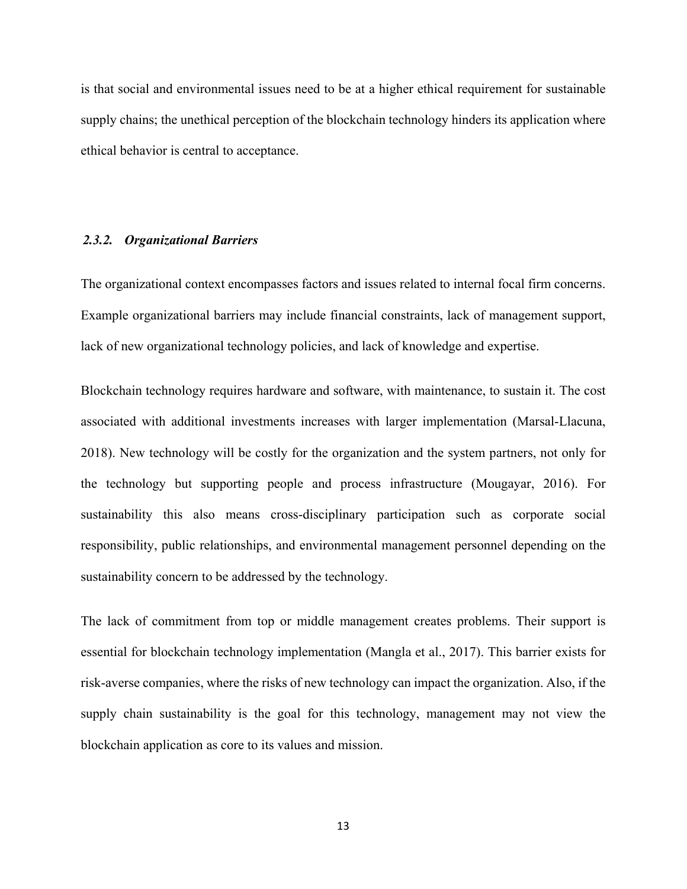is that social and environmental issues need to be at a higher ethical requirement for sustainable supply chains; the unethical perception of the blockchain technology hinders its application where ethical behavior is central to acceptance.

### *2.3.2. Organizational Barriers*

The organizational context encompasses factors and issues related to internal focal firm concerns. Example organizational barriers may include financial constraints, lack of management support, lack of new organizational technology policies, and lack of knowledge and expertise.

Blockchain technology requires hardware and software, with maintenance, to sustain it. The cost associated with additional investments increases with larger implementation (Marsal-Llacuna, 2018). New technology will be costly for the organization and the system partners, not only for the technology but supporting people and process infrastructure (Mougayar, 2016). For sustainability this also means cross-disciplinary participation such as corporate social responsibility, public relationships, and environmental management personnel depending on the sustainability concern to be addressed by the technology.

The lack of commitment from top or middle management creates problems. Their support is essential for blockchain technology implementation (Mangla et al., 2017). This barrier exists for risk-averse companies, where the risks of new technology can impact the organization. Also, if the supply chain sustainability is the goal for this technology, management may not view the blockchain application as core to its values and mission.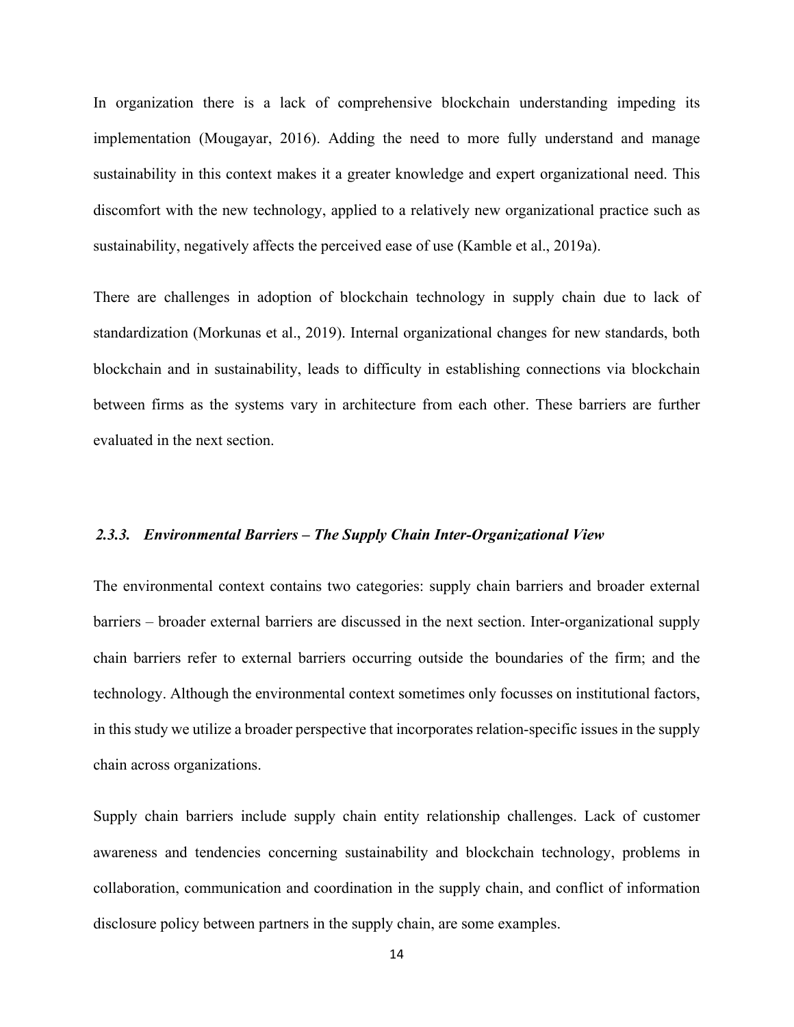In organization there is a lack of comprehensive blockchain understanding impeding its implementation (Mougayar, 2016). Adding the need to more fully understand and manage sustainability in this context makes it a greater knowledge and expert organizational need. This discomfort with the new technology, applied to a relatively new organizational practice such as sustainability, negatively affects the perceived ease of use (Kamble et al., 2019a).

There are challenges in adoption of blockchain technology in supply chain due to lack of standardization (Morkunas et al., 2019). Internal organizational changes for new standards, both blockchain and in sustainability, leads to difficulty in establishing connections via blockchain between firms as the systems vary in architecture from each other. These barriers are further evaluated in the next section.

### *2.3.3. Environmental Barriers – The Supply Chain Inter-Organizational View*

The environmental context contains two categories: supply chain barriers and broader external barriers – broader external barriers are discussed in the next section. Inter-organizational supply chain barriers refer to external barriers occurring outside the boundaries of the firm; and the technology. Although the environmental context sometimes only focusses on institutional factors, in this study we utilize a broader perspective that incorporates relation-specific issues in the supply chain across organizations.

Supply chain barriers include supply chain entity relationship challenges. Lack of customer awareness and tendencies concerning sustainability and blockchain technology, problems in collaboration, communication and coordination in the supply chain, and conflict of information disclosure policy between partners in the supply chain, are some examples.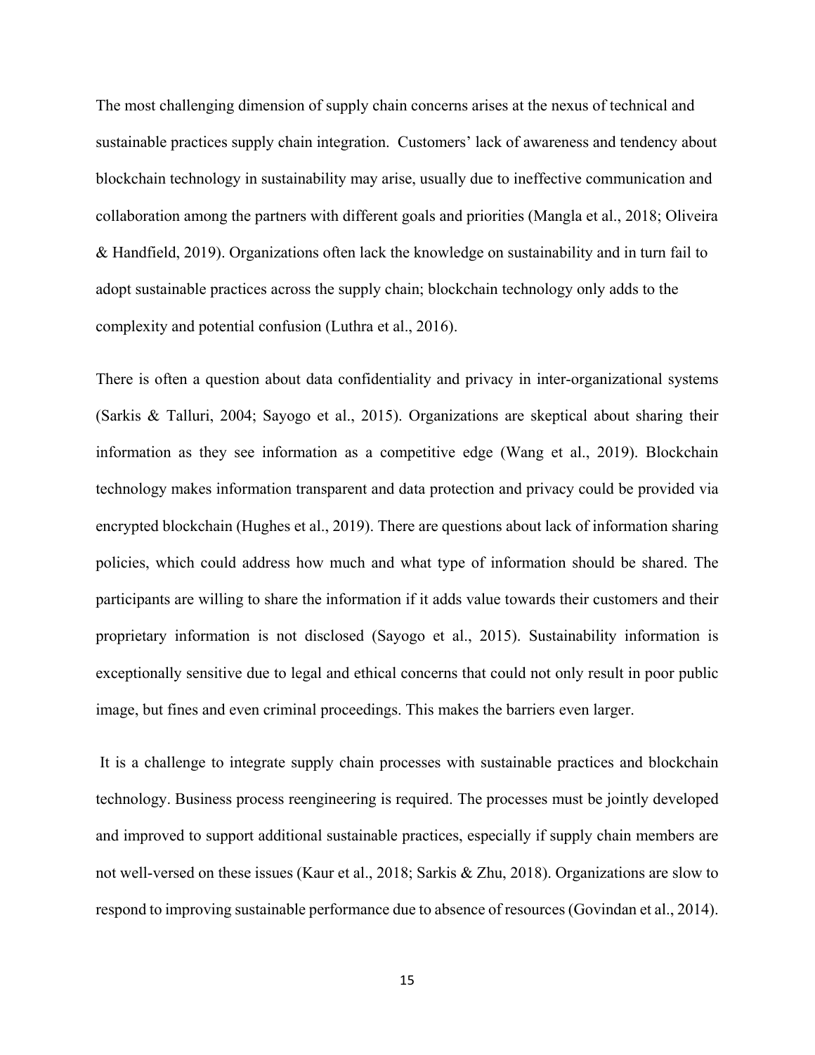The most challenging dimension of supply chain concerns arises at the nexus of technical and sustainable practices supply chain integration. Customers' lack of awareness and tendency about blockchain technology in sustainability may arise, usually due to ineffective communication and collaboration among the partners with different goals and priorities (Mangla et al., 2018; Oliveira & Handfield, 2019). Organizations often lack the knowledge on sustainability and in turn fail to adopt sustainable practices across the supply chain; blockchain technology only adds to the complexity and potential confusion (Luthra et al., 2016).

There is often a question about data confidentiality and privacy in inter-organizational systems (Sarkis & Talluri, 2004; Sayogo et al., 2015). Organizations are skeptical about sharing their information as they see information as a competitive edge (Wang et al., 2019). Blockchain technology makes information transparent and data protection and privacy could be provided via encrypted blockchain (Hughes et al., 2019). There are questions about lack of information sharing policies, which could address how much and what type of information should be shared. The participants are willing to share the information if it adds value towards their customers and their proprietary information is not disclosed (Sayogo et al., 2015). Sustainability information is exceptionally sensitive due to legal and ethical concerns that could not only result in poor public image, but fines and even criminal proceedings. This makes the barriers even larger.

It is a challenge to integrate supply chain processes with sustainable practices and blockchain technology. Business process reengineering is required. The processes must be jointly developed and improved to support additional sustainable practices, especially if supply chain members are not well-versed on these issues (Kaur et al., 2018; Sarkis & Zhu, 2018). Organizations are slow to respond to improving sustainable performance due to absence of resources (Govindan et al., 2014).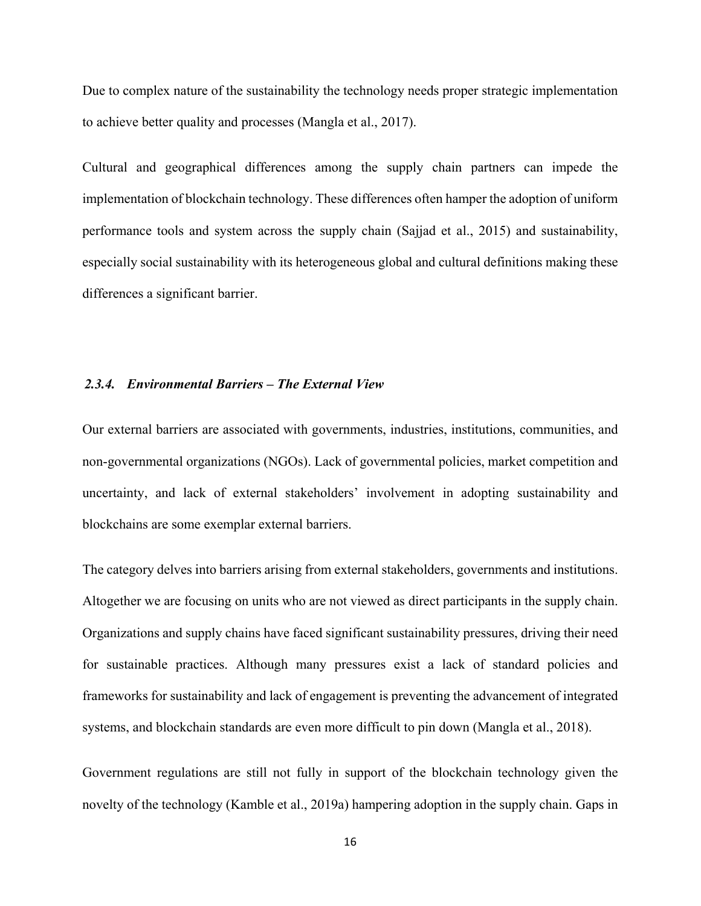Due to complex nature of the sustainability the technology needs proper strategic implementation to achieve better quality and processes (Mangla et al., 2017).

Cultural and geographical differences among the supply chain partners can impede the implementation of blockchain technology. These differences often hamper the adoption of uniform performance tools and system across the supply chain (Sajjad et al., 2015) and sustainability, especially social sustainability with its heterogeneous global and cultural definitions making these differences a significant barrier.

### *2.3.4. Environmental Barriers – The External View*

Our external barriers are associated with governments, industries, institutions, communities, and non-governmental organizations (NGOs). Lack of governmental policies, market competition and uncertainty, and lack of external stakeholders' involvement in adopting sustainability and blockchains are some exemplar external barriers.

The category delves into barriers arising from external stakeholders, governments and institutions. Altogether we are focusing on units who are not viewed as direct participants in the supply chain. Organizations and supply chains have faced significant sustainability pressures, driving their need for sustainable practices. Although many pressures exist a lack of standard policies and frameworks for sustainability and lack of engagement is preventing the advancement of integrated systems, and blockchain standards are even more difficult to pin down (Mangla et al., 2018).

Government regulations are still not fully in support of the blockchain technology given the novelty of the technology (Kamble et al., 2019a) hampering adoption in the supply chain. Gaps in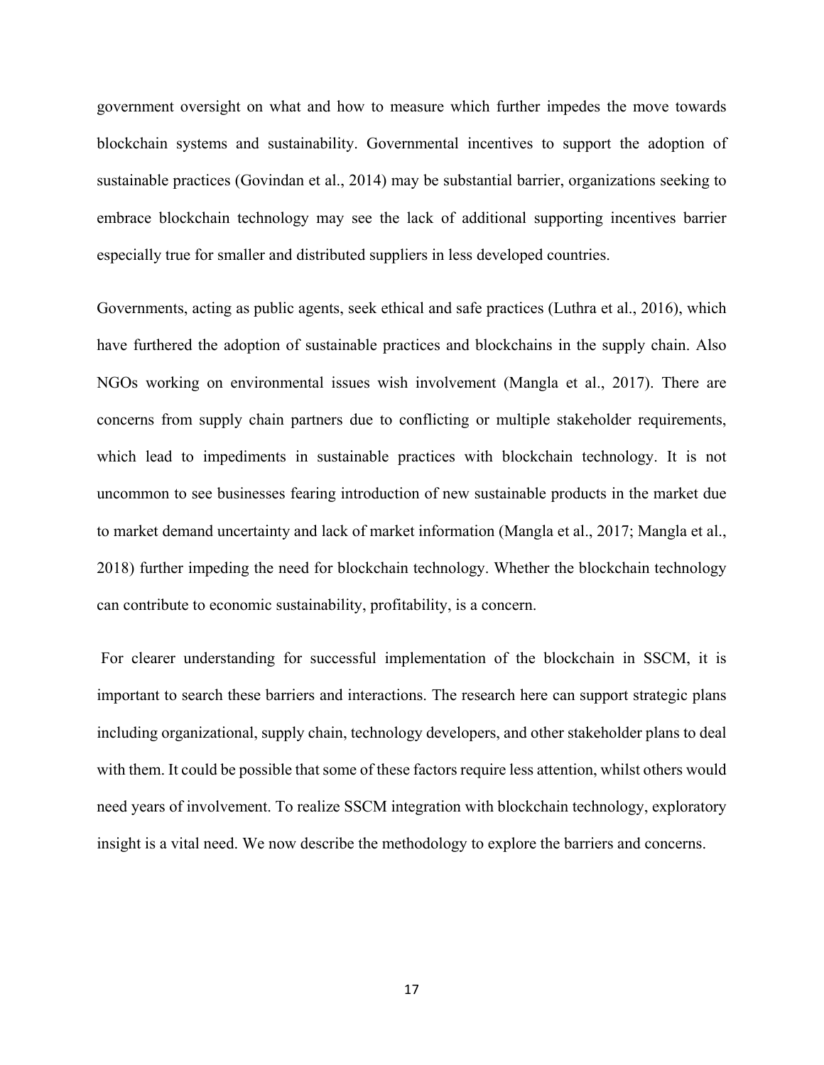government oversight on what and how to measure which further impedes the move towards blockchain systems and sustainability. Governmental incentives to support the adoption of sustainable practices (Govindan et al., 2014) may be substantial barrier, organizations seeking to embrace blockchain technology may see the lack of additional supporting incentives barrier especially true for smaller and distributed suppliers in less developed countries.

Governments, acting as public agents, seek ethical and safe practices (Luthra et al., 2016), which have furthered the adoption of sustainable practices and blockchains in the supply chain. Also NGOs working on environmental issues wish involvement (Mangla et al., 2017). There are concerns from supply chain partners due to conflicting or multiple stakeholder requirements, which lead to impediments in sustainable practices with blockchain technology. It is not uncommon to see businesses fearing introduction of new sustainable products in the market due to market demand uncertainty and lack of market information (Mangla et al., 2017; Mangla et al., 2018) further impeding the need for blockchain technology. Whether the blockchain technology can contribute to economic sustainability, profitability, is a concern.

For clearer understanding for successful implementation of the blockchain in SSCM, it is important to search these barriers and interactions. The research here can support strategic plans including organizational, supply chain, technology developers, and other stakeholder plans to deal with them. It could be possible that some of these factors require less attention, whilst others would need years of involvement. To realize SSCM integration with blockchain technology, exploratory insight is a vital need. We now describe the methodology to explore the barriers and concerns.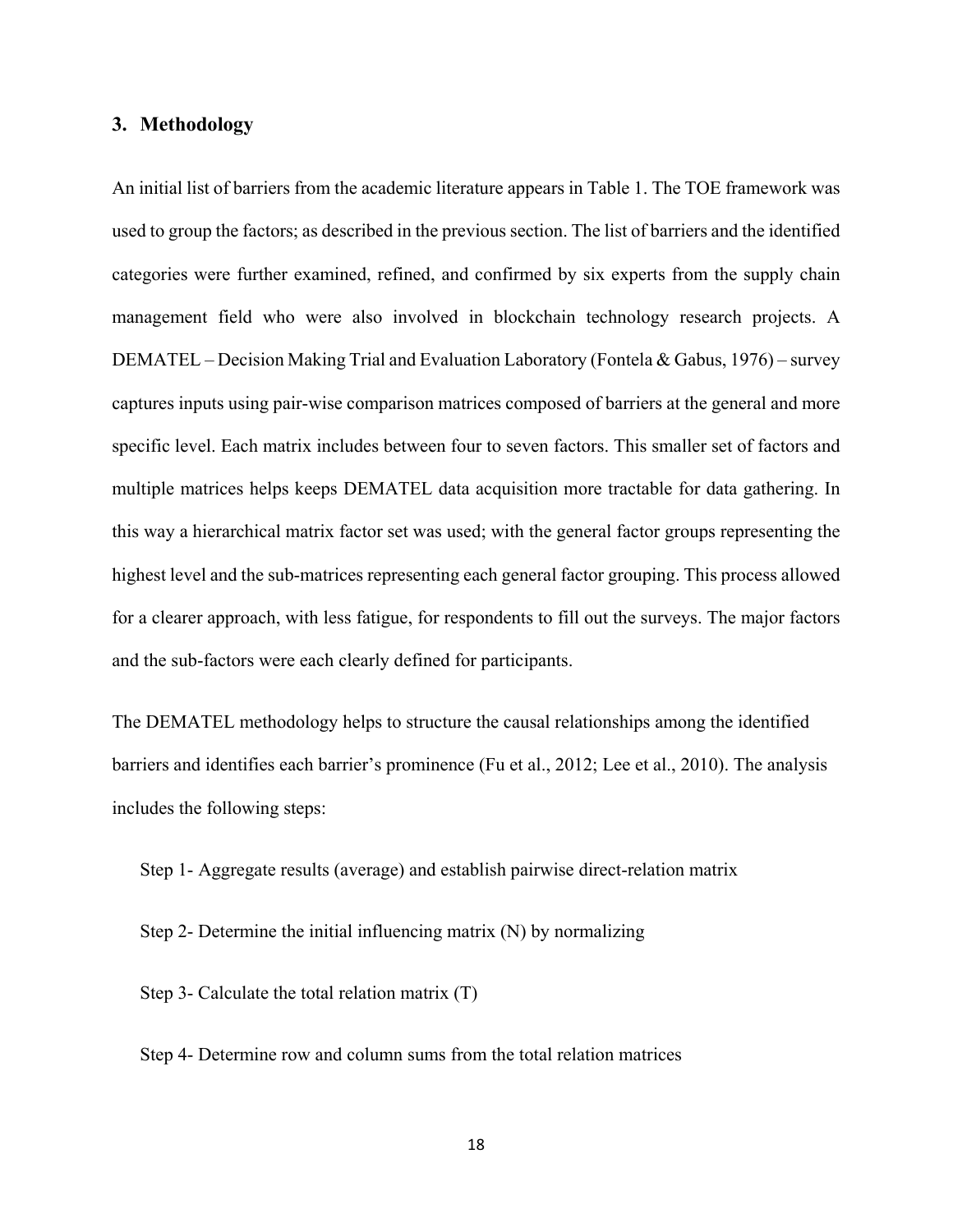## 3. Methodology

An initial list of barriers from the academic literature appears in Table 1. The TOE framework was used to group the factors; as described in the previous section. The list of barriers and the identified categories were further examined, refined, and confirmed by six experts from the supply chain management field who were also involved in blockchain technology research projects. A DEMATEL – Decision Making Trial and Evaluation Laboratory (Fontela & Gabus, 1976) – survey captures inputs using pair-wise comparison matrices composed of barriers at the general and more specific level. Each matrix includes between four to seven factors. This smaller set of factors and multiple matrices helps keeps DEMATEL data acquisition more tractable for data gathering. In this way a hierarchical matrix factor set was used; with the general factor groups representing the highest level and the sub-matrices representing each general factor grouping. This process allowed for a clearer approach, with less fatigue, for respondents to fill out the surveys. The major factors and the sub-factors were each clearly defined for participants.

The DEMATEL methodology helps to structure the causal relationships among the identified barriers and identifies each barrier's prominence (Fu et al., 2012; Lee et al., 2010). The analysis includes the following steps:

Step 1- Aggregate results (average) and establish pairwise direct-relation matrix

Step 2- Determine the initial influencing matrix (N) by normalizing

Step 3- Calculate the total relation matrix (T)

Step 4- Determine row and column sums from the total relation matrices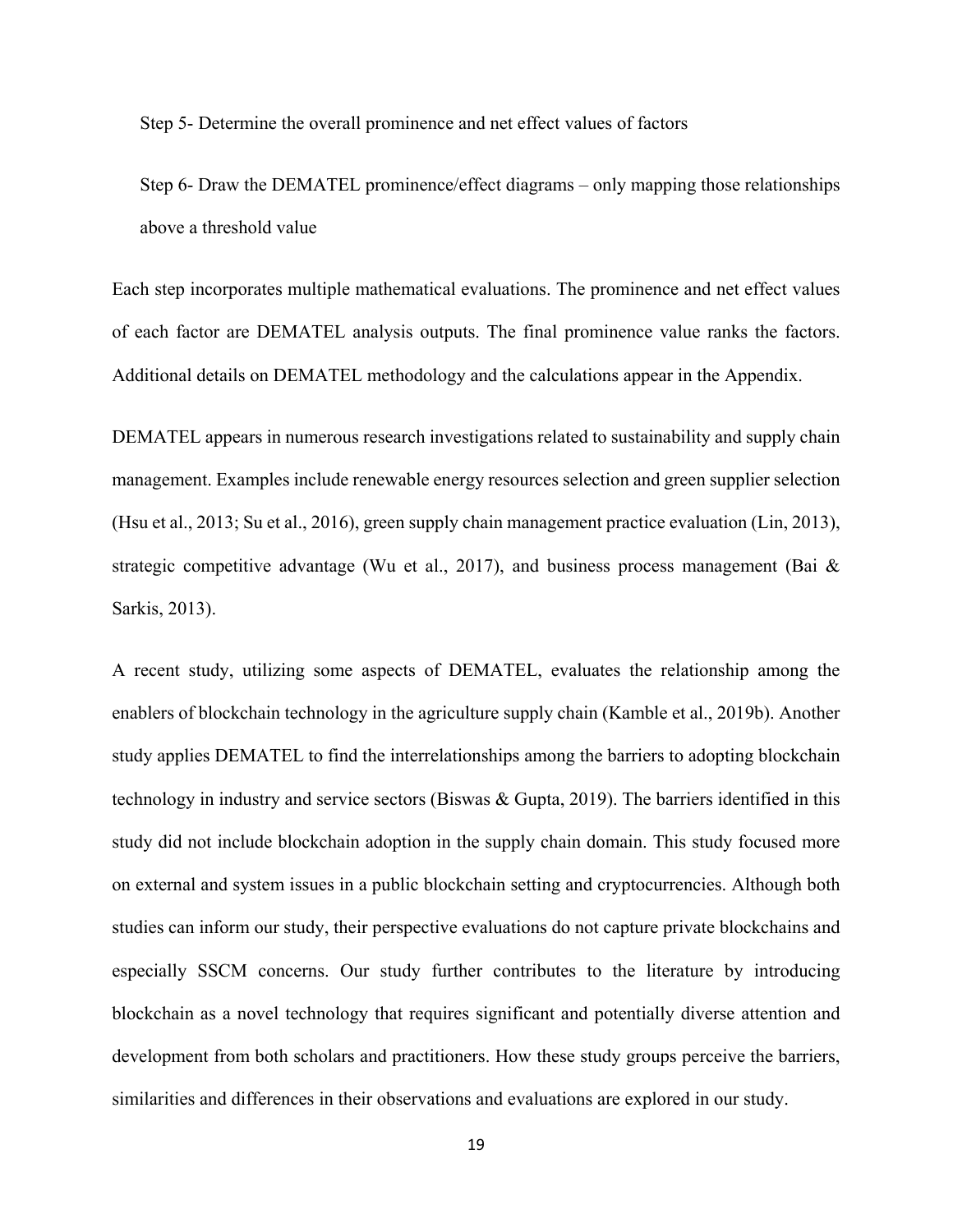Step 5- Determine the overall prominence and net effect values of factors

Step 6- Draw the DEMATEL prominence/effect diagrams – only mapping those relationships above a threshold value

Each step incorporates multiple mathematical evaluations. The prominence and net effect values of each factor are DEMATEL analysis outputs. The final prominence value ranks the factors. Additional details on DEMATEL methodology and the calculations appear in the Appendix.

DEMATEL appears in numerous research investigations related to sustainability and supply chain management. Examples include renewable energy resources selection and green supplier selection (Hsu et al., 2013; Su et al., 2016), green supply chain management practice evaluation (Lin, 2013), strategic competitive advantage (Wu et al., 2017), and business process management (Bai & Sarkis, 2013).

A recent study, utilizing some aspects of DEMATEL, evaluates the relationship among the enablers of blockchain technology in the agriculture supply chain (Kamble et al., 2019b). Another study applies DEMATEL to find the interrelationships among the barriers to adopting blockchain technology in industry and service sectors (Biswas & Gupta, 2019). The barriers identified in this study did not include blockchain adoption in the supply chain domain. This study focused more on external and system issues in a public blockchain setting and cryptocurrencies. Although both studies can inform our study, their perspective evaluations do not capture private blockchains and especially SSCM concerns. Our study further contributes to the literature by introducing blockchain as a novel technology that requires significant and potentially diverse attention and development from both scholars and practitioners. How these study groups perceive the barriers, similarities and differences in their observations and evaluations are explored in our study.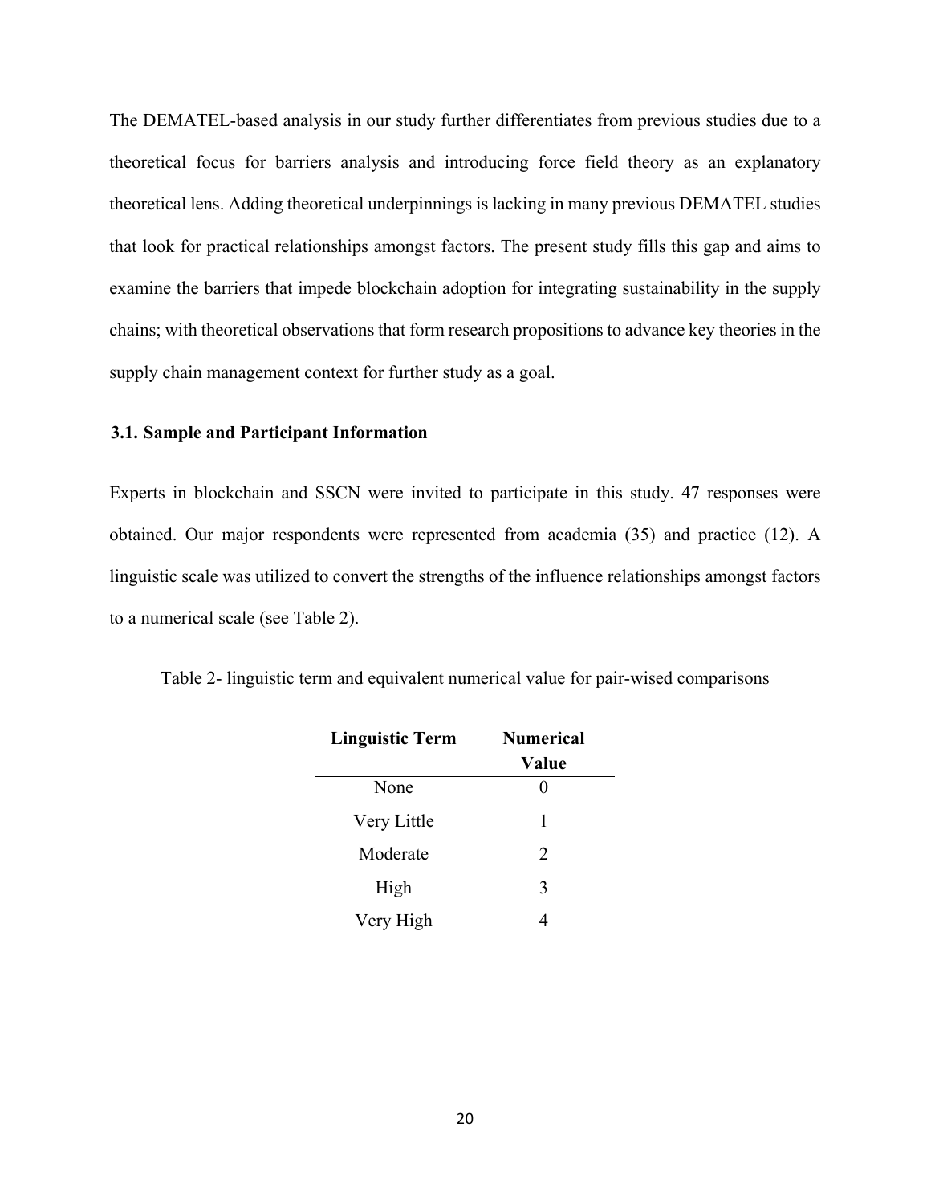The DEMATEL-based analysis in our study further differentiates from previous studies due to a theoretical focus for barriers analysis and introducing force field theory as an explanatory theoretical lens. Adding theoretical underpinnings is lacking in many previous DEMATEL studies that look for practical relationships amongst factors. The present study fills this gap and aims to examine the barriers that impede blockchain adoption for integrating sustainability in the supply chains; with theoretical observations that form research propositions to advance key theories in the supply chain management context for further study as a goal.

### 3.1. Sample and Participant Information

Experts in blockchain and SSCN were invited to participate in this study. 47 responses were obtained. Our major respondents were represented from academia (35) and practice (12). A linguistic scale was utilized to convert the strengths of the influence relationships amongst factors to a numerical scale (see Table 2).

Table 2- linguistic term and equivalent numerical value for pair-wised comparisons

| Linguistic Term | Numerical Value |
|---|---|
| None | 0 |
| Very Little | 1 |
| Moderate | 2 |
| High | 3 |
| Very High | 4 |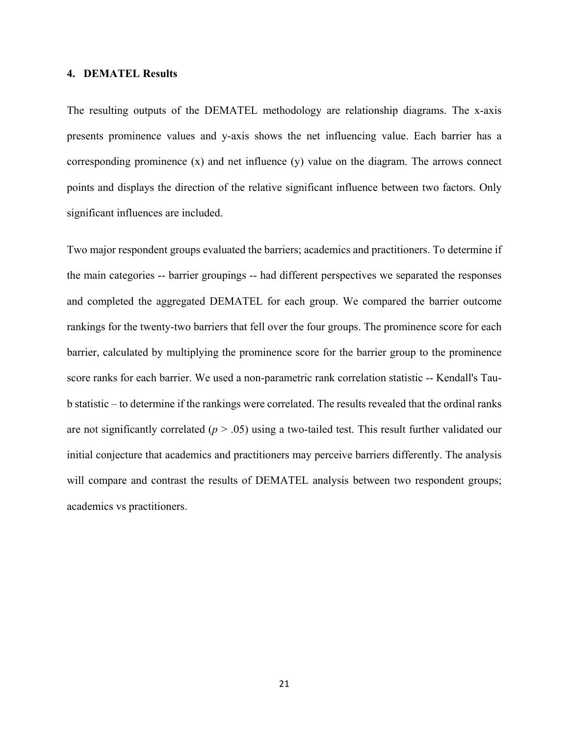## 4. DEMATEL Results

The resulting outputs of the DEMATEL methodology are relationship diagrams. The x-axis presents prominence values and y-axis shows the net influencing value. Each barrier has a corresponding prominence (x) and net influence (y) value on the diagram. The arrows connect points and displays the direction of the relative significant influence between two factors. Only significant influences are included.

Two major respondent groups evaluated the barriers; academics and practitioners. To determine if the main categories -- barrier groupings -- had different perspectives we separated the responses and completed the aggregated DEMATEL for each group. We compared the barrier outcome rankings for the twenty-two barriers that fell over the four groups. The prominence score for each barrier, calculated by multiplying the prominence score for the barrier group to the prominence score ranks for each barrier. We used a non-parametric rank correlation statistic -- Kendall's Tau-b statistic – to determine if the rankings were correlated. The results revealed that the ordinal ranks are not significantly correlated ($p > .05$) using a two-tailed test. This result further validated our initial conjecture that academics and practitioners may perceive barriers differently. The analysis will compare and contrast the results of DEMATEL analysis between two respondent groups; academics vs practitioners.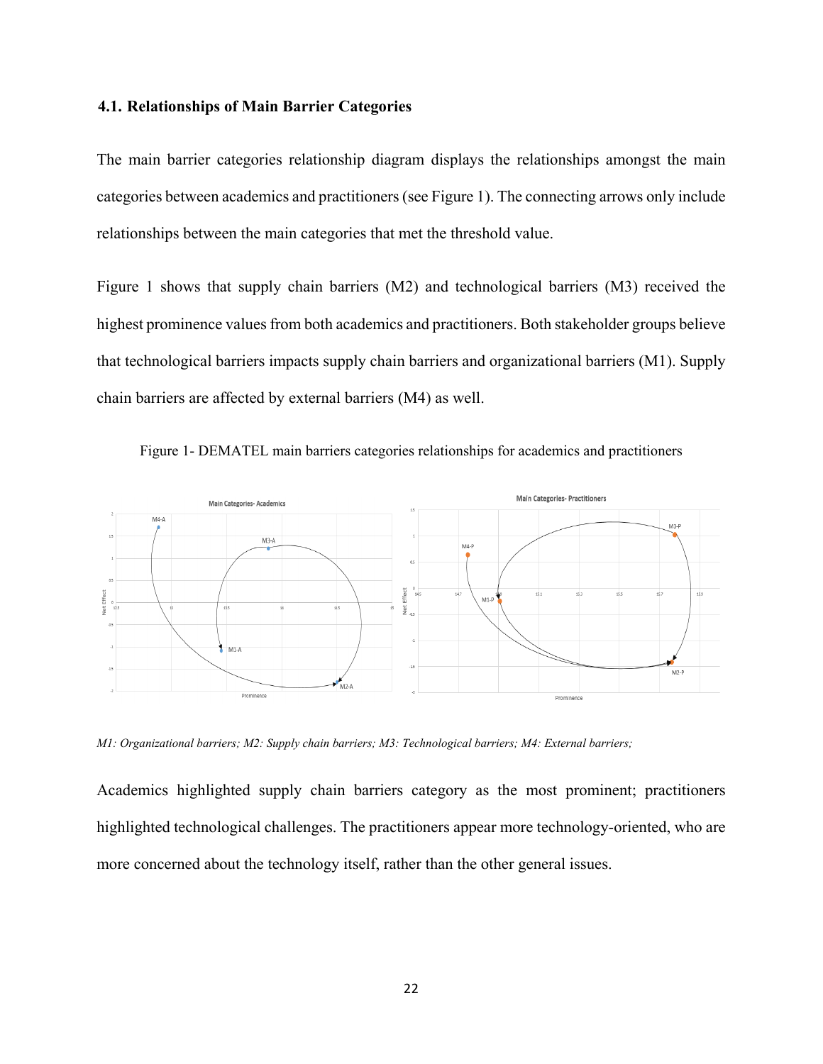### 4.1. Relationships of Main Barrier Categories

The main barrier categories relationship diagram displays the relationships amongst the main categories between academics and practitioners (see Figure 1). The connecting arrows only include relationships between the main categories that met the threshold value.

Figure 1 shows that supply chain barriers (M2) and technological barriers (M3) received the highest prominence values from both academics and practitioners. Both stakeholder groups believe that technological barriers impacts supply chain barriers and organizational barriers (M1). Supply chain barriers are affected by external barriers (M4) as well.

Figure 1- DEMATEL main barriers categories relationships for academics and practitioners

*M1: Organizational barriers; M2: Supply chain barriers; M3: Technological barriers; M4: External barriers;*

Academics highlighted supply chain barriers category as the most prominent; practitioners highlighted technological challenges. The practitioners appear more technology-oriented, who are more concerned about the technology itself, rather than the other general issues.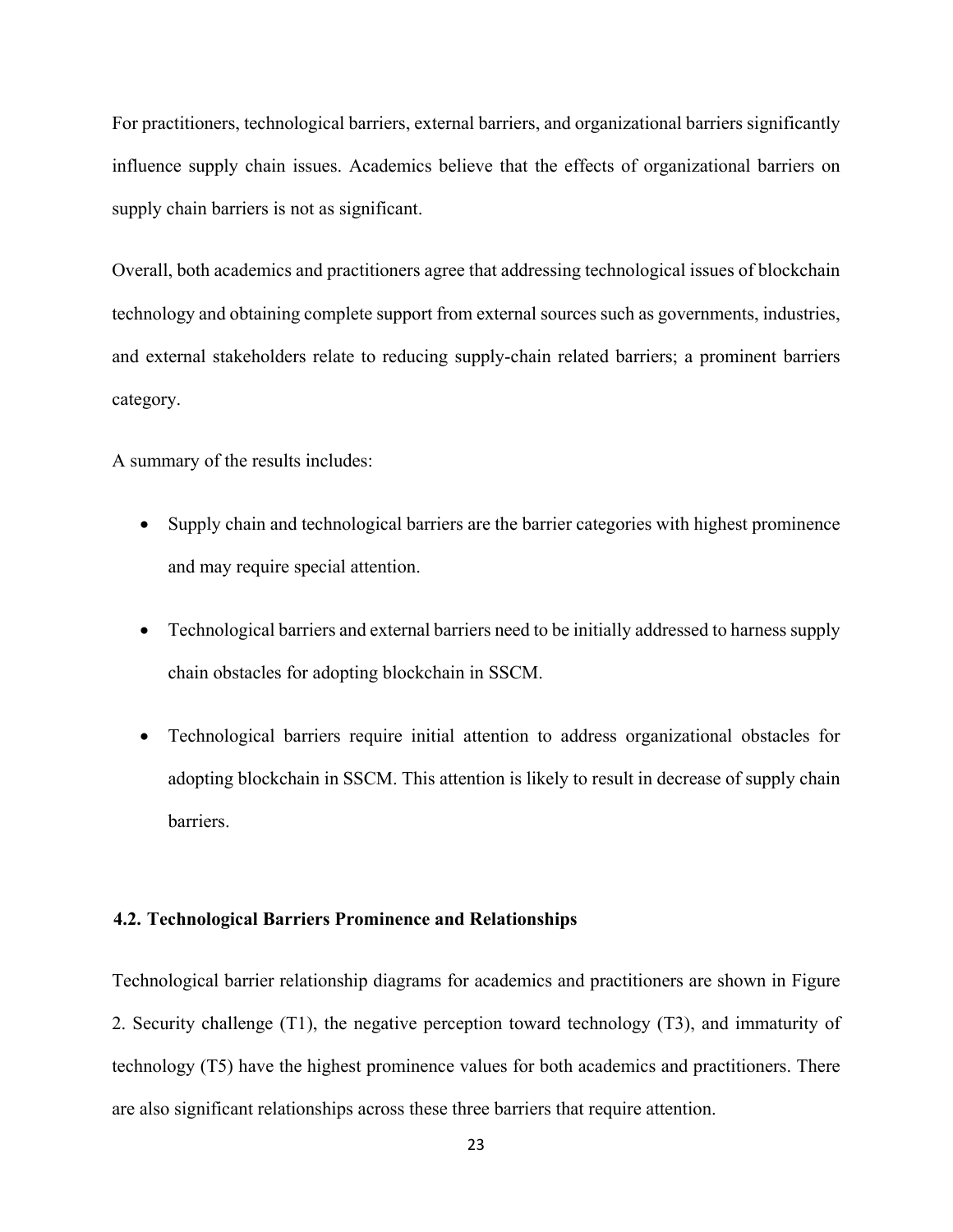For practitioners, technological barriers, external barriers, and organizational barriers significantly influence supply chain issues. Academics believe that the effects of organizational barriers on supply chain barriers is not as significant.

Overall, both academics and practitioners agree that addressing technological issues of blockchain technology and obtaining complete support from external sources such as governments, industries, and external stakeholders relate to reducing supply-chain related barriers; a prominent barriers category.

A summary of the results includes:

- Supply chain and technological barriers are the barrier categories with highest prominence and may require special attention.
- Technological barriers and external barriers need to be initially addressed to harness supply chain obstacles for adopting blockchain in SSCM.
- Technological barriers require initial attention to address organizational obstacles for adopting blockchain in SSCM. This attention is likely to result in decrease of supply chain barriers.

### 4.2. Technological Barriers Prominence and Relationships

Technological barrier relationship diagrams for academics and practitioners are shown in Figure 2. Security challenge (T1), the negative perception toward technology (T3), and immaturity of technology (T5) have the highest prominence values for both academics and practitioners. There are also significant relationships across these three barriers that require attention.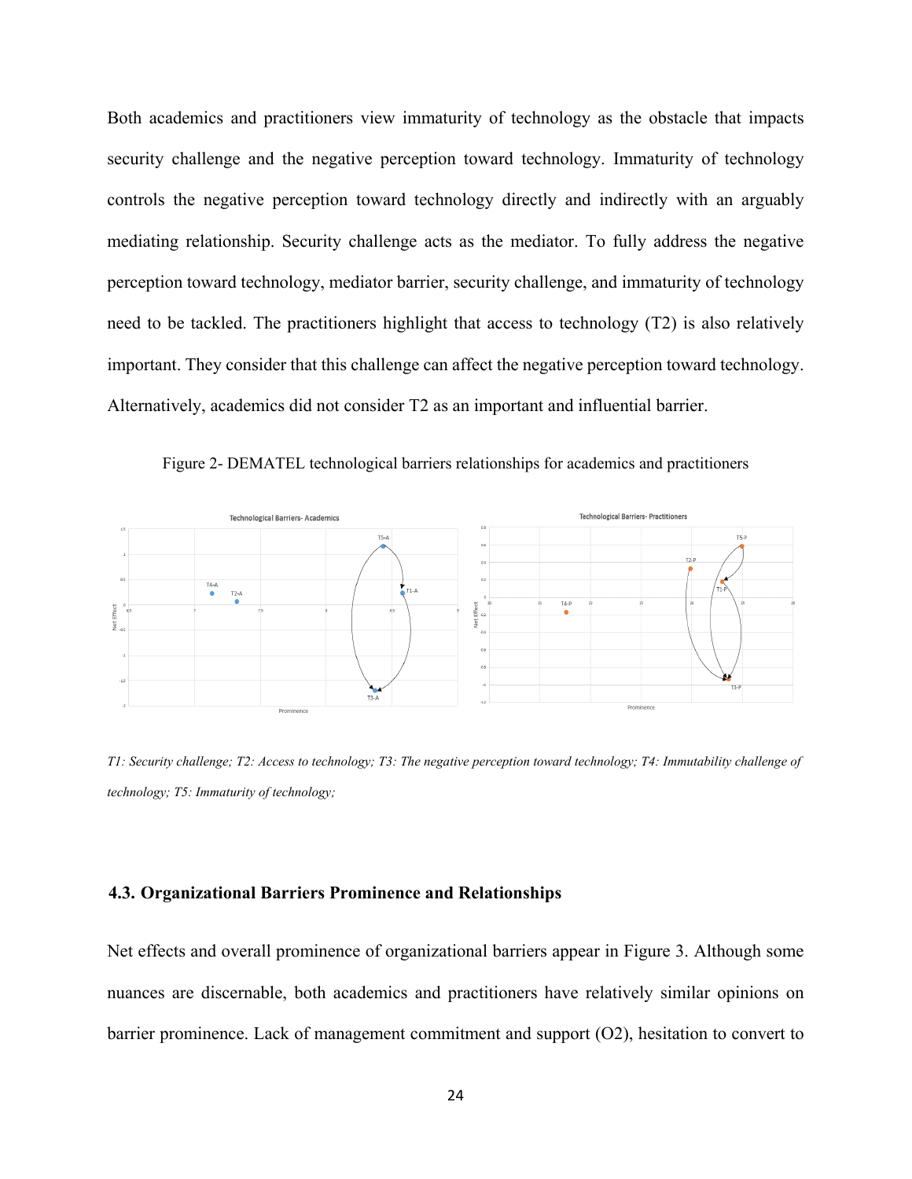Both academics and practitioners view immaturity of technology as the obstacle that impacts security challenge and the negative perception toward technology. Immaturity of technology controls the negative perception toward technology directly and indirectly with an arguably mediating relationship. Security challenge acts as the mediator. To fully address the negative perception toward technology, mediator barrier, security challenge, and immaturity of technology need to be tackled. The practitioners highlight that access to technology (T2) is also relatively important. They consider that this challenge can affect the negative perception toward technology. Alternatively, academics did not consider T2 as an important and influential barrier.

Figure 2- DEMATEL technological barriers relationships for academics and practitioners

*T1: Security challenge; T2: Access to technology; T3: The negative perception toward technology; T4: Immutability challenge of technology; T5: Immaturity of technology;*

### 4.3. Organizational Barriers Prominence and Relationships

Net effects and overall prominence of organizational barriers appear in Figure 3. Although some nuances are discernable, both academics and practitioners have relatively similar opinions on barrier prominence. Lack of management commitment and support (O2), hesitation to convert to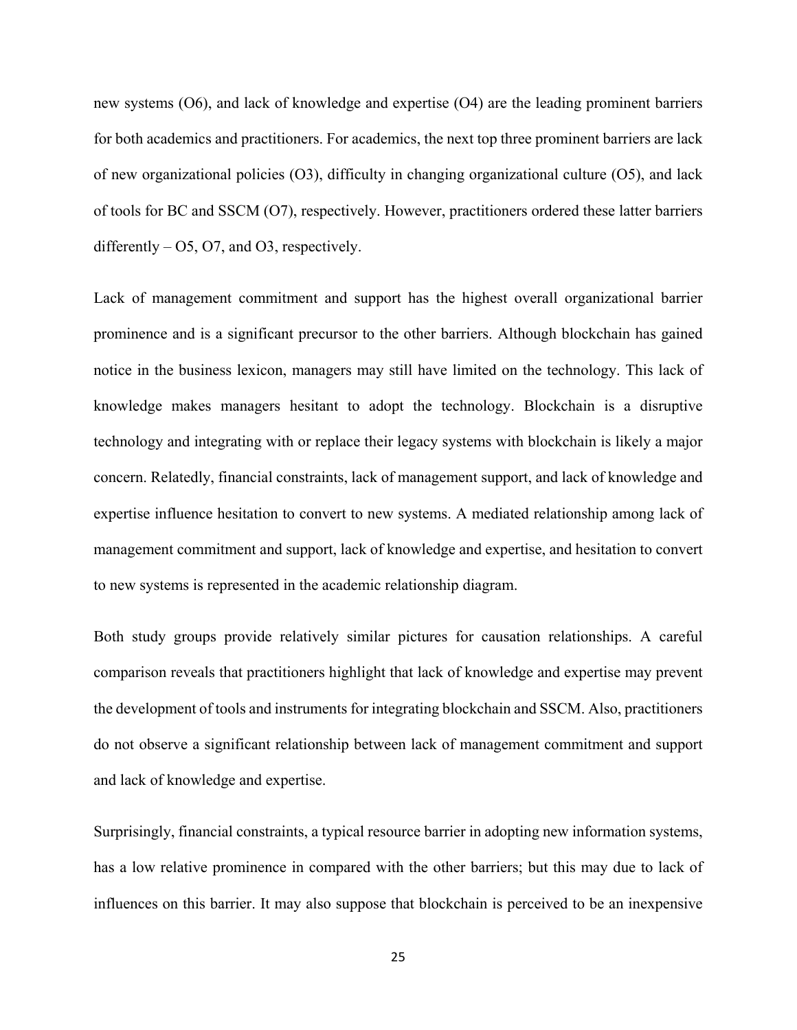new systems (O6), and lack of knowledge and expertise (O4) are the leading prominent barriers for both academics and practitioners. For academics, the next top three prominent barriers are lack of new organizational policies (O3), difficulty in changing organizational culture (O5), and lack of tools for BC and SSCM (O7), respectively. However, practitioners ordered these latter barriers differently – O5, O7, and O3, respectively.

Lack of management commitment and support has the highest overall organizational barrier prominence and is a significant precursor to the other barriers. Although blockchain has gained notice in the business lexicon, managers may still have limited on the technology. This lack of knowledge makes managers hesitant to adopt the technology. Blockchain is a disruptive technology and integrating with or replace their legacy systems with blockchain is likely a major concern. Relatedly, financial constraints, lack of management support, and lack of knowledge and expertise influence hesitation to convert to new systems. A mediated relationship among lack of management commitment and support, lack of knowledge and expertise, and hesitation to convert to new systems is represented in the academic relationship diagram.

Both study groups provide relatively similar pictures for causation relationships. A careful comparison reveals that practitioners highlight that lack of knowledge and expertise may prevent the development of tools and instruments for integrating blockchain and SSCM. Also, practitioners do not observe a significant relationship between lack of management commitment and support and lack of knowledge and expertise.

Surprisingly, financial constraints, a typical resource barrier in adopting new information systems, has a low relative prominence in compared with the other barriers; but this may due to lack of influences on this barrier. It may also suppose that blockchain is perceived to be an inexpensive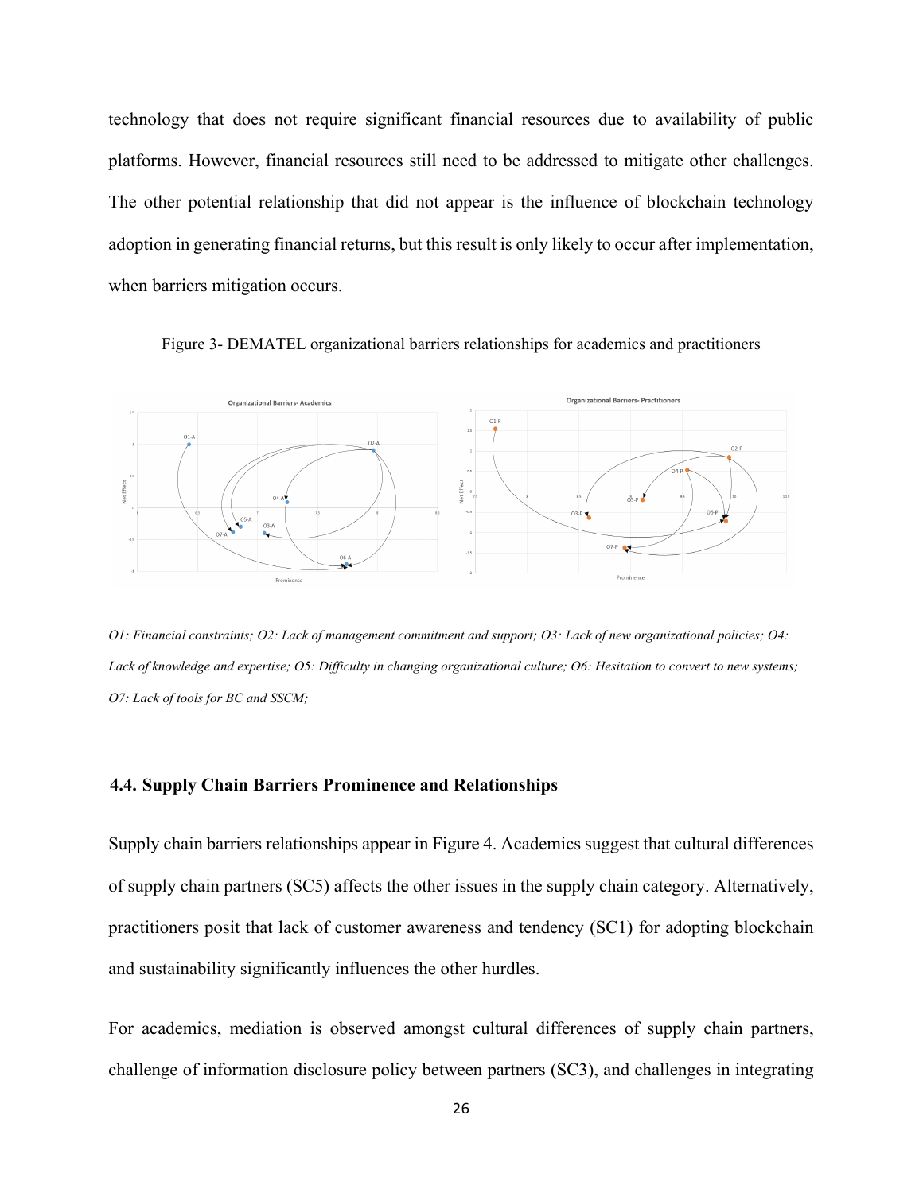technology that does not require significant financial resources due to availability of public platforms. However, financial resources still need to be addressed to mitigate other challenges. The other potential relationship that did not appear is the influence of blockchain technology adoption in generating financial returns, but this result is only likely to occur after implementation, when barriers mitigation occurs.

Figure 3- DEMATEL organizational barriers relationships for academics and practitioners

*O1: Financial constraints; O2: Lack of management commitment and support; O3: Lack of new organizational policies; O4: Lack of knowledge and expertise; O5: Difficulty in changing organizational culture; O6: Hesitation to convert to new systems; O7: Lack of tools for BC and SSCM;*

### 4.4. Supply Chain Barriers Prominence and Relationships

Supply chain barriers relationships appear in Figure 4. Academics suggest that cultural differences of supply chain partners (SC5) affects the other issues in the supply chain category. Alternatively, practitioners posit that lack of customer awareness and tendency (SC1) for adopting blockchain and sustainability significantly influences the other hurdles.

For academics, mediation is observed amongst cultural differences of supply chain partners, challenge of information disclosure policy between partners (SC3), and challenges in integrating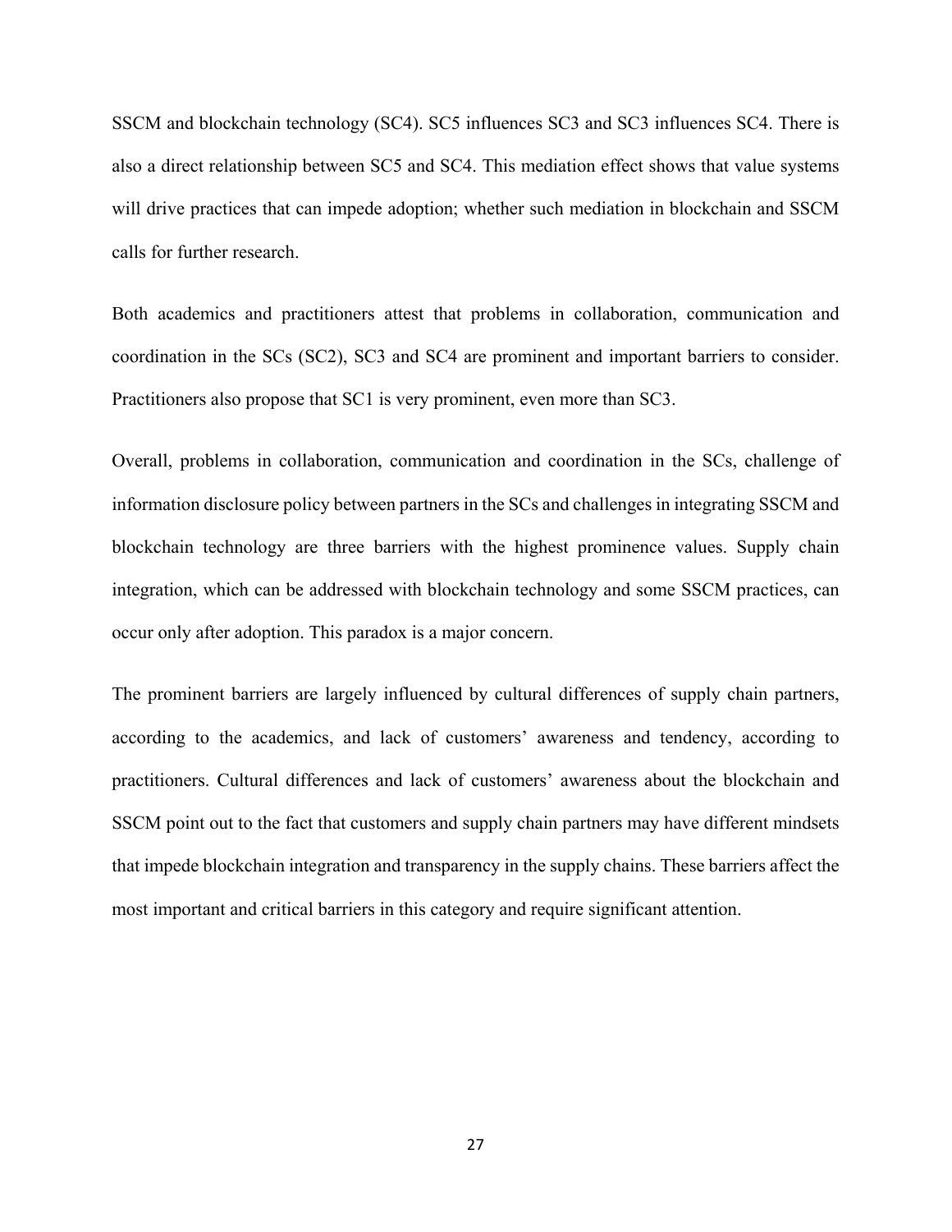SSCM and blockchain technology (SC4). SC5 influences SC3 and SC3 influences SC4. There is also a direct relationship between SC5 and SC4. This mediation effect shows that value systems will drive practices that can impede adoption; whether such mediation in blockchain and SSCM calls for further research.

Both academics and practitioners attest that problems in collaboration, communication and coordination in the SCs (SC2), SC3 and SC4 are prominent and important barriers to consider. Practitioners also propose that SC1 is very prominent, even more than SC3.

Overall, problems in collaboration, communication and coordination in the SCs, challenge of information disclosure policy between partners in the SCs and challenges in integrating SSCM and blockchain technology are three barriers with the highest prominence values. Supply chain integration, which can be addressed with blockchain technology and some SSCM practices, can occur only after adoption. This paradox is a major concern.

The prominent barriers are largely influenced by cultural differences of supply chain partners, according to the academics, and lack of customers' awareness and tendency, according to practitioners. Cultural differences and lack of customers' awareness about the blockchain and SSCM point out to the fact that customers and supply chain partners may have different mindsets that impede blockchain integration and transparency in the supply chains. These barriers affect the most important and critical barriers in this category and require significant attention.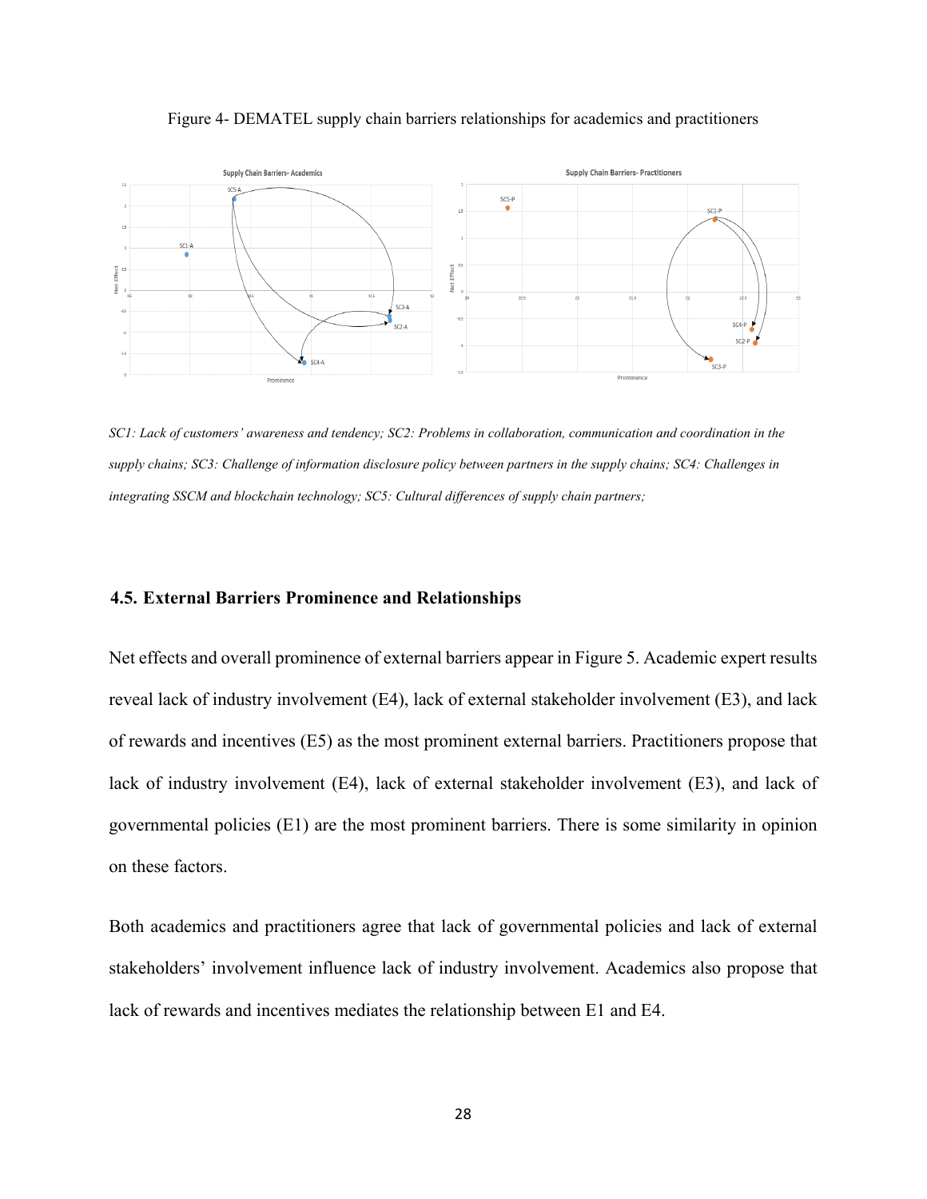Figure 4- DEMATEL supply chain barriers relationships for academics and practitioners

*SC1: Lack of customers' awareness and tendency; SC2: Problems in collaboration, communication and coordination in the supply chains; SC3: Challenge of information disclosure policy between partners in the supply chains; SC4: Challenges in integrating SSCM and blockchain technology; SC5: Cultural differences of supply chain partners;*

### 4.5. External Barriers Prominence and Relationships

Net effects and overall prominence of external barriers appear in Figure 5. Academic expert results reveal lack of industry involvement (E4), lack of external stakeholder involvement (E3), and lack of rewards and incentives (E5) as the most prominent external barriers. Practitioners propose that lack of industry involvement (E4), lack of external stakeholder involvement (E3), and lack of governmental policies (E1) are the most prominent barriers. There is some similarity in opinion on these factors.

Both academics and practitioners agree that lack of governmental policies and lack of external stakeholders' involvement influence lack of industry involvement. Academics also propose that lack of rewards and incentives mediates the relationship between E1 and E4.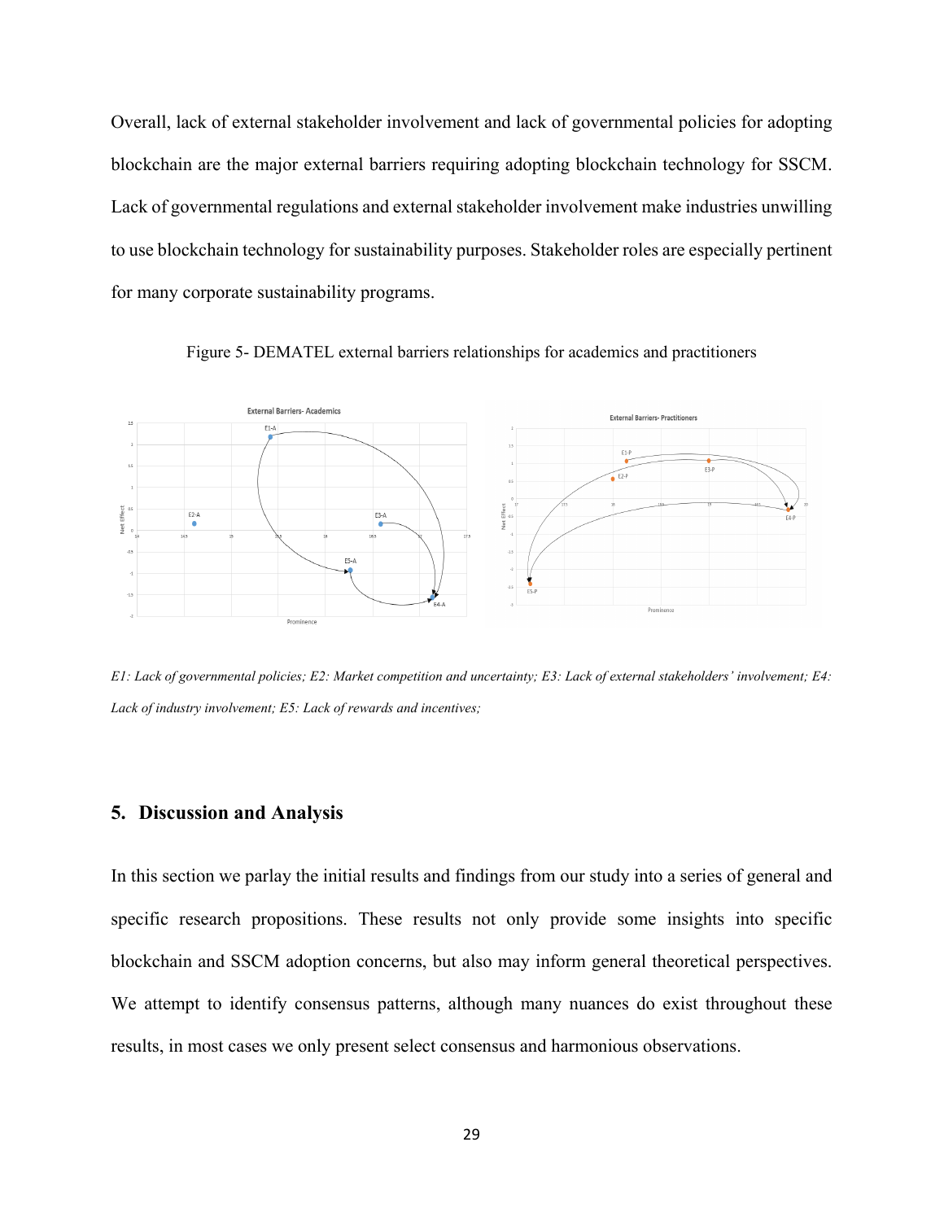Overall, lack of external stakeholder involvement and lack of governmental policies for adopting blockchain are the major external barriers requiring adopting blockchain technology for SSCM. Lack of governmental regulations and external stakeholder involvement make industries unwilling to use blockchain technology for sustainability purposes. Stakeholder roles are especially pertinent for many corporate sustainability programs.

Figure 5- DEMATEL external barriers relationships for academics and practitioners

*E1: Lack of governmental policies; E2: Market competition and uncertainty; E3: Lack of external stakeholders' involvement; E4: Lack of industry involvement; E5: Lack of rewards and incentives;*

## 5. Discussion and Analysis

In this section we parlay the initial results and findings from our study into a series of general and specific research propositions. These results not only provide some insights into specific blockchain and SSCM adoption concerns, but also may inform general theoretical perspectives. We attempt to identify consensus patterns, although many nuances do exist throughout these results, in most cases we only present select consensus and harmonious observations.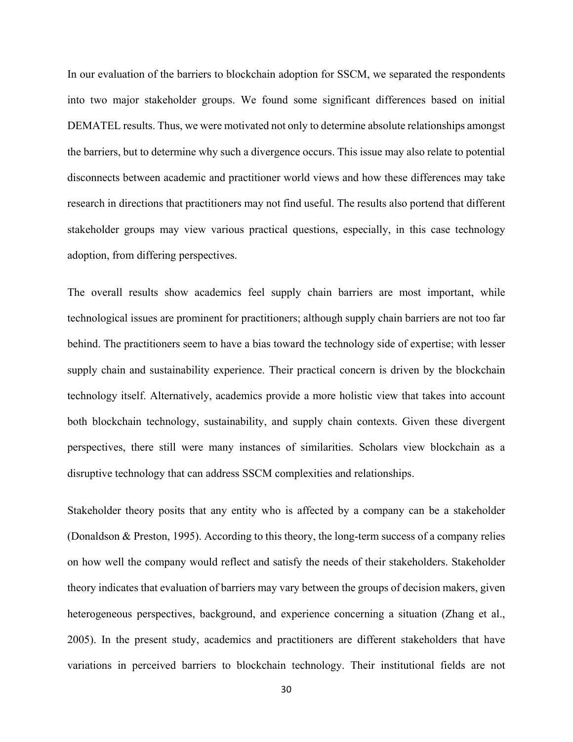In our evaluation of the barriers to blockchain adoption for SSCM, we separated the respondents into two major stakeholder groups. We found some significant differences based on initial DEMATEL results. Thus, we were motivated not only to determine absolute relationships amongst the barriers, but to determine why such a divergence occurs. This issue may also relate to potential disconnects between academic and practitioner world views and how these differences may take research in directions that practitioners may not find useful. The results also portend that different stakeholder groups may view various practical questions, especially, in this case technology adoption, from differing perspectives.

The overall results show academics feel supply chain barriers are most important, while technological issues are prominent for practitioners; although supply chain barriers are not too far behind. The practitioners seem to have a bias toward the technology side of expertise; with lesser supply chain and sustainability experience. Their practical concern is driven by the blockchain technology itself. Alternatively, academics provide a more holistic view that takes into account both blockchain technology, sustainability, and supply chain contexts. Given these divergent perspectives, there still were many instances of similarities. Scholars view blockchain as a disruptive technology that can address SSCM complexities and relationships.

Stakeholder theory posits that any entity who is affected by a company can be a stakeholder (Donaldson & Preston, 1995). According to this theory, the long-term success of a company relies on how well the company would reflect and satisfy the needs of their stakeholders. Stakeholder theory indicates that evaluation of barriers may vary between the groups of decision makers, given heterogeneous perspectives, background, and experience concerning a situation (Zhang et al., 2005). In the present study, academics and practitioners are different stakeholders that have variations in perceived barriers to blockchain technology. Their institutional fields are not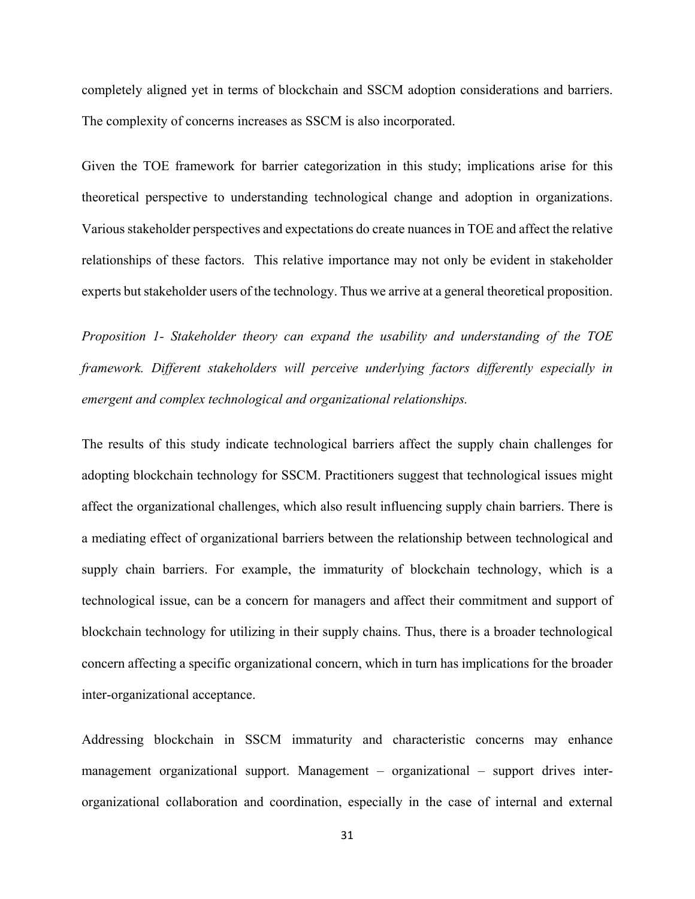completely aligned yet in terms of blockchain and SSCM adoption considerations and barriers. The complexity of concerns increases as SSCM is also incorporated.

Given the TOE framework for barrier categorization in this study; implications arise for this theoretical perspective to understanding technological change and adoption in organizations. Various stakeholder perspectives and expectations do create nuances in TOE and affect the relative relationships of these factors. This relative importance may not only be evident in stakeholder experts but stakeholder users of the technology. Thus we arrive at a general theoretical proposition.

*Proposition 1- Stakeholder theory can expand the usability and understanding of the TOE framework. Different stakeholders will perceive underlying factors differently especially in emergent and complex technological and organizational relationships.*

The results of this study indicate technological barriers affect the supply chain challenges for adopting blockchain technology for SSCM. Practitioners suggest that technological issues might affect the organizational challenges, which also result influencing supply chain barriers. There is a mediating effect of organizational barriers between the relationship between technological and supply chain barriers. For example, the immaturity of blockchain technology, which is a technological issue, can be a concern for managers and affect their commitment and support of blockchain technology for utilizing in their supply chains. Thus, there is a broader technological concern affecting a specific organizational concern, which in turn has implications for the broader inter-organizational acceptance.

Addressing blockchain in SSCM immaturity and characteristic concerns may enhance management organizational support. Management – organizational – support drives inter-organizational collaboration and coordination, especially in the case of internal and external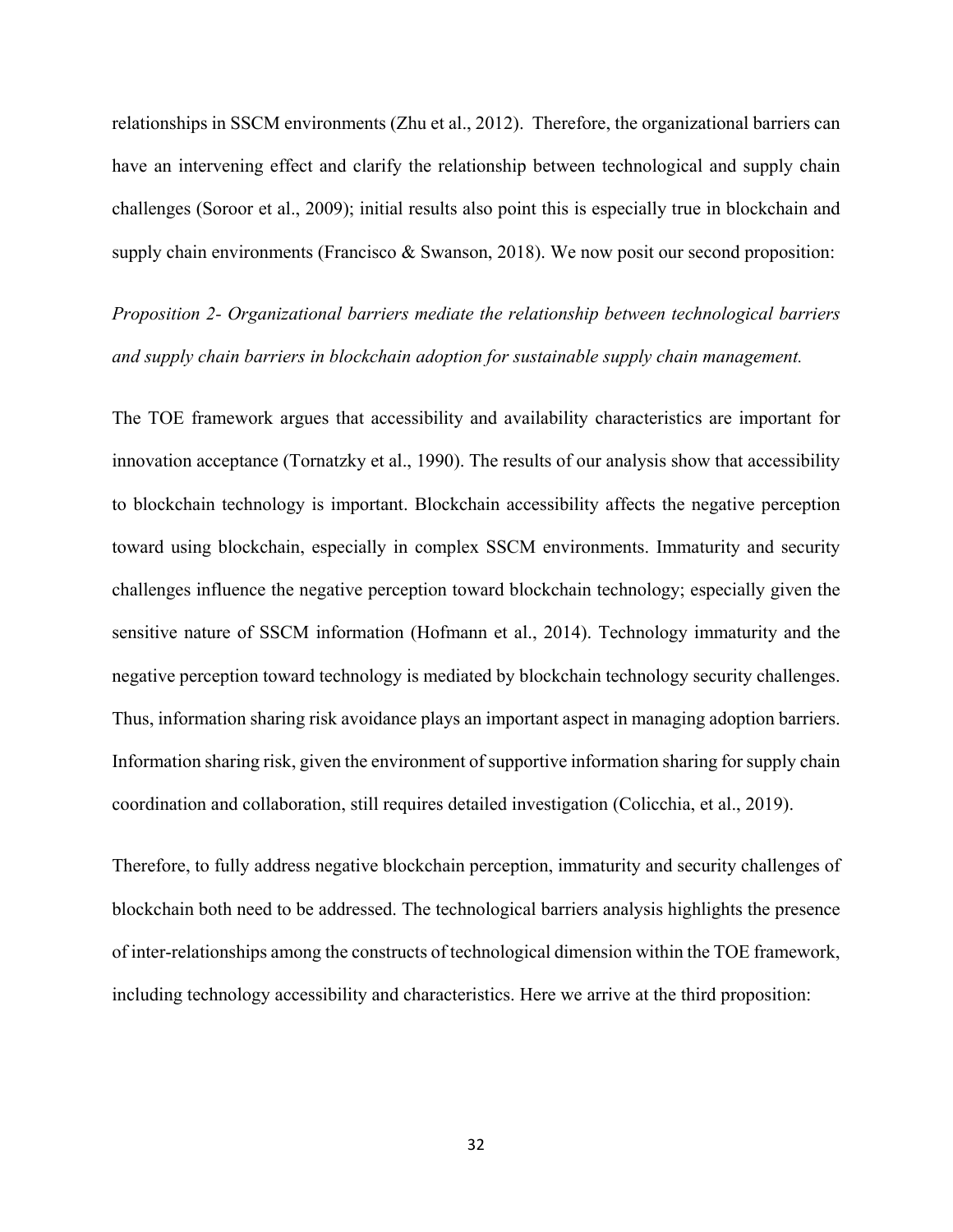relationships in SSCM environments (Zhu et al., 2012). Therefore, the organizational barriers can have an intervening effect and clarify the relationship between technological and supply chain challenges (Soroor et al., 2009); initial results also point this is especially true in blockchain and supply chain environments (Francisco & Swanson, 2018). We now posit our second proposition:

*Proposition 2- Organizational barriers mediate the relationship between technological barriers and supply chain barriers in blockchain adoption for sustainable supply chain management.*

The TOE framework argues that accessibility and availability characteristics are important for innovation acceptance (Tornatzky et al., 1990). The results of our analysis show that accessibility to blockchain technology is important. Blockchain accessibility affects the negative perception toward using blockchain, especially in complex SSCM environments. Immaturity and security challenges influence the negative perception toward blockchain technology; especially given the sensitive nature of SSCM information (Hofmann et al., 2014). Technology immaturity and the negative perception toward technology is mediated by blockchain technology security challenges. Thus, information sharing risk avoidance plays an important aspect in managing adoption barriers. Information sharing risk, given the environment of supportive information sharing for supply chain coordination and collaboration, still requires detailed investigation (Colicchia, et al., 2019).

Therefore, to fully address negative blockchain perception, immaturity and security challenges of blockchain both need to be addressed. The technological barriers analysis highlights the presence of inter-relationships among the constructs of technological dimension within the TOE framework, including technology accessibility and characteristics. Here we arrive at the third proposition: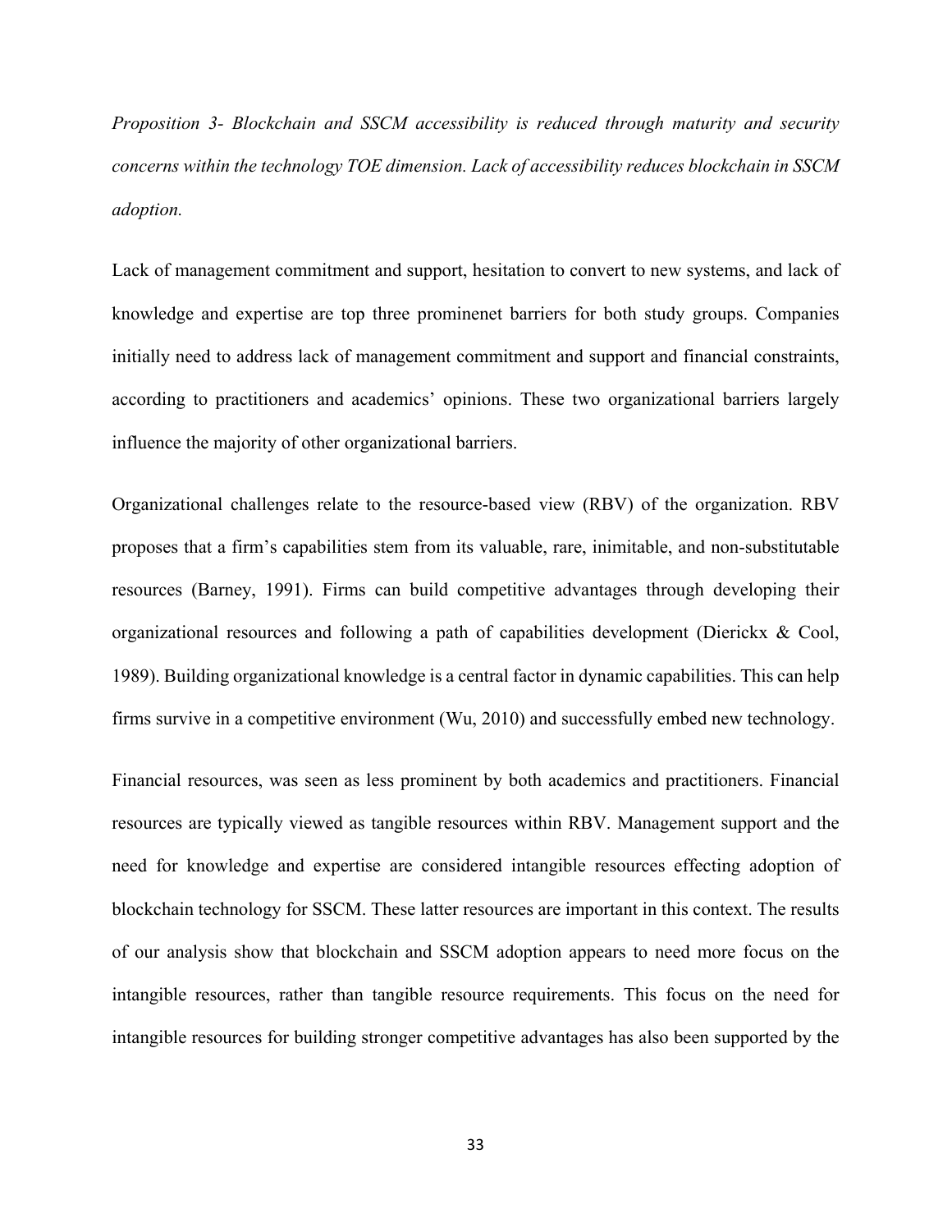*Proposition 3- Blockchain and SSCM accessibility is reduced through maturity and security concerns within the technology TOE dimension. Lack of accessibility reduces blockchain in SSCM adoption.*

Lack of management commitment and support, hesitation to convert to new systems, and lack of knowledge and expertise are top three prominenet barriers for both study groups. Companies initially need to address lack of management commitment and support and financial constraints, according to practitioners and academics' opinions. These two organizational barriers largely influence the majority of other organizational barriers.

Organizational challenges relate to the resource-based view (RBV) of the organization. RBV proposes that a firm's capabilities stem from its valuable, rare, inimitable, and non-substitutable resources (Barney, 1991). Firms can build competitive advantages through developing their organizational resources and following a path of capabilities development (Dierickx & Cool, 1989). Building organizational knowledge is a central factor in dynamic capabilities. This can help firms survive in a competitive environment (Wu, 2010) and successfully embed new technology.

Financial resources, was seen as less prominent by both academics and practitioners. Financial resources are typically viewed as tangible resources within RBV. Management support and the need for knowledge and expertise are considered intangible resources effecting adoption of blockchain technology for SSCM. These latter resources are important in this context. The results of our analysis show that blockchain and SSCM adoption appears to need more focus on the intangible resources, rather than tangible resource requirements. This focus on the need for intangible resources for building stronger competitive advantages has also been supported by the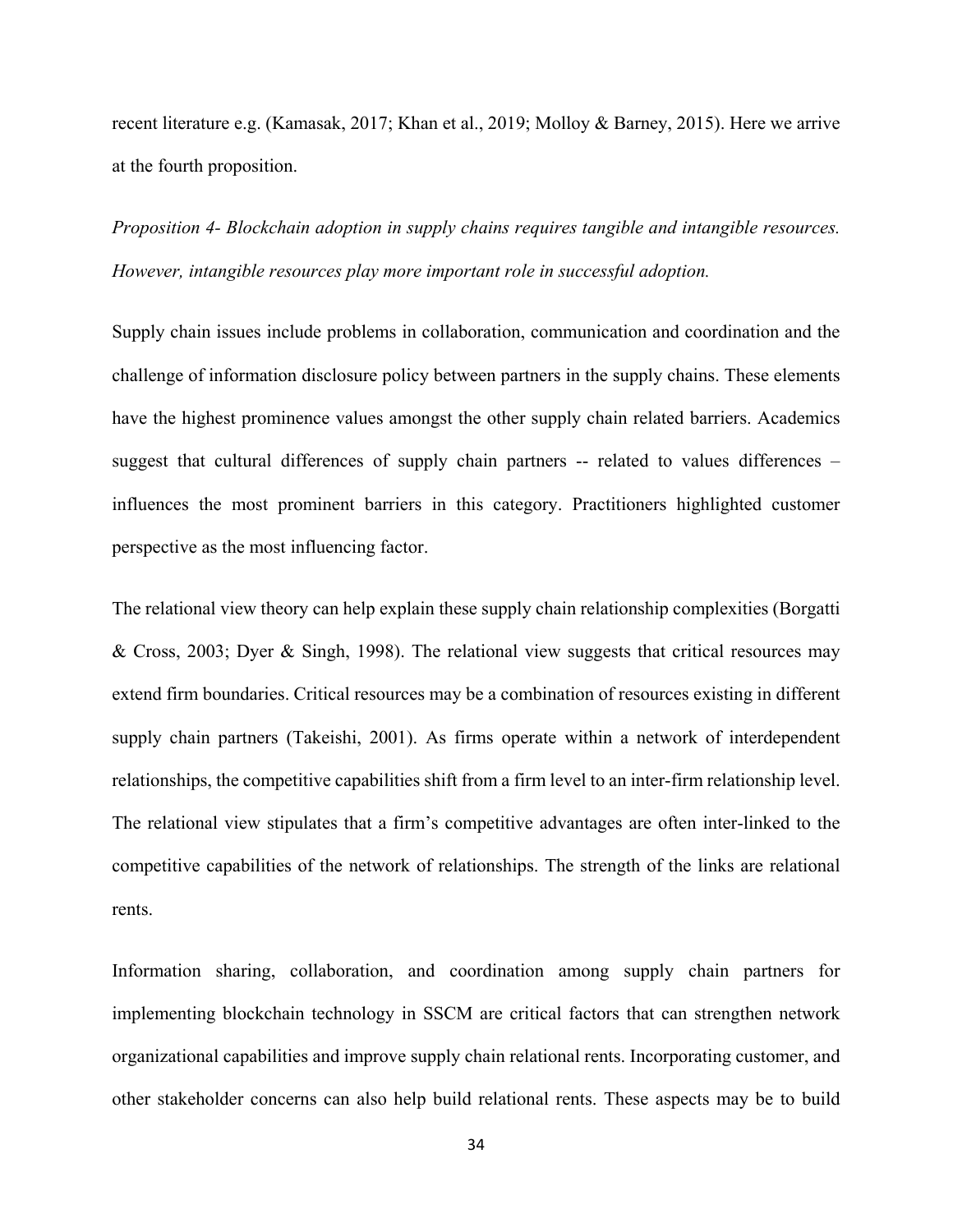recent literature e.g. (Kamasak, 2017; Khan et al., 2019; Molloy & Barney, 2015). Here we arrive at the fourth proposition.

*Proposition 4- Blockchain adoption in supply chains requires tangible and intangible resources. However, intangible resources play more important role in successful adoption.*

Supply chain issues include problems in collaboration, communication and coordination and the challenge of information disclosure policy between partners in the supply chains. These elements have the highest prominence values amongst the other supply chain related barriers. Academics suggest that cultural differences of supply chain partners -- related to values differences – influences the most prominent barriers in this category. Practitioners highlighted customer perspective as the most influencing factor.

The relational view theory can help explain these supply chain relationship complexities (Borgatti & Cross, 2003; Dyer & Singh, 1998). The relational view suggests that critical resources may extend firm boundaries. Critical resources may be a combination of resources existing in different supply chain partners (Takeishi, 2001). As firms operate within a network of interdependent relationships, the competitive capabilities shift from a firm level to an inter-firm relationship level. The relational view stipulates that a firm's competitive advantages are often inter-linked to the competitive capabilities of the network of relationships. The strength of the links are relational rents.

Information sharing, collaboration, and coordination among supply chain partners for implementing blockchain technology in SSCM are critical factors that can strengthen network organizational capabilities and improve supply chain relational rents. Incorporating customer, and other stakeholder concerns can also help build relational rents. These aspects may be to build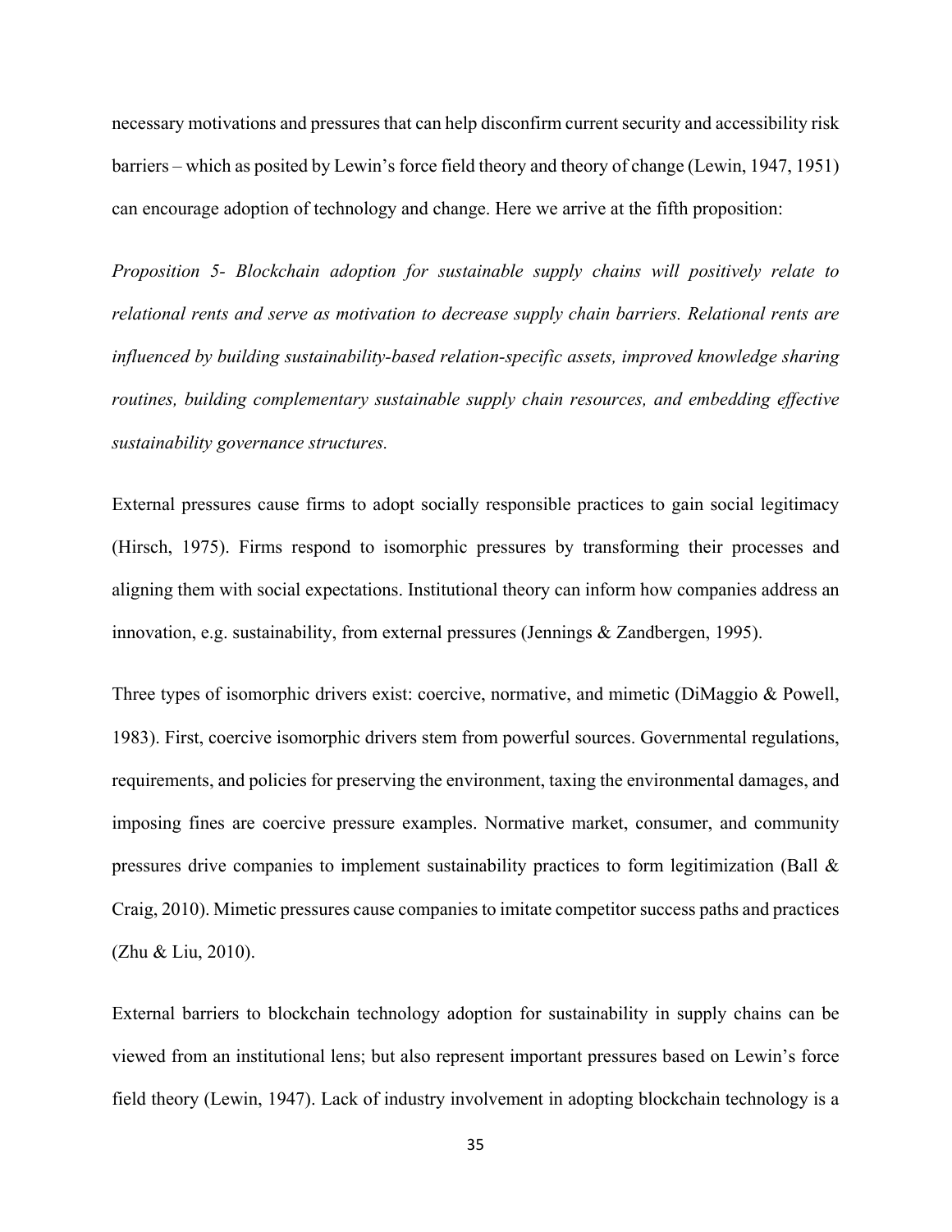necessary motivations and pressures that can help disconfirm current security and accessibility risk barriers – which as posited by Lewin's force field theory and theory of change (Lewin, 1947, 1951) can encourage adoption of technology and change. Here we arrive at the fifth proposition:

*Proposition 5- Blockchain adoption for sustainable supply chains will positively relate to relational rents and serve as motivation to decrease supply chain barriers. Relational rents are influenced by building sustainability-based relation-specific assets, improved knowledge sharing routines, building complementary sustainable supply chain resources, and embedding effective sustainability governance structures.*

External pressures cause firms to adopt socially responsible practices to gain social legitimacy (Hirsch, 1975). Firms respond to isomorphic pressures by transforming their processes and aligning them with social expectations. Institutional theory can inform how companies address an innovation, e.g. sustainability, from external pressures (Jennings & Zandbergen, 1995).

Three types of isomorphic drivers exist: coercive, normative, and mimetic (DiMaggio & Powell, 1983). First, coercive isomorphic drivers stem from powerful sources. Governmental regulations, requirements, and policies for preserving the environment, taxing the environmental damages, and imposing fines are coercive pressure examples. Normative market, consumer, and community pressures drive companies to implement sustainability practices to form legitimization (Ball & Craig, 2010). Mimetic pressures cause companies to imitate competitor success paths and practices (Zhu & Liu, 2010).

External barriers to blockchain technology adoption for sustainability in supply chains can be viewed from an institutional lens; but also represent important pressures based on Lewin's force field theory (Lewin, 1947). Lack of industry involvement in adopting blockchain technology is a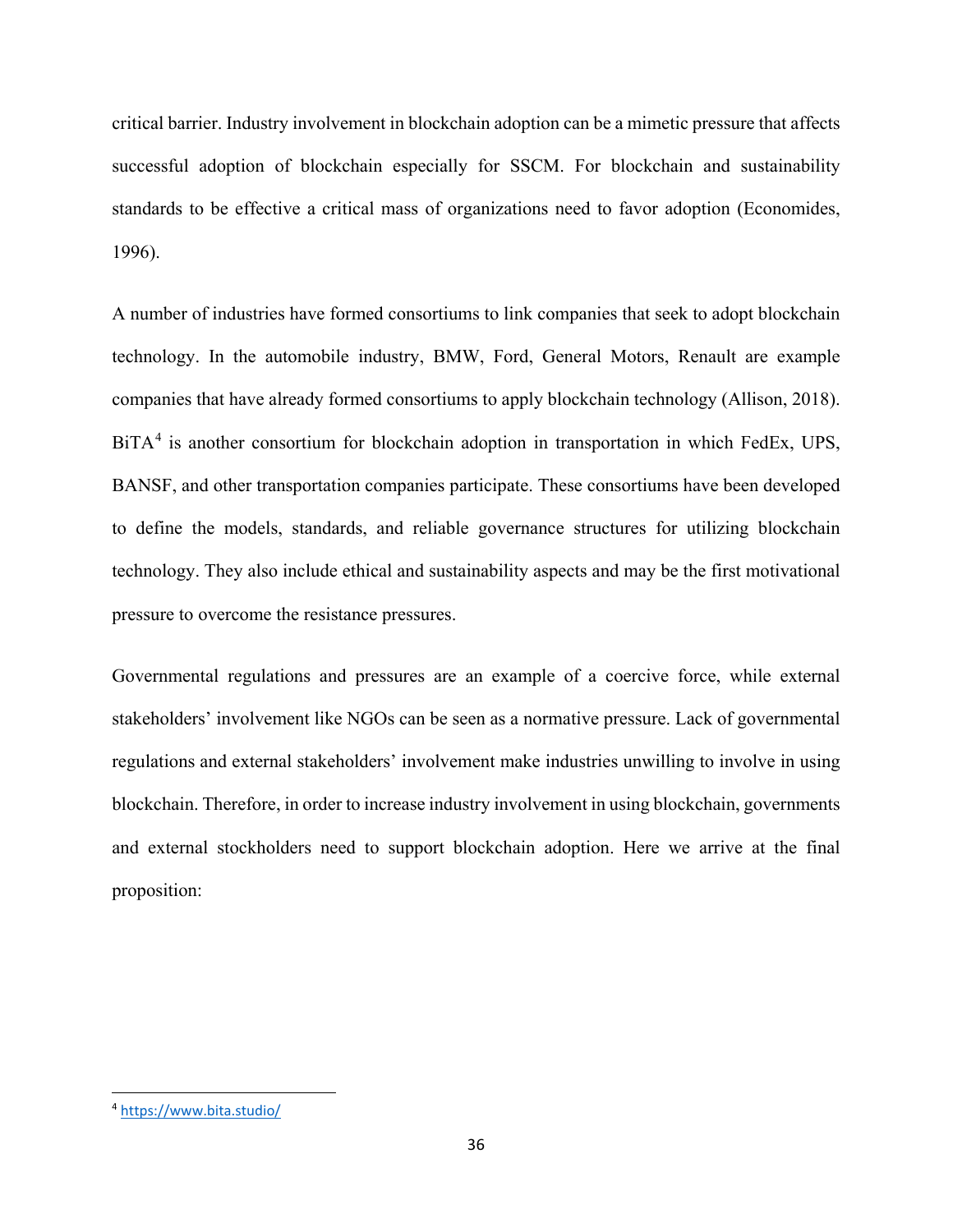critical barrier. Industry involvement in blockchain adoption can be a mimetic pressure that affects successful adoption of blockchain especially for SSCM. For blockchain and sustainability standards to be effective a critical mass of organizations need to favor adoption (Economides, 1996).

A number of industries have formed consortiums to link companies that seek to adopt blockchain technology. In the automobile industry, BMW, Ford, General Motors, Renault are example companies that have already formed consortiums to apply blockchain technology (Allison, 2018). BiTA[4] is another consortium for blockchain adoption in transportation in which FedEx, UPS, BANSF, and other transportation companies participate. These consortiums have been developed to define the models, standards, and reliable governance structures for utilizing blockchain technology. They also include ethical and sustainability aspects and may be the first motivational pressure to overcome the resistance pressures.

Governmental regulations and pressures are an example of a coercive force, while external stakeholders' involvement like NGOs can be seen as a normative pressure. Lack of governmental regulations and external stakeholders' involvement make industries unwilling to involve in using blockchain. Therefore, in order to increase industry involvement in using blockchain, governments and external stockholders need to support blockchain adoption. Here we arrive at the final proposition:

[4] https://www.bita.studio/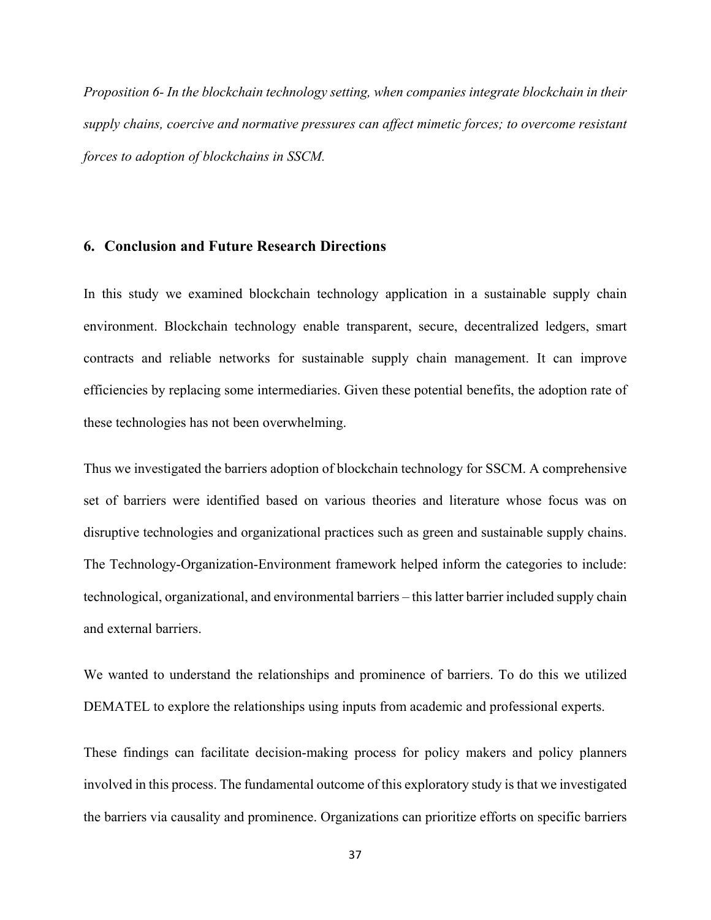*Proposition 6- In the blockchain technology setting, when companies integrate blockchain in their supply chains, coercive and normative pressures can affect mimetic forces; to overcome resistant forces to adoption of blockchains in SSCM.*

## 6. Conclusion and Future Research Directions

In this study we examined blockchain technology application in a sustainable supply chain environment. Blockchain technology enable transparent, secure, decentralized ledgers, smart contracts and reliable networks for sustainable supply chain management. It can improve efficiencies by replacing some intermediaries. Given these potential benefits, the adoption rate of these technologies has not been overwhelming.

Thus we investigated the barriers adoption of blockchain technology for SSCM. A comprehensive set of barriers were identified based on various theories and literature whose focus was on disruptive technologies and organizational practices such as green and sustainable supply chains. The Technology-Organization-Environment framework helped inform the categories to include: technological, organizational, and environmental barriers – this latter barrier included supply chain and external barriers.

We wanted to understand the relationships and prominence of barriers. To do this we utilized DEMATEL to explore the relationships using inputs from academic and professional experts.

These findings can facilitate decision-making process for policy makers and policy planners involved in this process. The fundamental outcome of this exploratory study is that we investigated the barriers via causality and prominence. Organizations can prioritize efforts on specific barriers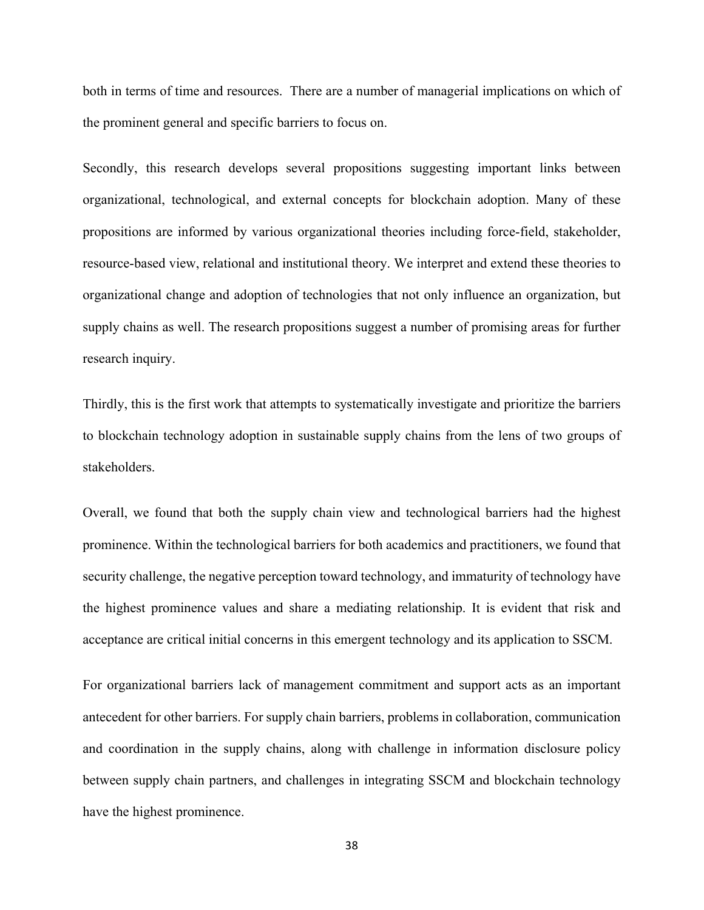both in terms of time and resources. There are a number of managerial implications on which of the prominent general and specific barriers to focus on.

Secondly, this research develops several propositions suggesting important links between organizational, technological, and external concepts for blockchain adoption. Many of these propositions are informed by various organizational theories including force-field, stakeholder, resource-based view, relational and institutional theory. We interpret and extend these theories to organizational change and adoption of technologies that not only influence an organization, but supply chains as well. The research propositions suggest a number of promising areas for further research inquiry.

Thirdly, this is the first work that attempts to systematically investigate and prioritize the barriers to blockchain technology adoption in sustainable supply chains from the lens of two groups of stakeholders.

Overall, we found that both the supply chain view and technological barriers had the highest prominence. Within the technological barriers for both academics and practitioners, we found that security challenge, the negative perception toward technology, and immaturity of technology have the highest prominence values and share a mediating relationship. It is evident that risk and acceptance are critical initial concerns in this emergent technology and its application to SSCM.

For organizational barriers lack of management commitment and support acts as an important antecedent for other barriers. For supply chain barriers, problems in collaboration, communication and coordination in the supply chains, along with challenge in information disclosure policy between supply chain partners, and challenges in integrating SSCM and blockchain technology have the highest prominence.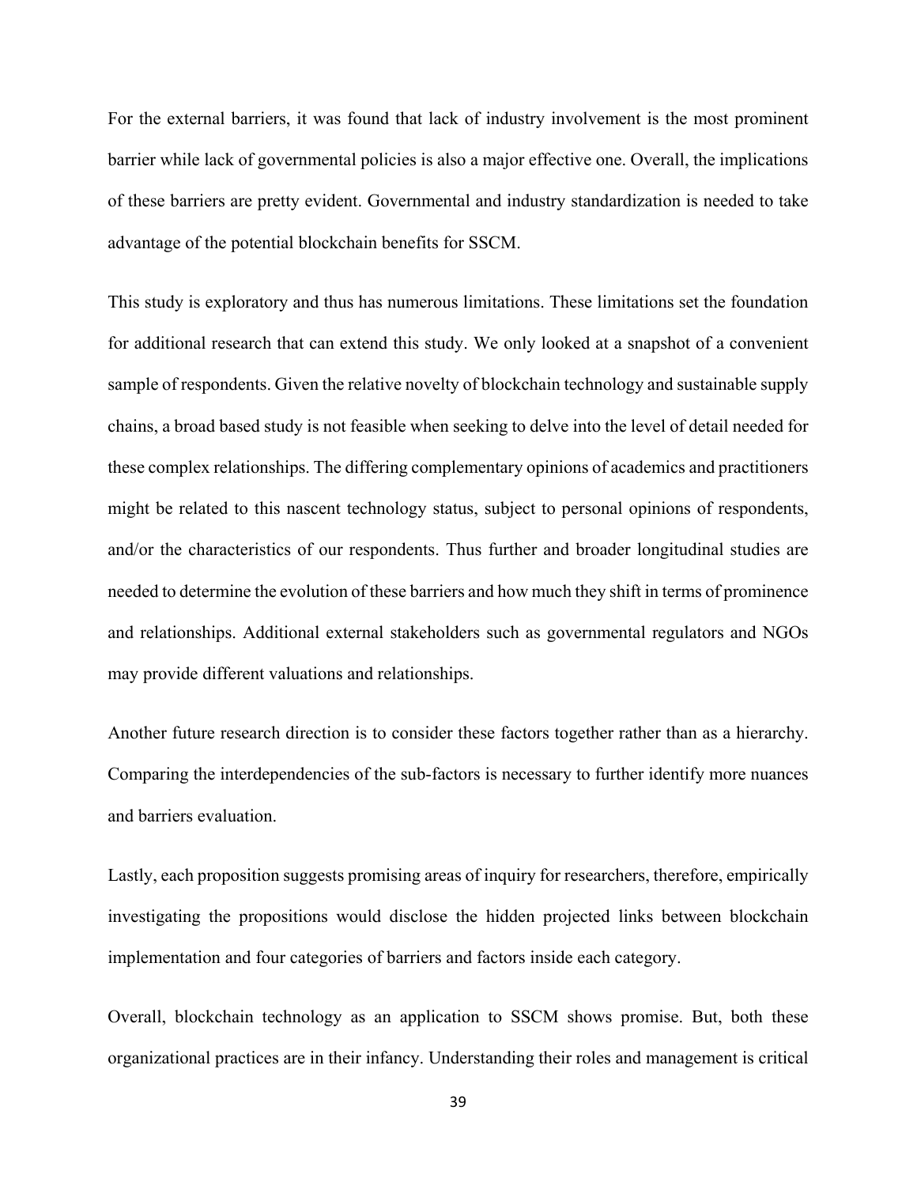For the external barriers, it was found that lack of industry involvement is the most prominent barrier while lack of governmental policies is also a major effective one. Overall, the implications of these barriers are pretty evident. Governmental and industry standardization is needed to take advantage of the potential blockchain benefits for SSCM.

This study is exploratory and thus has numerous limitations. These limitations set the foundation for additional research that can extend this study. We only looked at a snapshot of a convenient sample of respondents. Given the relative novelty of blockchain technology and sustainable supply chains, a broad based study is not feasible when seeking to delve into the level of detail needed for these complex relationships. The differing complementary opinions of academics and practitioners might be related to this nascent technology status, subject to personal opinions of respondents, and/or the characteristics of our respondents. Thus further and broader longitudinal studies are needed to determine the evolution of these barriers and how much they shift in terms of prominence and relationships. Additional external stakeholders such as governmental regulators and NGOs may provide different valuations and relationships.

Another future research direction is to consider these factors together rather than as a hierarchy. Comparing the interdependencies of the sub-factors is necessary to further identify more nuances and barriers evaluation.

Lastly, each proposition suggests promising areas of inquiry for researchers, therefore, empirically investigating the propositions would disclose the hidden projected links between blockchain implementation and four categories of barriers and factors inside each category.

Overall, blockchain technology as an application to SSCM shows promise. But, both these organizational practices are in their infancy. Understanding their roles and management is critical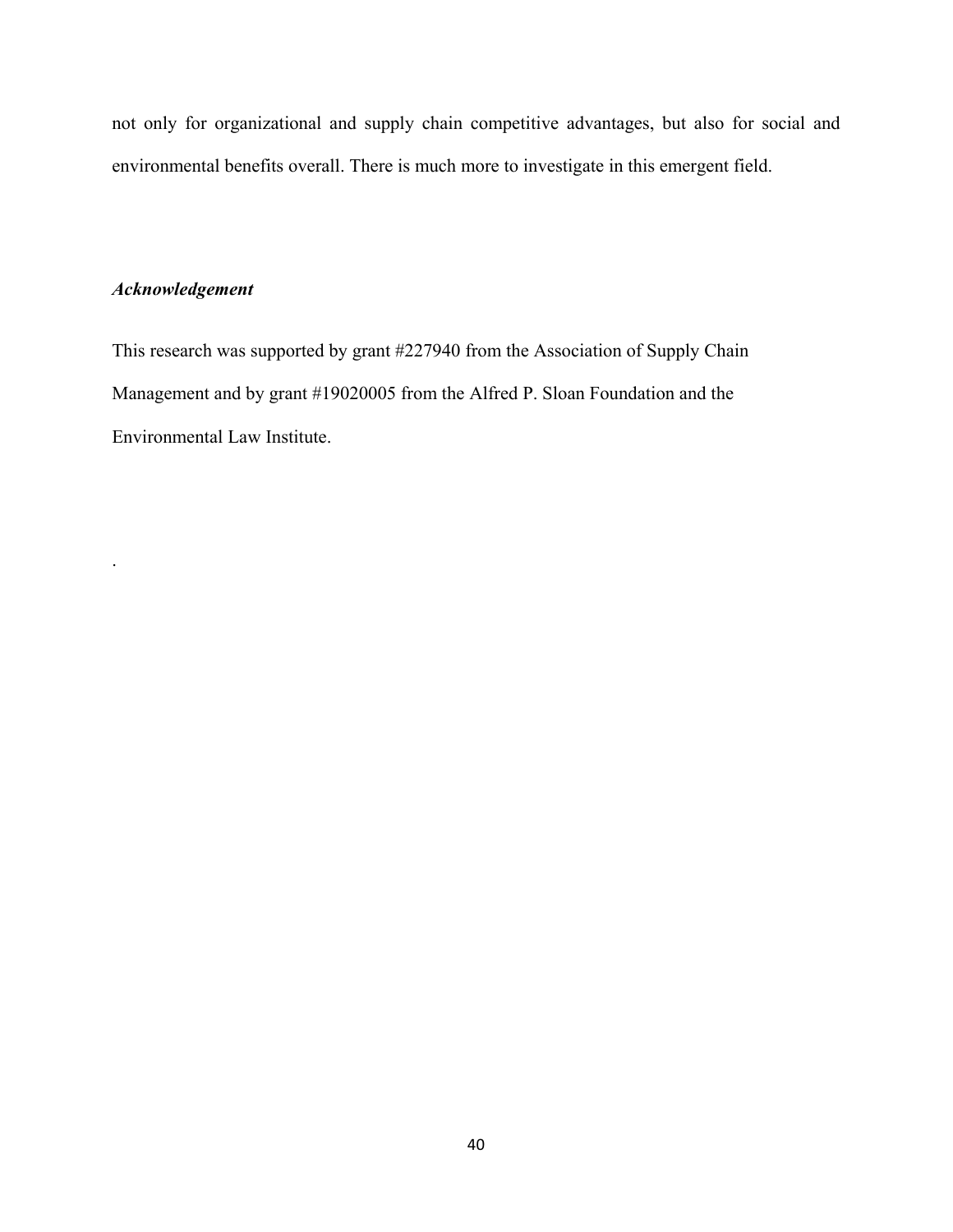not only for organizational and supply chain competitive advantages, but also for social and environmental benefits overall. There is much more to investigate in this emergent field.

### *Acknowledgement*

This research was supported by grant #227940 from the Association of Supply Chain Management and by grant #19020005 from the Alfred P. Sloan Foundation and the Environmental Law Institute.

.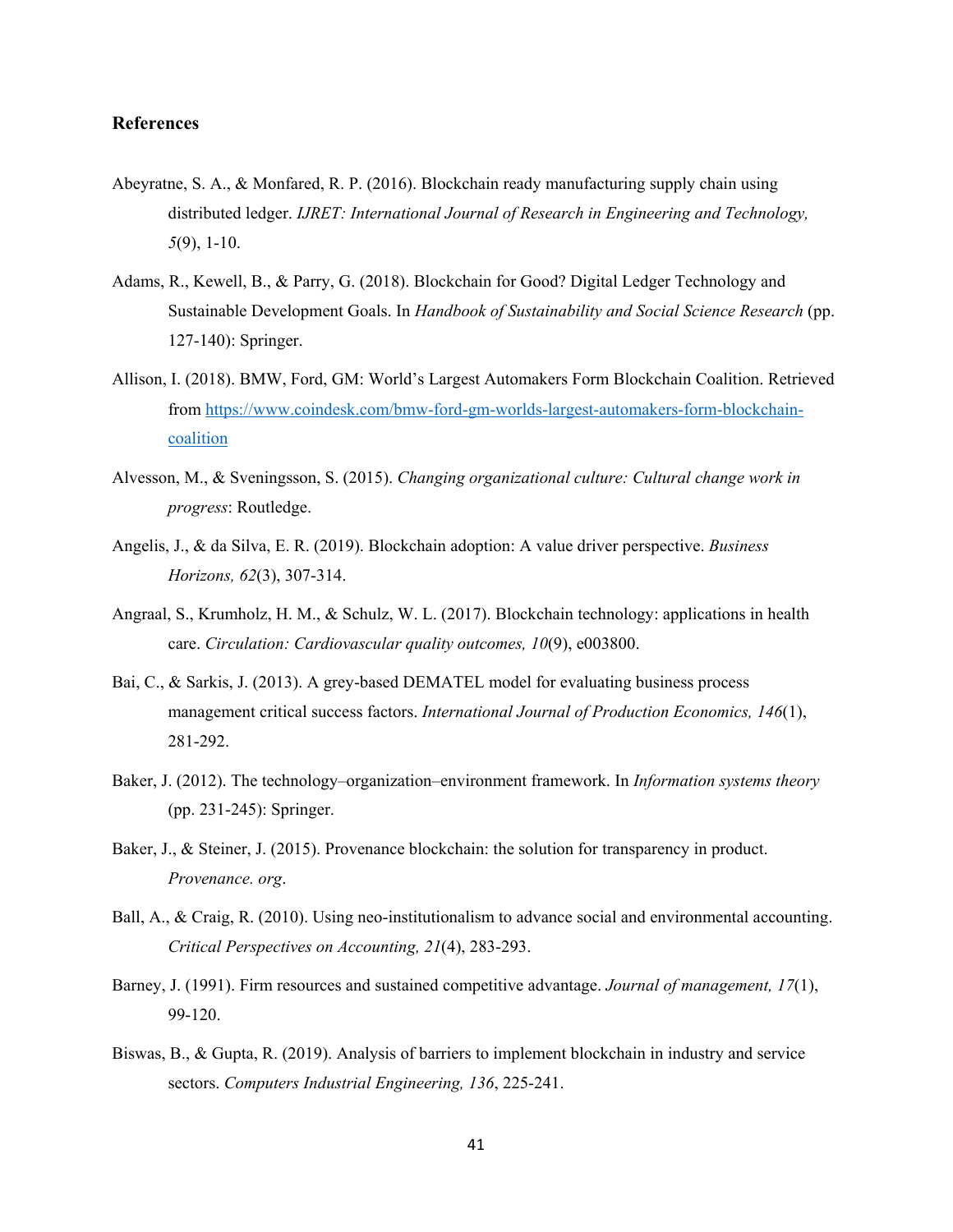## References

Abeyratne, S. A., & Monfared, R. P. (2016). Blockchain ready manufacturing supply chain using distributed ledger. *IJRET: International Journal of Research in Engineering and Technology, 5*(9), 1-10.

Adams, R., Kewell, B., & Parry, G. (2018). Blockchain for Good? Digital Ledger Technology and Sustainable Development Goals. In *Handbook of Sustainability and Social Science Research* (pp. 127-140): Springer.

Allison, I. (2018). BMW, Ford, GM: World's Largest Automakers Form Blockchain Coalition. Retrieved from [https://www.coindesk.com/bmw-ford-gm-worlds-largest-automakers-form-blockchain-coalition](https://www.coindesk.com/bmw-ford-gm-worlds-largest-automakers-form-blockchain-coalition)

Alvesson, M., & Sveningsson, S. (2015). *Changing organizational culture: Cultural change work in progress*: Routledge.

Angelis, J., & da Silva, E. R. (2019). Blockchain adoption: A value driver perspective. *Business Horizons, 62*(3), 307-314.

Angraal, S., Krumholz, H. M., & Schulz, W. L. (2017). Blockchain technology: applications in health care. *Circulation: Cardiovascular quality outcomes, 10*(9), e003800.

Bai, C., & Sarkis, J. (2013). A grey-based DEMATEL model for evaluating business process management critical success factors. *International Journal of Production Economics, 146*(1), 281-292.

Baker, J. (2012). The technology–organization–environment framework. In *Information systems theory* (pp. 231-245): Springer.

Baker, J., & Steiner, J. (2015). Provenance blockchain: the solution for transparency in product. *Provenance. org*.

Ball, A., & Craig, R. (2010). Using neo-institutionalism to advance social and environmental accounting. *Critical Perspectives on Accounting, 21*(4), 283-293.

Barney, J. (1991). Firm resources and sustained competitive advantage. *Journal of management, 17*(1), 99-120.

Biswas, B., & Gupta, R. (2019). Analysis of barriers to implement blockchain in industry and service sectors. *Computers Industrial Engineering, 136*, 225-241.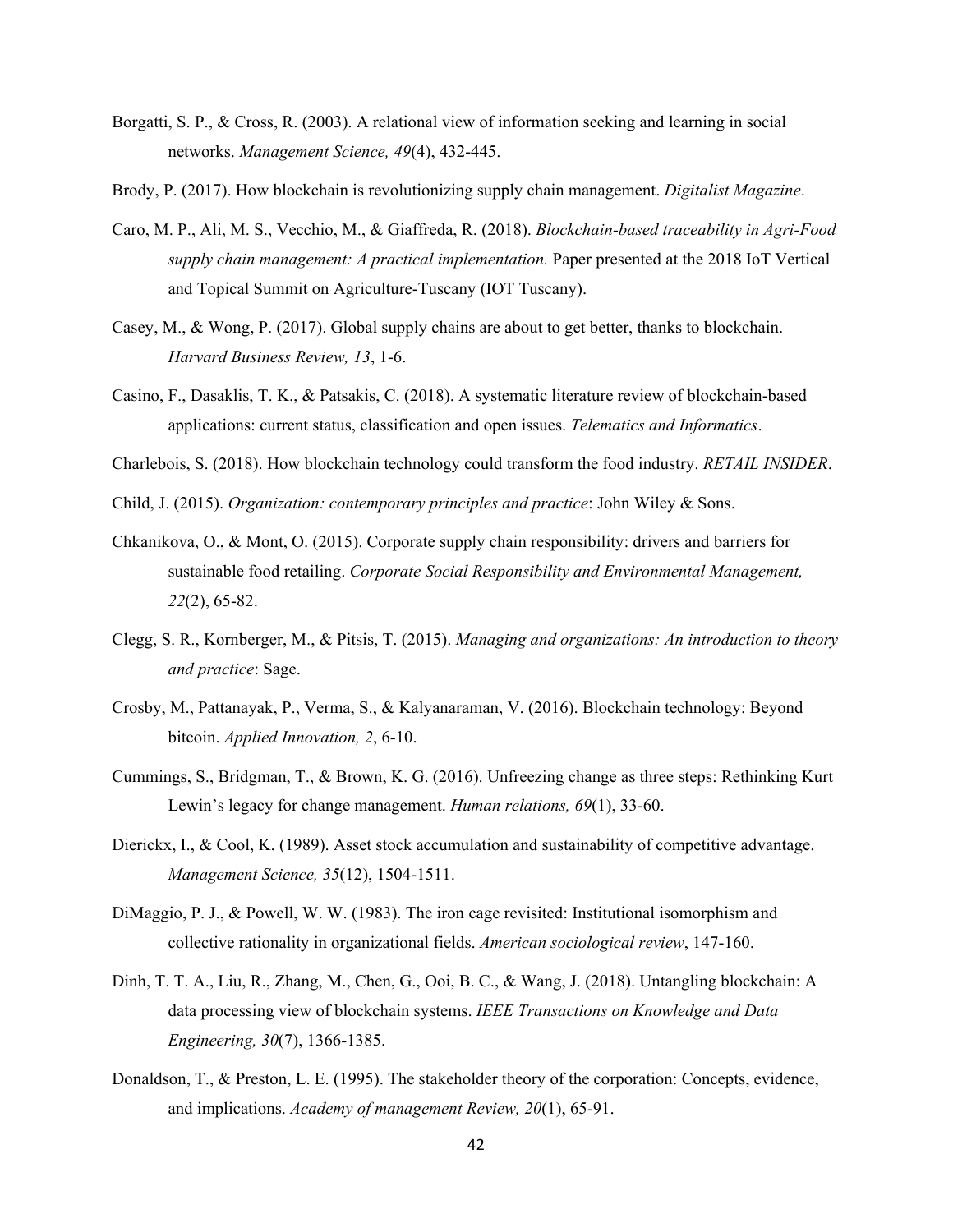Borgatti, S. P., & Cross, R. (2003). A relational view of information seeking and learning in social networks. *Management Science, 49*(4), 432-445.

Brody, P. (2017). How blockchain is revolutionizing supply chain management. *Digitalist Magazine*.

Caro, M. P., Ali, M. S., Vecchio, M., & Giaffreda, R. (2018). *Blockchain-based traceability in Agri-Food supply chain management: A practical implementation.* Paper presented at the 2018 IoT Vertical and Topical Summit on Agriculture-Tuscany (IOT Tuscany).

Casey, M., & Wong, P. (2017). Global supply chains are about to get better, thanks to blockchain. *Harvard Business Review, 13*, 1-6.

Casino, F., Dasaklis, T. K., & Patsakis, C. (2018). A systematic literature review of blockchain-based applications: current status, classification and open issues. *Telematics and Informatics*.

Charlebois, S. (2018). How blockchain technology could transform the food industry. *RETAIL INSIDER*.

Child, J. (2015). *Organization: contemporary principles and practice*: John Wiley & Sons.

Chkanikova, O., & Mont, O. (2015). Corporate supply chain responsibility: drivers and barriers for sustainable food retailing. *Corporate Social Responsibility and Environmental Management, 22*(2), 65-82.

Clegg, S. R., Kornberger, M., & Pitsis, T. (2015). *Managing and organizations: An introduction to theory and practice*: Sage.

Crosby, M., Pattanayak, P., Verma, S., & Kalyanaraman, V. (2016). Blockchain technology: Beyond bitcoin. *Applied Innovation, 2*, 6-10.

Cummings, S., Bridgman, T., & Brown, K. G. (2016). Unfreezing change as three steps: Rethinking Kurt Lewin's legacy for change management. *Human relations, 69*(1), 33-60.

Dierickx, I., & Cool, K. (1989). Asset stock accumulation and sustainability of competitive advantage. *Management Science, 35*(12), 1504-1511.

DiMaggio, P. J., & Powell, W. W. (1983). The iron cage revisited: Institutional isomorphism and collective rationality in organizational fields. *American sociological review*, 147-160.

Dinh, T. T. A., Liu, R., Zhang, M., Chen, G., Ooi, B. C., & Wang, J. (2018). Untangling blockchain: A data processing view of blockchain systems. *IEEE Transactions on Knowledge and Data Engineering, 30*(7), 1366-1385.

Donaldson, T., & Preston, L. E. (1995). The stakeholder theory of the corporation: Concepts, evidence, and implications. *Academy of management Review, 20*(1), 65-91.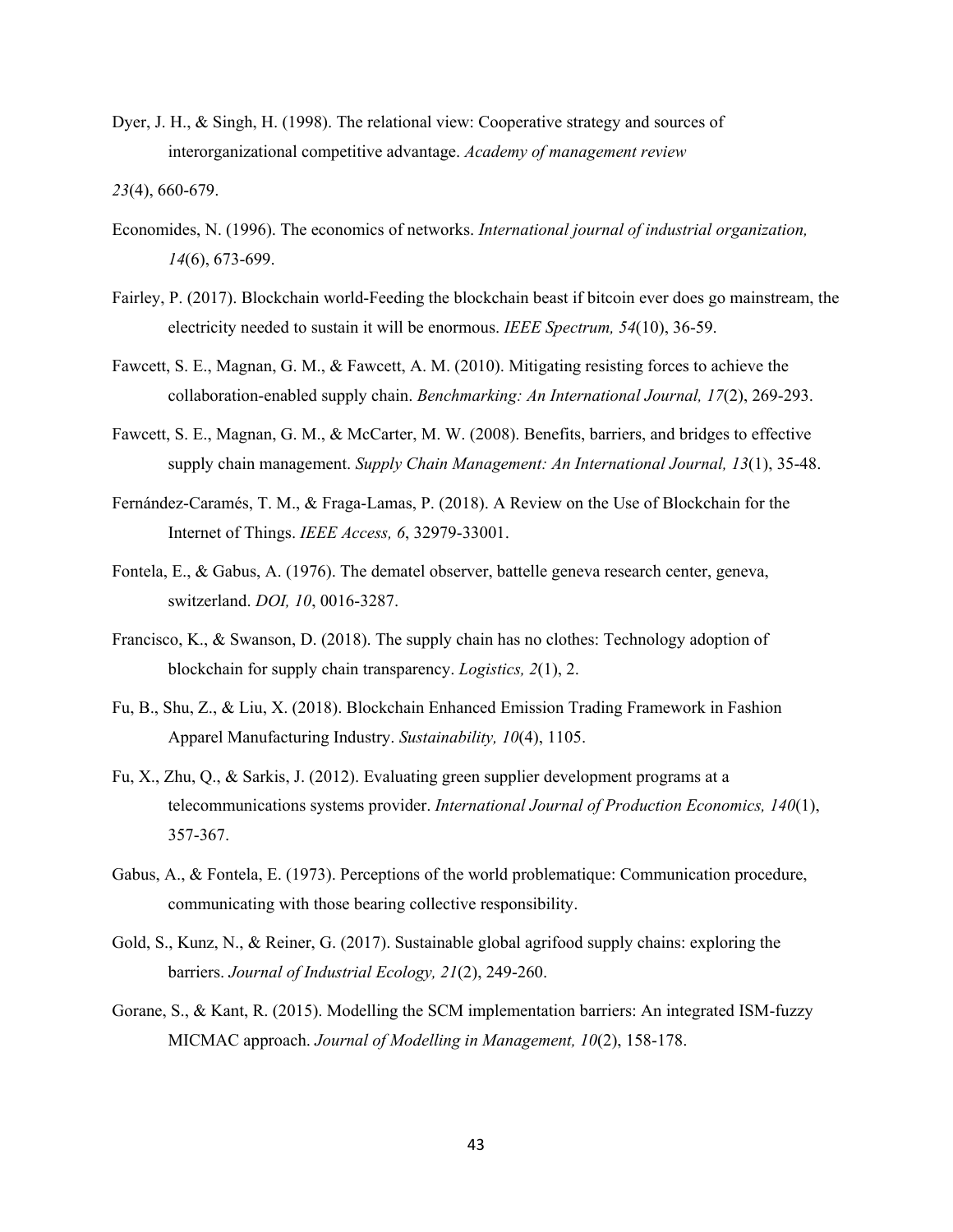Dyer, J. H., & Singh, H. (1998). The relational view: Cooperative strategy and sources of interorganizational competitive advantage. *Academy of management review*

*23*(4), 660-679.

Economides, N. (1996). The economics of networks. *International journal of industrial organization, 14*(6), 673-699.

Fairley, P. (2017). Blockchain world-Feeding the blockchain beast if bitcoin ever does go mainstream, the electricity needed to sustain it will be enormous. *IEEE Spectrum, 54*(10), 36-59.

Fawcett, S. E., Magnan, G. M., & Fawcett, A. M. (2010). Mitigating resisting forces to achieve the collaboration-enabled supply chain. *Benchmarking: An International Journal, 17*(2), 269-293.

Fawcett, S. E., Magnan, G. M., & McCarter, M. W. (2008). Benefits, barriers, and bridges to effective supply chain management. *Supply Chain Management: An International Journal, 13*(1), 35-48.

Fernández-Caramés, T. M., & Fraga-Lamas, P. (2018). A Review on the Use of Blockchain for the Internet of Things. *IEEE Access, 6*, 32979-33001.

Fontela, E., & Gabus, A. (1976). The dematel observer, battelle geneva research center, geneva, switzerland. *DOI, 10*, 0016-3287.

Francisco, K., & Swanson, D. (2018). The supply chain has no clothes: Technology adoption of blockchain for supply chain transparency. *Logistics, 2*(1), 2.

Fu, B., Shu, Z., & Liu, X. (2018). Blockchain Enhanced Emission Trading Framework in Fashion Apparel Manufacturing Industry. *Sustainability, 10*(4), 1105.

Fu, X., Zhu, Q., & Sarkis, J. (2012). Evaluating green supplier development programs at a telecommunications systems provider. *International Journal of Production Economics, 140*(1), 357-367.

Gabus, A., & Fontela, E. (1973). Perceptions of the world problematique: Communication procedure, communicating with those bearing collective responsibility.

Gold, S., Kunz, N., & Reiner, G. (2017). Sustainable global agrifood supply chains: exploring the barriers. *Journal of Industrial Ecology, 21*(2), 249-260.

Gorane, S., & Kant, R. (2015). Modelling the SCM implementation barriers: An integrated ISM-fuzzy MICMAC approach. *Journal of Modelling in Management, 10*(2), 158-178.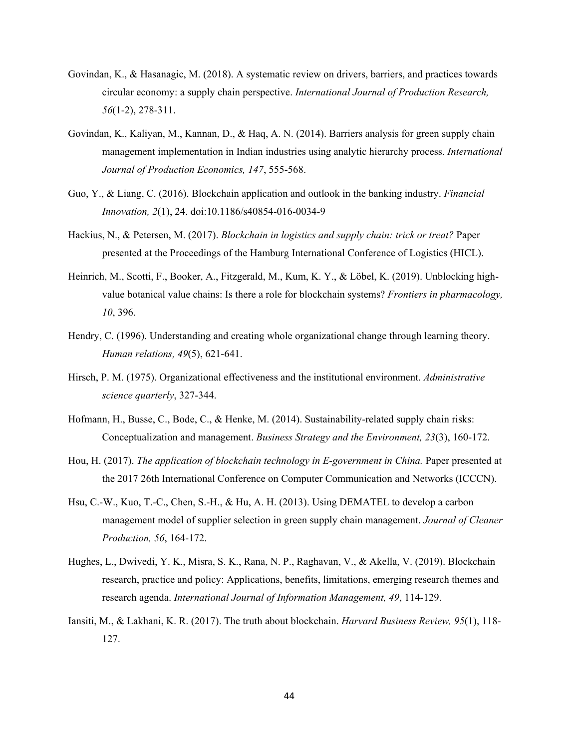Govindan, K., & Hasanagic, M. (2018). A systematic review on drivers, barriers, and practices towards circular economy: a supply chain perspective. *International Journal of Production Research, 56*(1-2), 278-311.

Govindan, K., Kaliyan, M., Kannan, D., & Haq, A. N. (2014). Barriers analysis for green supply chain management implementation in Indian industries using analytic hierarchy process. *International Journal of Production Economics, 147*, 555-568.

Guo, Y., & Liang, C. (2016). Blockchain application and outlook in the banking industry. *Financial Innovation, 2*(1), 24. doi:10.1186/s40854-016-0034-9

Hackius, N., & Petersen, M. (2017). *Blockchain in logistics and supply chain: trick or treat?* Paper presented at the Proceedings of the Hamburg International Conference of Logistics (HICL).

Heinrich, M., Scotti, F., Booker, A., Fitzgerald, M., Kum, K. Y., & Löbel, K. (2019). Unblocking high-value botanical value chains: Is there a role for blockchain systems? *Frontiers in pharmacology, 10*, 396.

Hendry, C. (1996). Understanding and creating whole organizational change through learning theory. *Human relations, 49*(5), 621-641.

Hirsch, P. M. (1975). Organizational effectiveness and the institutional environment. *Administrative science quarterly*, 327-344.

Hofmann, H., Busse, C., Bode, C., & Henke, M. (2014). Sustainability-related supply chain risks: Conceptualization and management. *Business Strategy and the Environment, 23*(3), 160-172.

Hou, H. (2017). *The application of blockchain technology in E-government in China.* Paper presented at the 2017 26th International Conference on Computer Communication and Networks (ICCCN).

Hsu, C.-W., Kuo, T.-C., Chen, S.-H., & Hu, A. H. (2013). Using DEMATEL to develop a carbon management model of supplier selection in green supply chain management. *Journal of Cleaner Production, 56*, 164-172.

Hughes, L., Dwivedi, Y. K., Misra, S. K., Rana, N. P., Raghavan, V., & Akella, V. (2019). Blockchain research, practice and policy: Applications, benefits, limitations, emerging research themes and research agenda. *International Journal of Information Management, 49*, 114-129.

Iansiti, M., & Lakhani, K. R. (2017). The truth about blockchain. *Harvard Business Review, 95*(1), 118-127.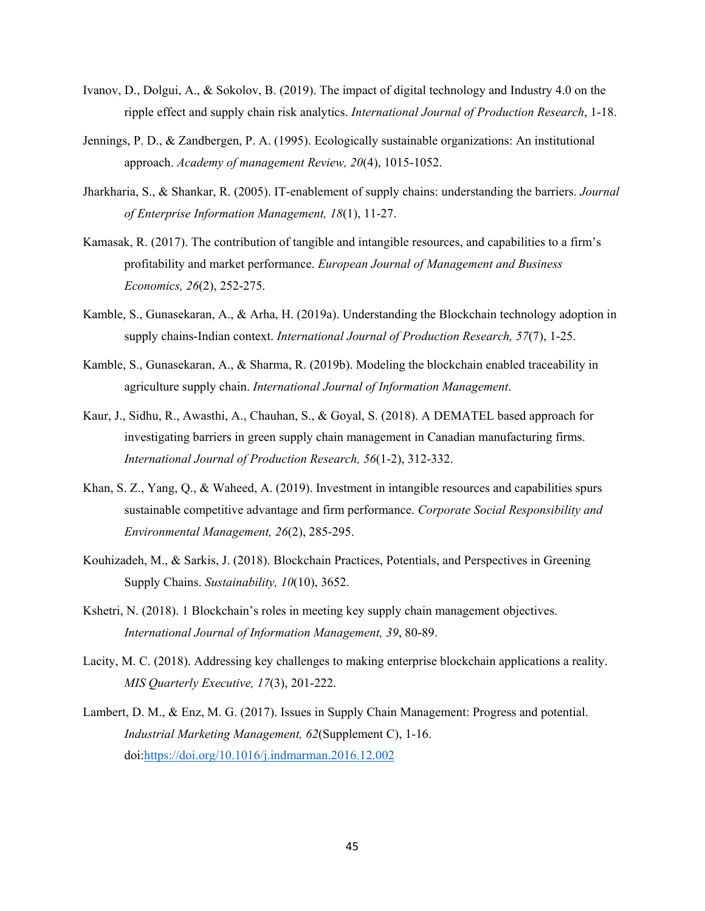Ivanov, D., Dolgui, A., & Sokolov, B. (2019). The impact of digital technology and Industry 4.0 on the ripple effect and supply chain risk analytics. *International Journal of Production Research*, 1-18.

Jennings, P. D., & Zandbergen, P. A. (1995). Ecologically sustainable organizations: An institutional approach. *Academy of management Review, 20*(4), 1015-1052.

Jharkharia, S., & Shankar, R. (2005). IT-enablement of supply chains: understanding the barriers. *Journal of Enterprise Information Management, 18*(1), 11-27.

Kamasak, R. (2017). The contribution of tangible and intangible resources, and capabilities to a firm's profitability and market performance. *European Journal of Management and Business Economics, 26*(2), 252-275.

Kamble, S., Gunasekaran, A., & Arha, H. (2019a). Understanding the Blockchain technology adoption in supply chains-Indian context. *International Journal of Production Research, 57*(7), 1-25.

Kamble, S., Gunasekaran, A., & Sharma, R. (2019b). Modeling the blockchain enabled traceability in agriculture supply chain. *International Journal of Information Management*.

Kaur, J., Sidhu, R., Awasthi, A., Chauhan, S., & Goyal, S. (2018). A DEMATEL based approach for investigating barriers in green supply chain management in Canadian manufacturing firms. *International Journal of Production Research, 56*(1-2), 312-332.

Khan, S. Z., Yang, Q., & Waheed, A. (2019). Investment in intangible resources and capabilities spurs sustainable competitive advantage and firm performance. *Corporate Social Responsibility and Environmental Management, 26*(2), 285-295.

Kouhizadeh, M., & Sarkis, J. (2018). Blockchain Practices, Potentials, and Perspectives in Greening Supply Chains. *Sustainability, 10*(10), 3652.

Kshetri, N. (2018). 1 Blockchain's roles in meeting key supply chain management objectives. *International Journal of Information Management, 39*, 80-89.

Lacity, M. C. (2018). Addressing key challenges to making enterprise blockchain applications a reality. *MIS Quarterly Executive, 17*(3), 201-222.

Lambert, D. M., & Enz, M. G. (2017). Issues in Supply Chain Management: Progress and potential. *Industrial Marketing Management, 62*(Supplement C), 1-16. doi:https://doi.org/10.1016/j.indmarman.2016.12.002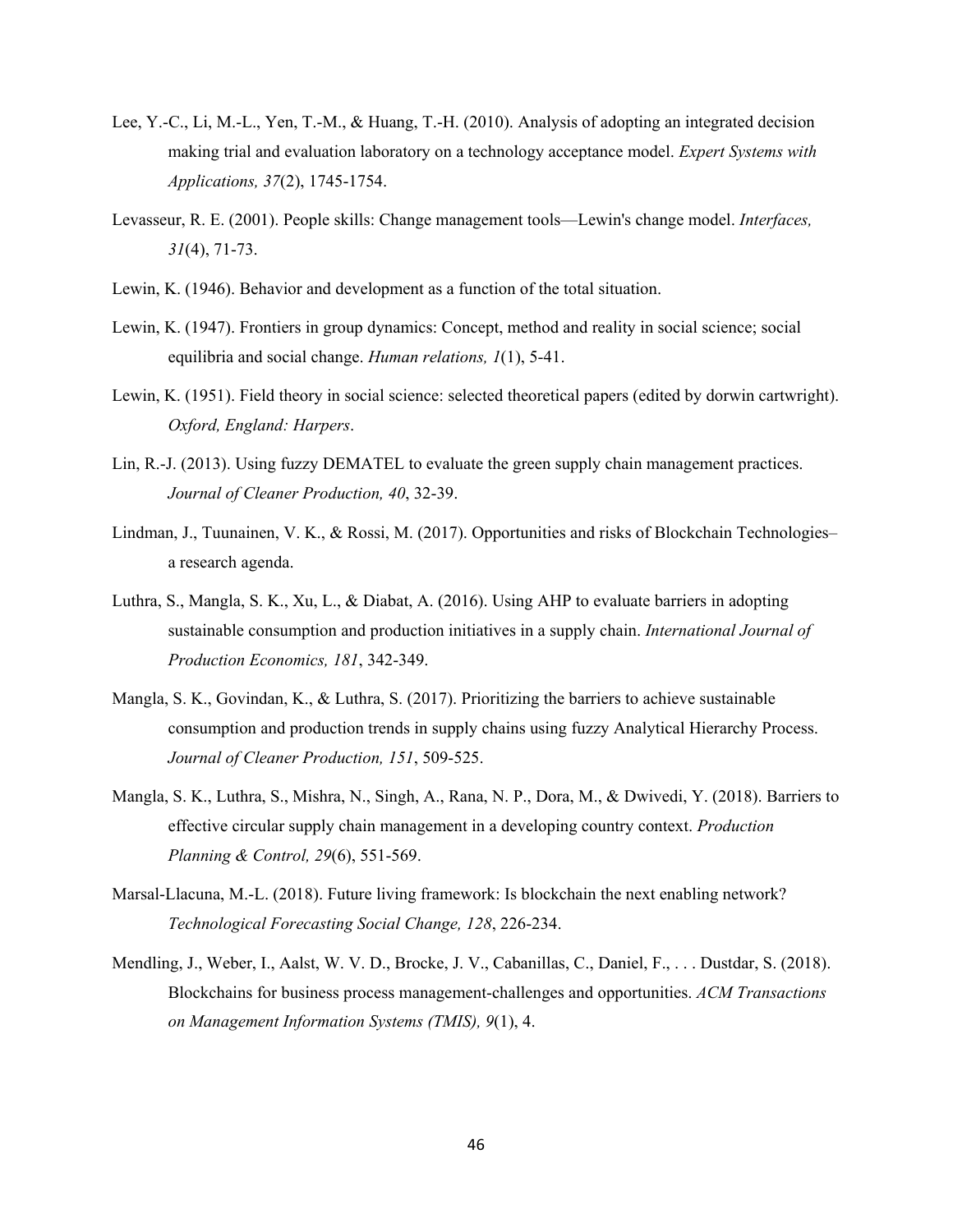Lee, Y.-C., Li, M.-L., Yen, T.-M., & Huang, T.-H. (2010). Analysis of adopting an integrated decision making trial and evaluation laboratory on a technology acceptance model. *Expert Systems with Applications, 37*(2), 1745-1754.

Levasseur, R. E. (2001). People skills: Change management tools—Lewin's change model. *Interfaces, 31*(4), 71-73.

Lewin, K. (1946). Behavior and development as a function of the total situation.

Lewin, K. (1947). Frontiers in group dynamics: Concept, method and reality in social science; social equilibria and social change. *Human relations, 1*(1), 5-41.

Lewin, K. (1951). Field theory in social science: selected theoretical papers (edited by dorwin cartwright). *Oxford, England: Harpers*.

Lin, R.-J. (2013). Using fuzzy DEMATEL to evaluate the green supply chain management practices. *Journal of Cleaner Production, 40*, 32-39.

Lindman, J., Tuunainen, V. K., & Rossi, M. (2017). Opportunities and risks of Blockchain Technologies–a research agenda.

Luthra, S., Mangla, S. K., Xu, L., & Diabat, A. (2016). Using AHP to evaluate barriers in adopting sustainable consumption and production initiatives in a supply chain. *International Journal of Production Economics, 181*, 342-349.

Mangla, S. K., Govindan, K., & Luthra, S. (2017). Prioritizing the barriers to achieve sustainable consumption and production trends in supply chains using fuzzy Analytical Hierarchy Process. *Journal of Cleaner Production, 151*, 509-525.

Mangla, S. K., Luthra, S., Mishra, N., Singh, A., Rana, N. P., Dora, M., & Dwivedi, Y. (2018). Barriers to effective circular supply chain management in a developing country context. *Production Planning & Control, 29*(6), 551-569.

Marsal-Llacuna, M.-L. (2018). Future living framework: Is blockchain the next enabling network? *Technological Forecasting Social Change, 128*, 226-234.

Mendling, J., Weber, I., Aalst, W. V. D., Brocke, J. V., Cabanillas, C., Daniel, F., . . . Dustdar, S. (2018). Blockchains for business process management-challenges and opportunities. *ACM Transactions on Management Information Systems (TMIS), 9*(1), 4.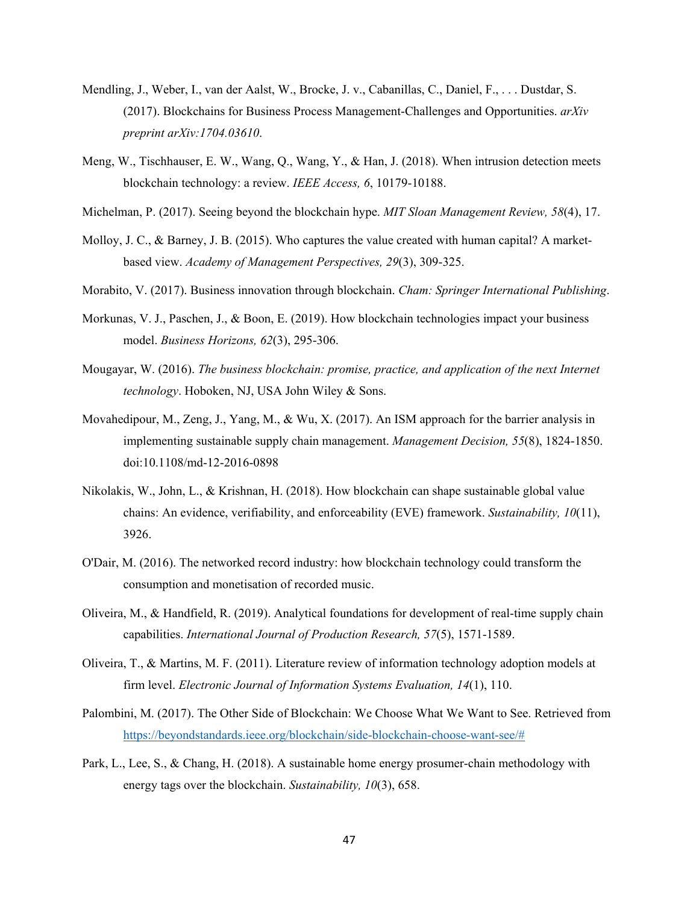Mendling, J., Weber, I., van der Aalst, W., Brocke, J. v., Cabanillas, C., Daniel, F., . . . Dustdar, S. (2017). Blockchains for Business Process Management-Challenges and Opportunities. *arXiv preprint arXiv:1704.03610*.

Meng, W., Tischhauser, E. W., Wang, Q., Wang, Y., & Han, J. (2018). When intrusion detection meets blockchain technology: a review. *IEEE Access, 6*, 10179-10188.

Michelman, P. (2017). Seeing beyond the blockchain hype. *MIT Sloan Management Review, 58*(4), 17.

Molloy, J. C., & Barney, J. B. (2015). Who captures the value created with human capital? A market-based view. *Academy of Management Perspectives, 29*(3), 309-325.

Morabito, V. (2017). Business innovation through blockchain. *Cham: Springer International Publishing*.

Morkunas, V. J., Paschen, J., & Boon, E. (2019). How blockchain technologies impact your business model. *Business Horizons, 62*(3), 295-306.

Mougayar, W. (2016). *The business blockchain: promise, practice, and application of the next Internet technology*. Hoboken, NJ, USA John Wiley & Sons.

Movahedipour, M., Zeng, J., Yang, M., & Wu, X. (2017). An ISM approach for the barrier analysis in implementing sustainable supply chain management. *Management Decision, 55*(8), 1824-1850. doi:10.1108/md-12-2016-0898

Nikolakis, W., John, L., & Krishnan, H. (2018). How blockchain can shape sustainable global value chains: An evidence, verifiability, and enforceability (EVE) framework. *Sustainability, 10*(11), 3926.

O'Dair, M. (2016). The networked record industry: how blockchain technology could transform the consumption and monetisation of recorded music.

Oliveira, M., & Handfield, R. (2019). Analytical foundations for development of real-time supply chain capabilities. *International Journal of Production Research, 57*(5), 1571-1589.

Oliveira, T., & Martins, M. F. (2011). Literature review of information technology adoption models at firm level. *Electronic Journal of Information Systems Evaluation, 14*(1), 110.

Palombini, M. (2017). The Other Side of Blockchain: We Choose What We Want to See. Retrieved from https://beyondstandards.ieee.org/blockchain/side-blockchain-choose-want-see/#

Park, L., Lee, S., & Chang, H. (2018). A sustainable home energy prosumer-chain methodology with energy tags over the blockchain. *Sustainability, 10*(3), 658.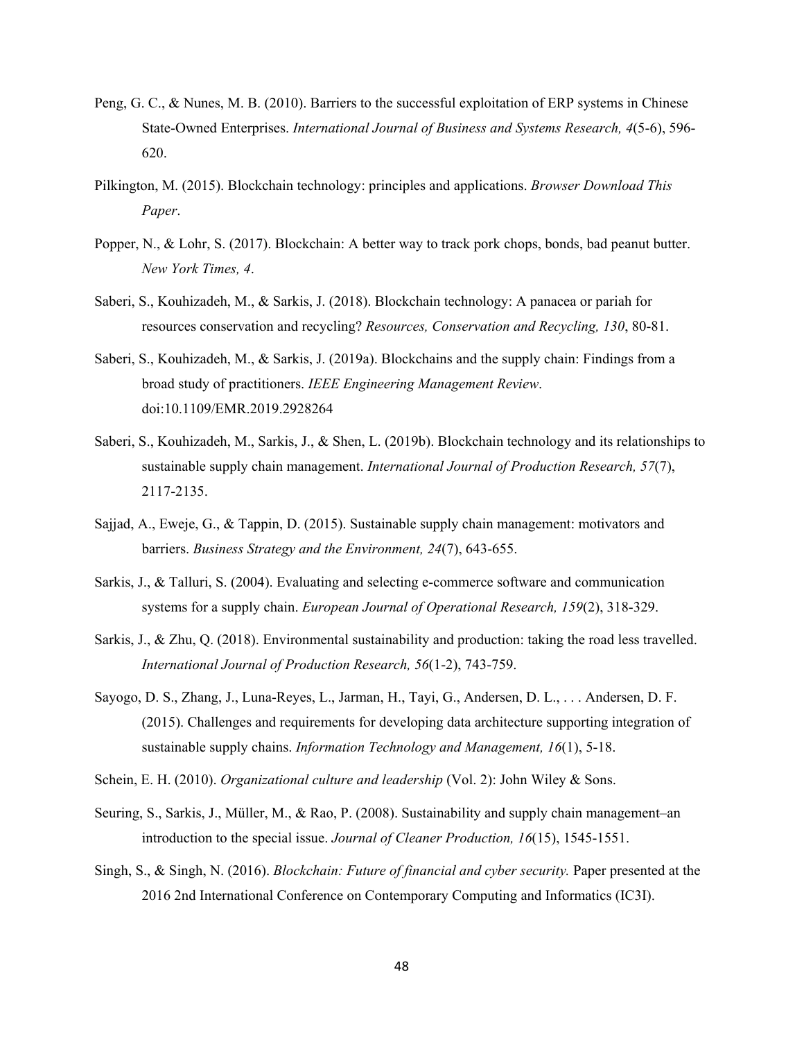Peng, G. C., & Nunes, M. B. (2010). Barriers to the successful exploitation of ERP systems in Chinese State-Owned Enterprises. *International Journal of Business and Systems Research, 4*(5-6), 596-620.

Pilkington, M. (2015). Blockchain technology: principles and applications. *Browser Download This Paper*.

Popper, N., & Lohr, S. (2017). Blockchain: A better way to track pork chops, bonds, bad peanut butter. *New York Times, 4*.

Saberi, S., Kouhizadeh, M., & Sarkis, J. (2018). Blockchain technology: A panacea or pariah for resources conservation and recycling? *Resources, Conservation and Recycling, 130*, 80-81.

Saberi, S., Kouhizadeh, M., & Sarkis, J. (2019a). Blockchains and the supply chain: Findings from a broad study of practitioners. *IEEE Engineering Management Review*. doi:10.1109/EMR.2019.2928264

Saberi, S., Kouhizadeh, M., Sarkis, J., & Shen, L. (2019b). Blockchain technology and its relationships to sustainable supply chain management. *International Journal of Production Research, 57*(7), 2117-2135.

Sajjad, A., Eweje, G., & Tappin, D. (2015). Sustainable supply chain management: motivators and barriers. *Business Strategy and the Environment, 24*(7), 643-655.

Sarkis, J., & Talluri, S. (2004). Evaluating and selecting e-commerce software and communication systems for a supply chain. *European Journal of Operational Research, 159*(2), 318-329.

Sarkis, J., & Zhu, Q. (2018). Environmental sustainability and production: taking the road less travelled. *International Journal of Production Research, 56*(1-2), 743-759.

Sayogo, D. S., Zhang, J., Luna-Reyes, L., Jarman, H., Tayi, G., Andersen, D. L., . . . Andersen, D. F. (2015). Challenges and requirements for developing data architecture supporting integration of sustainable supply chains. *Information Technology and Management, 16*(1), 5-18.

Schein, E. H. (2010). *Organizational culture and leadership* (Vol. 2): John Wiley & Sons.

Seuring, S., Sarkis, J., Müller, M., & Rao, P. (2008). Sustainability and supply chain management–an introduction to the special issue. *Journal of Cleaner Production, 16*(15), 1545-1551.

Singh, S., & Singh, N. (2016). *Blockchain: Future of financial and cyber security.* Paper presented at the 2016 2nd International Conference on Contemporary Computing and Informatics (IC3I).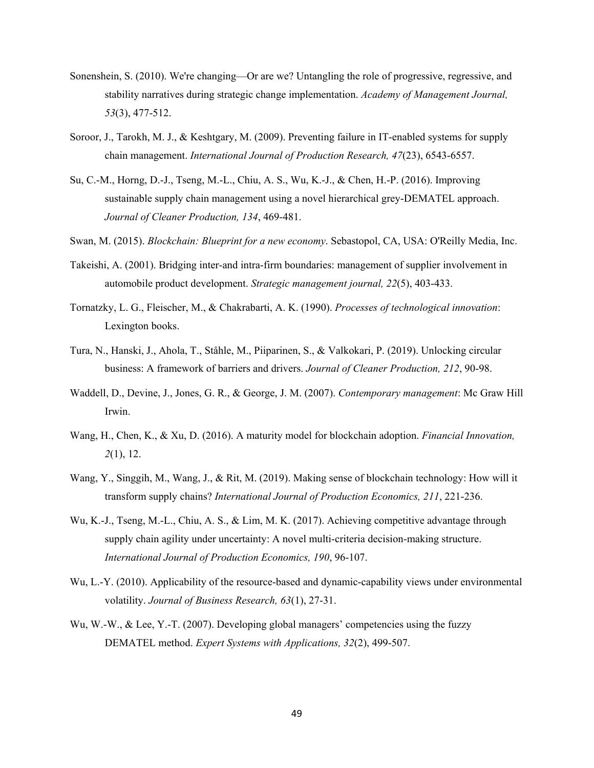Sonenshein, S. (2010). We're changing—Or are we? Untangling the role of progressive, regressive, and stability narratives during strategic change implementation. *Academy of Management Journal, 53*(3), 477-512.

Soroor, J., Tarokh, M. J., & Keshtgary, M. (2009). Preventing failure in IT-enabled systems for supply chain management. *International Journal of Production Research, 47*(23), 6543-6557.

Su, C.-M., Horng, D.-J., Tseng, M.-L., Chiu, A. S., Wu, K.-J., & Chen, H.-P. (2016). Improving sustainable supply chain management using a novel hierarchical grey-DEMATEL approach. *Journal of Cleaner Production, 134*, 469-481.

Swan, M. (2015). *Blockchain: Blueprint for a new economy*. Sebastopol, CA, USA: O'Reilly Media, Inc.

Takeishi, A. (2001). Bridging inter-and intra-firm boundaries: management of supplier involvement in automobile product development. *Strategic management journal, 22*(5), 403-433.

Tornatzky, L. G., Fleischer, M., & Chakrabarti, A. K. (1990). *Processes of technological innovation*: Lexington books.

Tura, N., Hanski, J., Ahola, T., Ståhle, M., Piiparinen, S., & Valkokari, P. (2019). Unlocking circular business: A framework of barriers and drivers. *Journal of Cleaner Production, 212*, 90-98.

Waddell, D., Devine, J., Jones, G. R., & George, J. M. (2007). *Contemporary management*: Mc Graw Hill Irwin.

Wang, H., Chen, K., & Xu, D. (2016). A maturity model for blockchain adoption. *Financial Innovation, 2*(1), 12.

Wang, Y., Singgih, M., Wang, J., & Rit, M. (2019). Making sense of blockchain technology: How will it transform supply chains? *International Journal of Production Economics, 211*, 221-236.

Wu, K.-J., Tseng, M.-L., Chiu, A. S., & Lim, M. K. (2017). Achieving competitive advantage through supply chain agility under uncertainty: A novel multi-criteria decision-making structure. *International Journal of Production Economics, 190*, 96-107.

Wu, L.-Y. (2010). Applicability of the resource-based and dynamic-capability views under environmental volatility. *Journal of Business Research, 63*(1), 27-31.

Wu, W.-W., & Lee, Y.-T. (2007). Developing global managers' competencies using the fuzzy DEMATEL method. *Expert Systems with Applications, 32*(2), 499-507.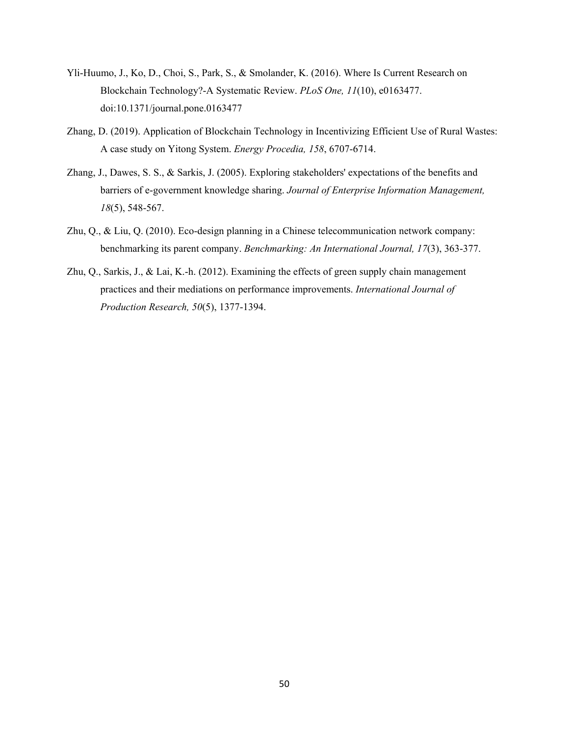Yli-Huumo, J., Ko, D., Choi, S., Park, S., & Smolander, K. (2016). Where Is Current Research on Blockchain Technology?-A Systematic Review. *PLoS One, 11*(10), e0163477. doi:10.1371/journal.pone.0163477

Zhang, D. (2019). Application of Blockchain Technology in Incentivizing Efficient Use of Rural Wastes: A case study on Yitong System. *Energy Procedia, 158*, 6707-6714.

Zhang, J., Dawes, S. S., & Sarkis, J. (2005). Exploring stakeholders' expectations of the benefits and barriers of e-government knowledge sharing. *Journal of Enterprise Information Management, 18*(5), 548-567.

Zhu, Q., & Liu, Q. (2010). Eco-design planning in a Chinese telecommunication network company: benchmarking its parent company. *Benchmarking: An International Journal, 17*(3), 363-377.

Zhu, Q., Sarkis, J., & Lai, K.-h. (2012). Examining the effects of green supply chain management practices and their mediations on performance improvements. *International Journal of Production Research, 50*(5), 1377-1394.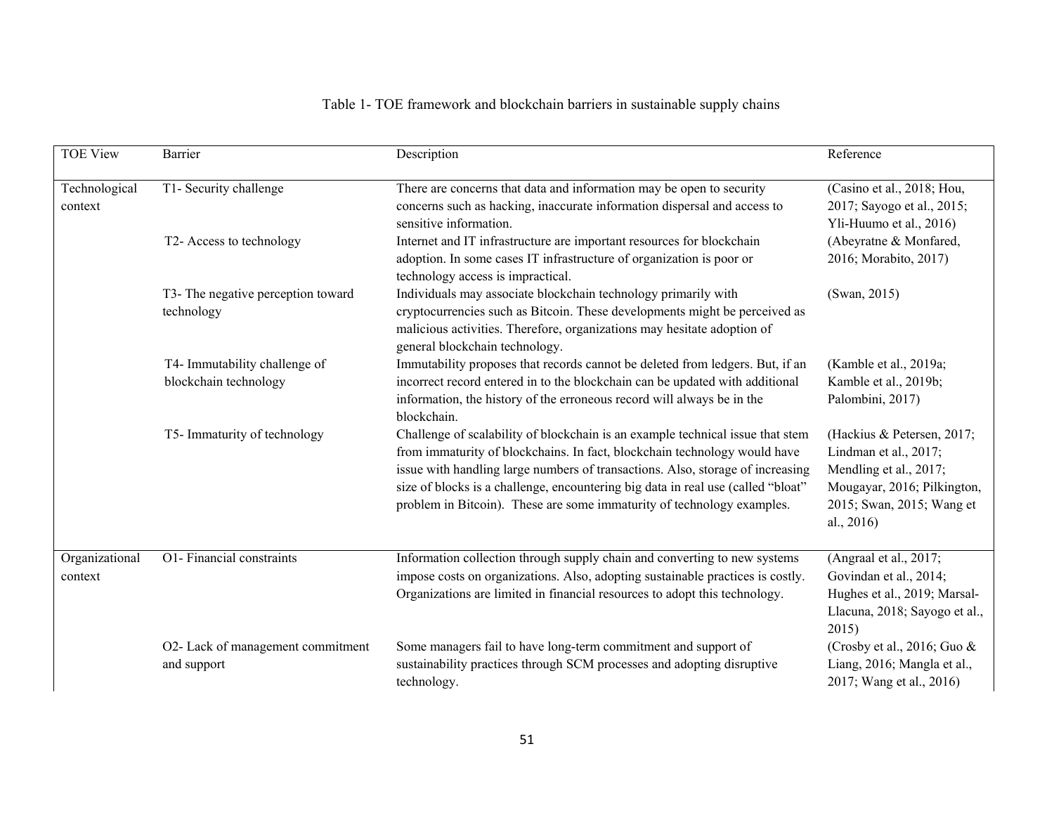Table 1- TOE framework and blockchain barriers in sustainable supply chains

| TOE View | Barrier | Description | Reference |
|---|---|---|---|
| Technological context | T1- Security challenge | There are concerns that data and information may be open to security concerns such as hacking, inaccurate information dispersal and access to sensitive information. | (Casino et al., 2018; Hou, 2017; Sayogo et al., 2015; Yli-Huumo et al., 2016) |
| | T2- Access to technology | Internet and IT infrastructure are important resources for blockchain adoption. In some cases IT infrastructure of organization is poor or technology access is impractical. | (Abeyratne & Monfared, 2016; Morabito, 2017) |
| | T3- The negative perception toward technology | Individuals may associate blockchain technology primarily with cryptocurrencies such as Bitcoin. These developments might be perceived as malicious activities. Therefore, organizations may hesitate adoption of general blockchain technology. | (Swan, 2015) |
| | T4- Immutability challenge of blockchain technology | Immutability proposes that records cannot be deleted from ledgers. But, if an incorrect record entered in to the blockchain can be updated with additional information, the history of the erroneous record will always be in the blockchain. | (Kamble et al., 2019a; Kamble et al., 2019b; Palombini, 2017) |
| | T5- Immaturity of technology | Challenge of scalability of blockchain is an example technical issue that stem from immaturity of blockchains. In fact, blockchain technology would have issue with handling large numbers of transactions. Also, storage of increasing size of blocks is a challenge, encountering big data in real use (called "bloat" problem in Bitcoin). These are some immaturity of technology examples. | (Hackius & Petersen, 2017; Lindman et al., 2017; Mendling et al., 2017; Mougayar, 2016; Pilkington, 2015; Swan, 2015; Wang et al., 2016) |
| Organizational context | O1- Financial constraints | Information collection through supply chain and converting to new systems impose costs on organizations. Also, adopting sustainable practices is costly. Organizations are limited in financial resources to adopt this technology. | (Angraal et al., 2017; Govindan et al., 2014; Hughes et al., 2019; Marsal-Llacuna, 2018; Sayogo et al., 2015) |
| | O2- Lack of management commitment and support | Some managers fail to have long-term commitment and support of sustainability practices through SCM processes and adopting disruptive technology. | (Crosby et al., 2016; Guo & Liang, 2016; Mangla et al., 2017; Wang et al., 2016) |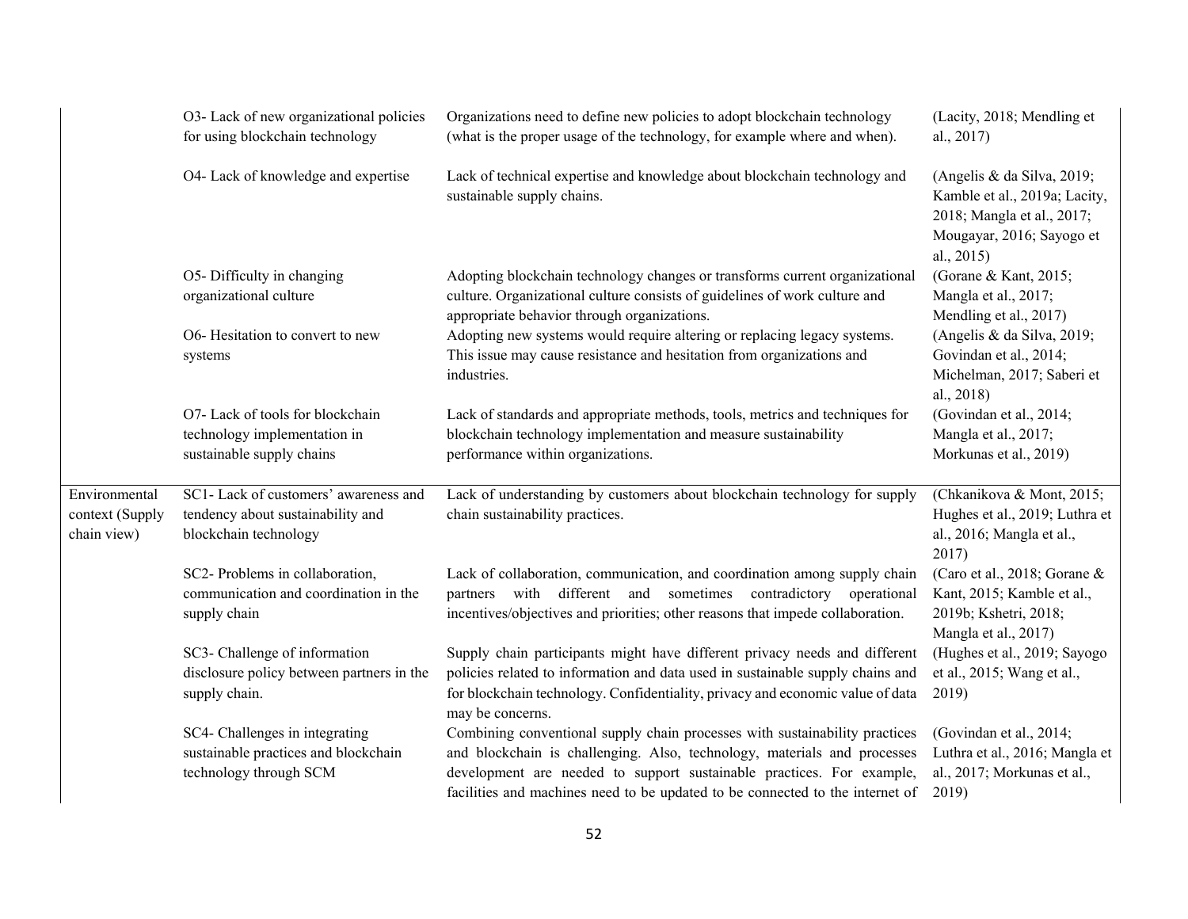| | | | |
|---|---|---|---|
| | O3- Lack of new organizational policies for using blockchain technology | Organizations need to define new policies to adopt blockchain technology (what is the proper usage of the technology, for example where and when). | (Lacity, 2018; Mendling et al., 2017) |
| | O4- Lack of knowledge and expertise | Lack of technical expertise and knowledge about blockchain technology and sustainable supply chains. | (Angelis & da Silva, 2019; Kamble et al., 2019a; Lacity, 2018; Mangla et al., 2017; Mougayar, 2016; Sayogo et al., 2015) |
| | O5- Difficulty in changing organizational culture | Adopting blockchain technology changes or transforms current organizational culture. Organizational culture consists of guidelines of work culture and appropriate behavior through organizations. | (Gorane & Kant, 2015; Mangla et al., 2017; Mendling et al., 2017) |
| | O6- Hesitation to convert to new systems | Adopting new systems would require altering or replacing legacy systems. This issue may cause resistance and hesitation from organizations and industries. | (Angelis & da Silva, 2019; Govindan et al., 2014; Michelman, 2017; Saberi et al., 2018) |
| | O7- Lack of tools for blockchain technology implementation in sustainable supply chains | Lack of standards and appropriate methods, tools, metrics and techniques for blockchain technology implementation and measure sustainability performance within organizations. | (Govindan et al., 2014; Mangla et al., 2017; Morkunas et al., 2019) |
| Environmental context (Supply chain view) | SC1- Lack of customers' awareness and tendency about sustainability and blockchain technology | Lack of understanding by customers about blockchain technology for supply chain sustainability practices. | (Chkanikova & Mont, 2015; Hughes et al., 2019; Luthra et al., 2016; Mangla et al., 2017) |
| | SC2- Problems in collaboration, communication and coordination in the supply chain | Lack of collaboration, communication, and coordination among supply chain partners with different and sometimes contradictory operational incentives/objectives and priorities; other reasons that impede collaboration. | (Caro et al., 2018; Gorane & Kant, 2015; Kamble et al., 2019b; Kshetri, 2018; Mangla et al., 2017) |
| | SC3- Challenge of information disclosure policy between partners in the supply chain. | Supply chain participants might have different privacy needs and different policies related to information and data used in sustainable supply chains and for blockchain technology. Confidentiality, privacy and economic value of data may be concerns. | (Hughes et al., 2019; Sayogo et al., 2015; Wang et al., 2019) |
| | SC4- Challenges in integrating sustainable practices and blockchain technology through SCM | Combining conventional supply chain processes with sustainability practices and blockchain is challenging. Also, technology, materials and processes development are needed to support sustainable practices. For example, facilities and machines need to be updated to be connected to the internet of | (Govindan et al., 2014; Luthra et al., 2016; Mangla et al., 2017; Morkunas et al., 2019) |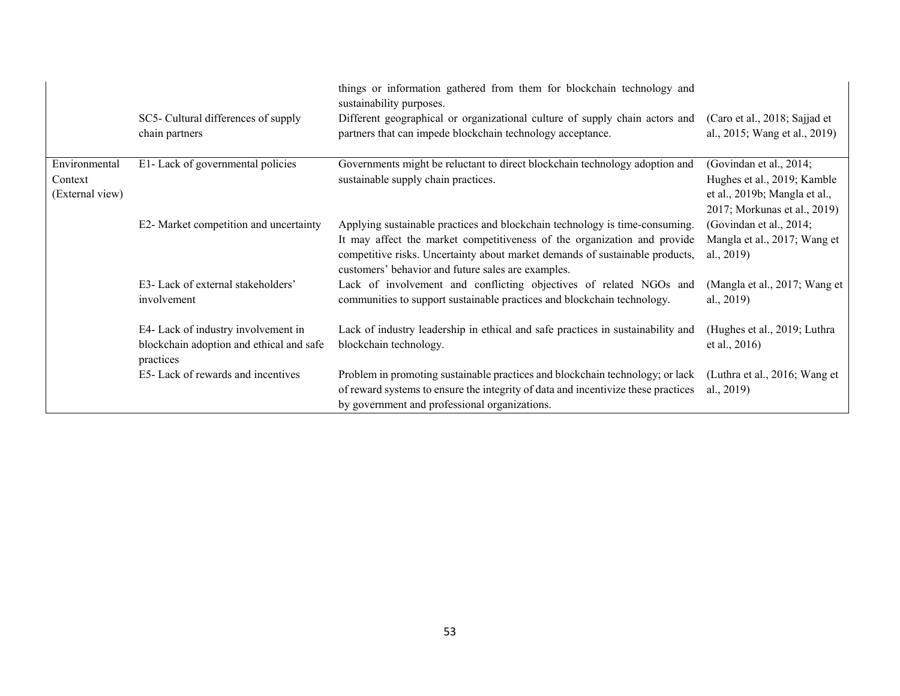| | | | |
|---|---|---|---|
| | | things or information gathered from them for blockchain technology and sustainability purposes. | |
| | SC5- Cultural differences of supply chain partners | Different geographical or organizational culture of supply chain actors and partners that can impede blockchain technology acceptance. | (Caro et al., 2018; Sajjad et al., 2015; Wang et al., 2019) |
| Environmental Context (External view) | E1- Lack of governmental policies | Governments might be reluctant to direct blockchain technology adoption and sustainable supply chain practices. | (Govindan et al., 2014; Hughes et al., 2019; Kamble et al., 2019b; Mangla et al., 2017; Morkunas et al., 2019) |
| | E2- Market competition and uncertainty | Applying sustainable practices and blockchain technology is time-consuming. It may affect the market competitiveness of the organization and provide competitive risks. Uncertainty about market demands of sustainable products, customers' behavior and future sales are examples. | (Govindan et al., 2014; Mangla et al., 2017; Wang et al., 2019) |
| | E3- Lack of external stakeholders' involvement | Lack of involvement and conflicting objectives of related NGOs and communities to support sustainable practices and blockchain technology. | (Mangla et al., 2017; Wang et al., 2019) |
| | E4- Lack of industry involvement in blockchain adoption and ethical and safe practices | Lack of industry leadership in ethical and safe practices in sustainability and blockchain technology. | (Hughes et al., 2019; Luthra et al., 2016) |
| | E5- Lack of rewards and incentives | Problem in promoting sustainable practices and blockchain technology; or lack of reward systems to ensure the integrity of data and incentivize these practices by government and professional organizations. | (Luthra et al., 2016; Wang et al., 2019) |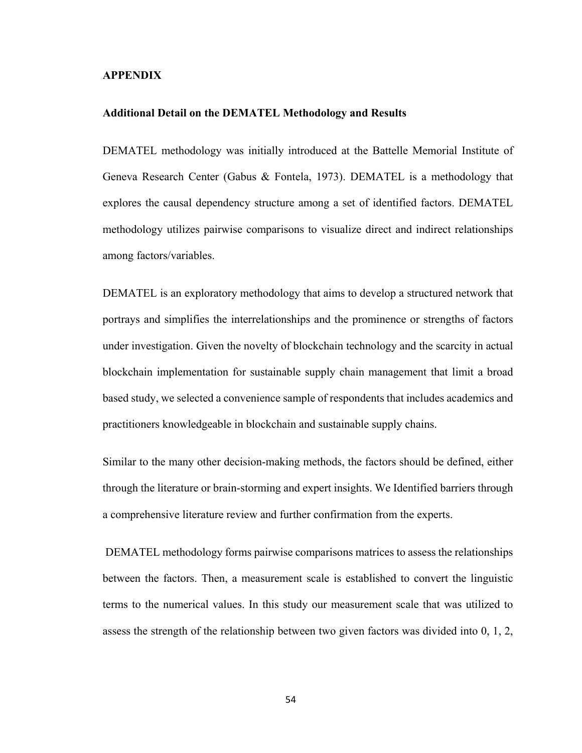# APPENDIX

## Additional Detail on the DEMATEL Methodology and Results

DEMATEL methodology was initially introduced at the Battelle Memorial Institute of Geneva Research Center (Gabus & Fontela, 1973). DEMATEL is a methodology that explores the causal dependency structure among a set of identified factors. DEMATEL methodology utilizes pairwise comparisons to visualize direct and indirect relationships among factors/variables.

DEMATEL is an exploratory methodology that aims to develop a structured network that portrays and simplifies the interrelationships and the prominence or strengths of factors under investigation. Given the novelty of blockchain technology and the scarcity in actual blockchain implementation for sustainable supply chain management that limit a broad based study, we selected a convenience sample of respondents that includes academics and practitioners knowledgeable in blockchain and sustainable supply chains.

Similar to the many other decision-making methods, the factors should be defined, either through the literature or brain-storming and expert insights. We Identified barriers through a comprehensive literature review and further confirmation from the experts.

DEMATEL methodology forms pairwise comparisons matrices to assess the relationships between the factors. Then, a measurement scale is established to convert the linguistic terms to the numerical values. In this study our measurement scale that was utilized to assess the strength of the relationship between two given factors was divided into 0, 1, 2,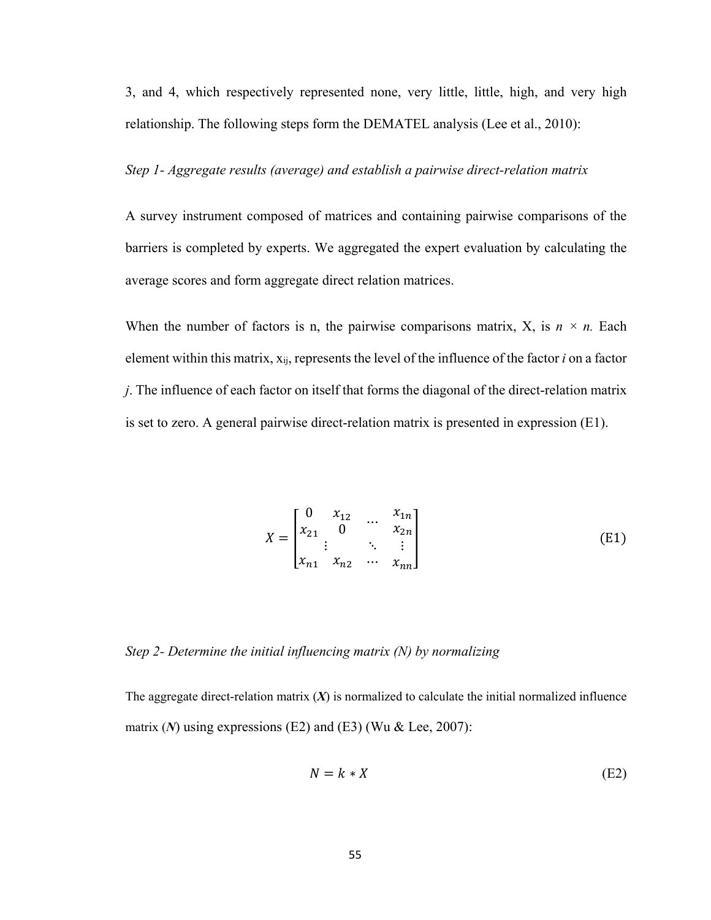3, and 4, which respectively represented none, very little, little, high, and very high relationship. The following steps form the DEMATEL analysis (Lee et al., 2010):

*Step 1- Aggregate results (average) and establish a pairwise direct-relation matrix*

A survey instrument composed of matrices and containing pairwise comparisons of the barriers is completed by experts. We aggregated the expert evaluation by calculating the average scores and form aggregate direct relation matrices.

When the number of factors is n, the pairwise comparisons matrix, X, is $n \times n$. Each element within this matrix, $x_{ij}$, represents the level of the influence of the factor *i* on a factor *j*. The influence of each factor on itself that forms the diagonal of the direct-relation matrix is set to zero. A general pairwise direct-relation matrix is presented in expression (E1).

$$X = \begin{bmatrix} 0 & x_{12} & \cdots & x_{1n} \\ x_{21} & 0 & & x_{2n} \\ \vdots & & \ddots & \vdots \\ x_{n1} & x_{n2} & \cdots & x_{nn} \end{bmatrix} \tag{E1}$$

*Step 2- Determine the initial influencing matrix (N) by normalizing*

The aggregate direct-relation matrix (***X***) is normalized to calculate the initial normalized influence matrix (***N***) using expressions (E2) and (E3) (Wu & Lee, 2007):

$$N = k * X \tag{E2}$$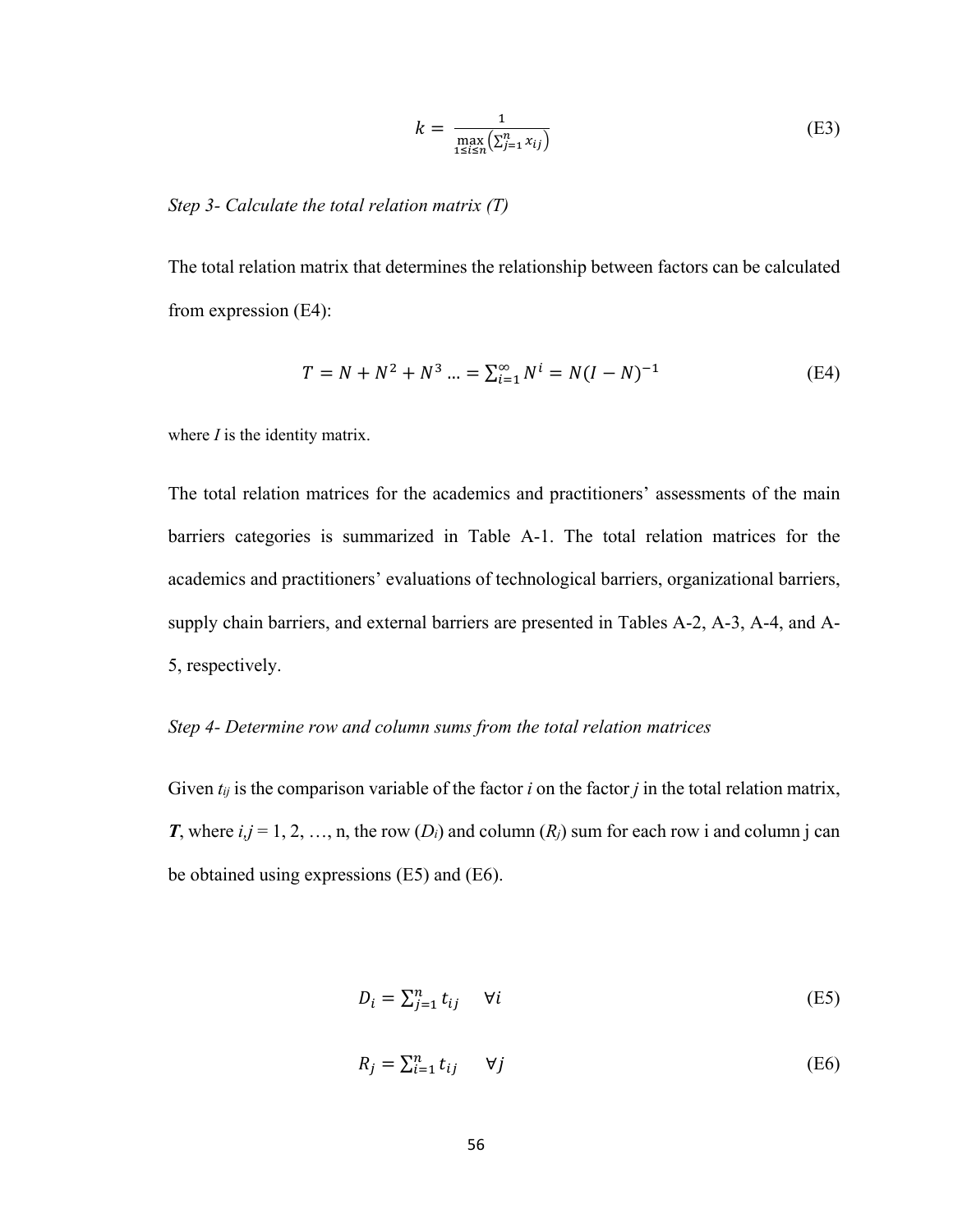$$k = \frac{1}{\max\limits_{1 \le i \le n}\left(\sum_{j=1}^{n} x_{ij}\right)} \tag{E3}$$

*Step 3- Calculate the total relation matrix (T)*

The total relation matrix that determines the relationship between factors can be calculated from expression (E4):

$$T = N + N^2 + N^3 \ldots = \sum_{i=1}^{\infty} N^i = N(I - N)^{-1} \tag{E4}$$

where $I$ is the identity matrix.

The total relation matrices for the academics and practitioners' assessments of the main barriers categories is summarized in Table A-1. The total relation matrices for the academics and practitioners' evaluations of technological barriers, organizational barriers, supply chain barriers, and external barriers are presented in Tables A-2, A-3, A-4, and A-5, respectively.

*Step 4- Determine row and column sums from the total relation matrices*

Given $t_{ij}$ is the comparison variable of the factor $i$ on the factor $j$ in the total relation matrix, $\boldsymbol{T}$, where $i,j = 1, 2, \ldots, n$, the row ($D_i$) and column ($R_j$) sum for each row i and column j can be obtained using expressions (E5) and (E6).

$$D_i = \sum_{j=1}^{n} t_{ij} \quad \forall i \tag{E5}$$

$$R_j = \sum_{i=1}^{n} t_{ij} \quad \forall j \tag{E6}$$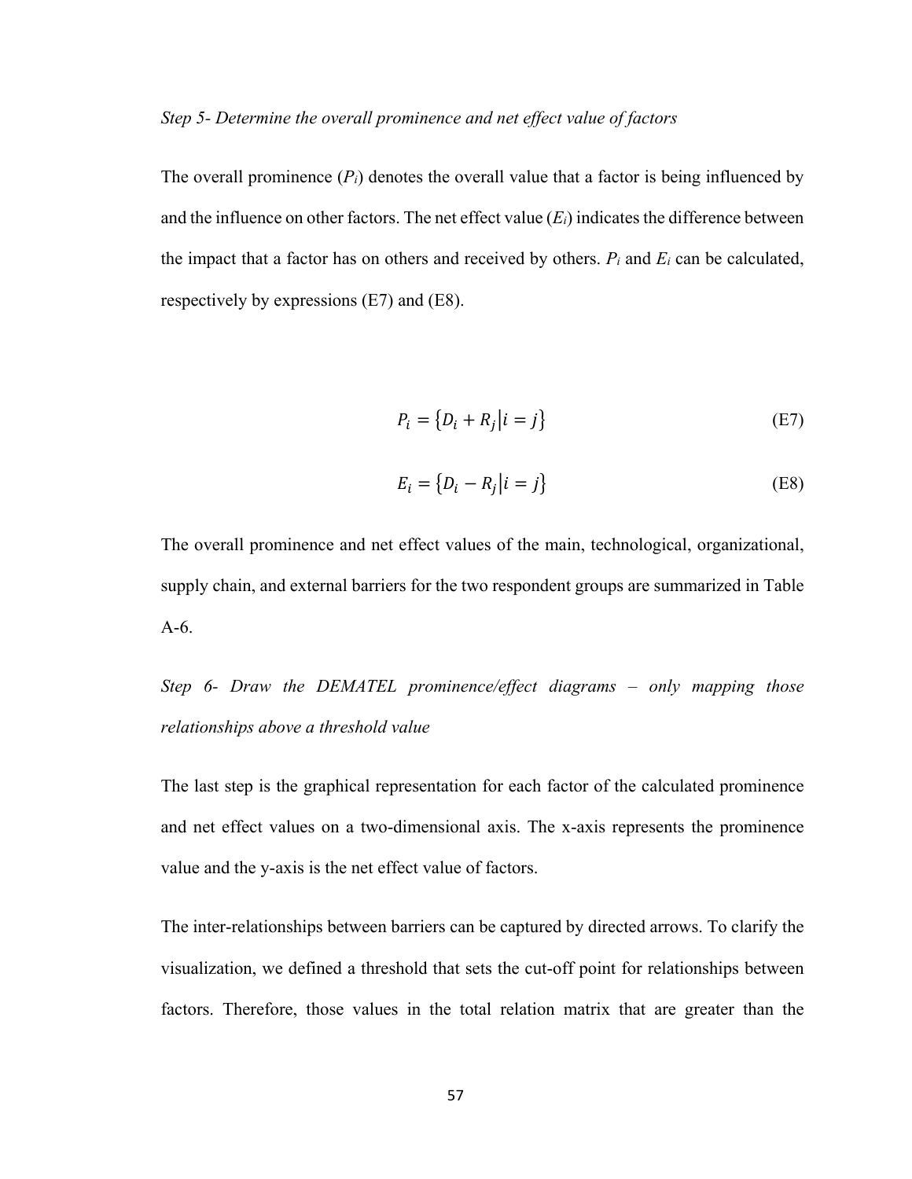*Step 5- Determine the overall prominence and net effect value of factors*

The overall prominence ($P_i$) denotes the overall value that a factor is being influenced by and the influence on other factors. The net effect value ($E_i$) indicates the difference between the impact that a factor has on others and received by others. $P_i$ and $E_i$ can be calculated, respectively by expressions (E7) and (E8).

$$P_i = \{D_i + R_j | i = j\} \tag{E7}$$

$$E_i = \{D_i - R_j | i = j\} \tag{E8}$$

The overall prominence and net effect values of the main, technological, organizational, supply chain, and external barriers for the two respondent groups are summarized in Table A-6.

*Step 6- Draw the DEMATEL prominence/effect diagrams – only mapping those relationships above a threshold value*

The last step is the graphical representation for each factor of the calculated prominence and net effect values on a two-dimensional axis. The x-axis represents the prominence value and the y-axis is the net effect value of factors.

The inter-relationships between barriers can be captured by directed arrows. To clarify the visualization, we defined a threshold that sets the cut-off point for relationships between factors. Therefore, those values in the total relation matrix that are greater than the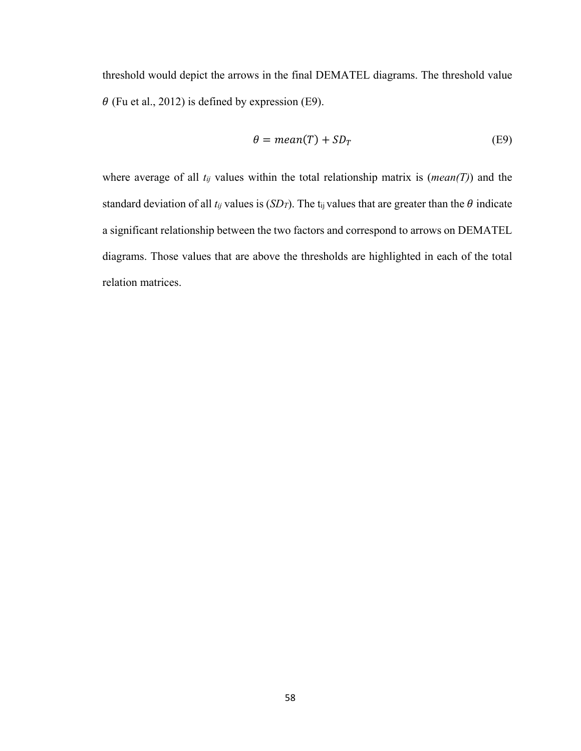threshold would depict the arrows in the final DEMATEL diagrams. The threshold value $\theta$ (Fu et al., 2012) is defined by expression (E9).

$$\theta = mean(T) + SD_T \tag{E9}$$

where average of all $t_{ij}$ values within the total relationship matrix is ($mean(T)$) and the standard deviation of all $t_{ij}$ values is ($SD_T$). The $t_{ij}$ values that are greater than the $\theta$ indicate a significant relationship between the two factors and correspond to arrows on DEMATEL diagrams. Those values that are above the thresholds are highlighted in each of the total relation matrices.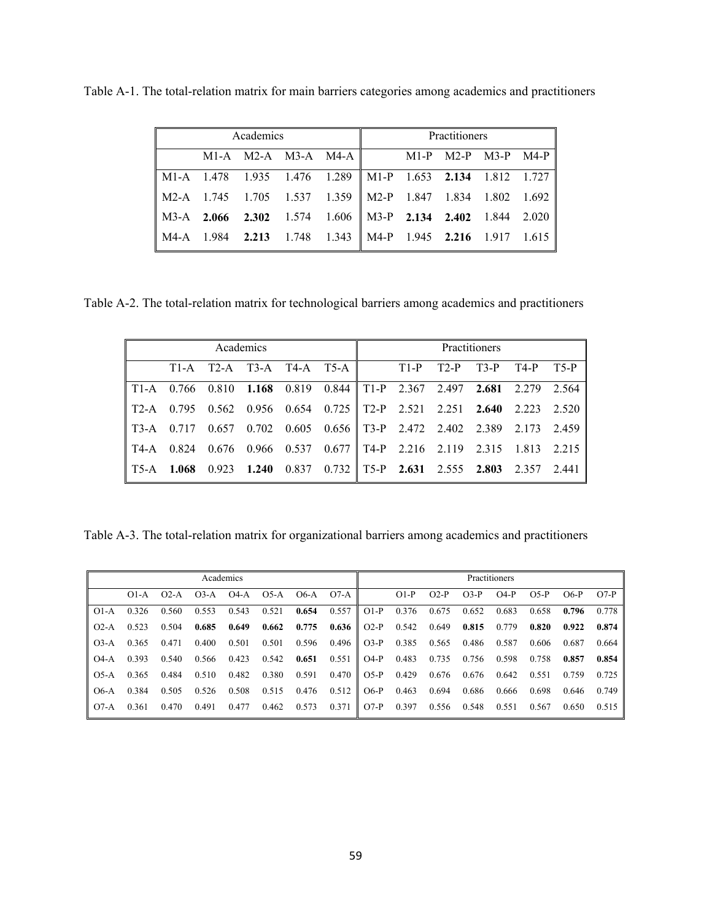Table A-1. The total-relation matrix for main barriers categories among academics and practitioners

| Academics | | | | | Practitioners | | | | |
|---|---|---|---|---|---|---|---|---|---|
| | M1-A | M2-A | M3-A | M4-A | | M1-P | M2-P | M3-P | M4-P |
| M1-A | 1.478 | 1.935 | 1.476 | 1.289 | M1-P | 1.653 | **2.134** | 1.812 | 1.727 |
| M2-A | 1.745 | 1.705 | 1.537 | 1.359 | M2-P | 1.847 | 1.834 | 1.802 | 1.692 |
| M3-A | **2.066** | **2.302** | 1.574 | 1.606 | M3-P | **2.134** | **2.402** | 1.844 | 2.020 |
| M4-A | 1.984 | **2.213** | 1.748 | 1.343 | M4-P | 1.945 | **2.216** | 1.917 | 1.615 |

Table A-2. The total-relation matrix for technological barriers among academics and practitioners

| Academics | | | | | | Practitioners | | | | | |
|---|---|---|---|---|---|---|---|---|---|---|---|
| | T1-A | T2-A | T3-A | T4-A | T5-A | | T1-P | T2-P | T3-P | T4-P | T5-P |
| T1-A | 0.766 | 0.810 | **1.168** | 0.819 | 0.844 | T1-P | 2.367 | 2.497 | **2.681** | 2.279 | 2.564 |
| T2-A | 0.795 | 0.562 | 0.956 | 0.654 | 0.725 | T2-P | 2.521 | 2.251 | **2.640** | 2.223 | 2.520 |
| T3-A | 0.717 | 0.657 | 0.702 | 0.605 | 0.656 | T3-P | 2.472 | 2.402 | 2.389 | 2.173 | 2.459 |
| T4-A | 0.824 | 0.676 | 0.966 | 0.537 | 0.677 | T4-P | 2.216 | 2.119 | 2.315 | 1.813 | 2.215 |
| T5-A | **1.068** | 0.923 | **1.240** | 0.837 | 0.732 | T5-P | **2.631** | 2.555 | **2.803** | 2.357 | 2.441 |

Table A-3. The total-relation matrix for organizational barriers among academics and practitioners

| Academics | | | | | | | | Practitioners | | | | | | | |
|---|---|---|---|---|---|---|---|---|---|---|---|---|---|---|---|
| | O1-A | O2-A | O3-A | O4-A | O5-A | O6-A | O7-A | | O1-P | O2-P | O3-P | O4-P | O5-P | O6-P | O7-P |
| O1-A | 0.326 | 0.560 | 0.553 | 0.543 | 0.521 | **0.654** | 0.557 | O1-P | 0.376 | 0.675 | 0.652 | 0.683 | 0.658 | **0.796** | 0.778 |
| O2-A | 0.523 | 0.504 | **0.685** | **0.649** | **0.662** | **0.775** | **0.636** | O2-P | 0.542 | 0.649 | **0.815** | 0.779 | **0.820** | **0.922** | **0.874** |
| O3-A | 0.365 | 0.471 | 0.400 | 0.501 | 0.501 | 0.596 | 0.496 | O3-P | 0.385 | 0.565 | 0.486 | 0.587 | 0.606 | 0.687 | 0.664 |
| O4-A | 0.393 | 0.540 | 0.566 | 0.423 | 0.542 | **0.651** | 0.551 | O4-P | 0.483 | 0.735 | 0.756 | 0.598 | 0.758 | **0.857** | **0.854** |
| O5-A | 0.365 | 0.484 | 0.510 | 0.482 | 0.380 | 0.591 | 0.470 | O5-P | 0.429 | 0.676 | 0.676 | 0.642 | 0.551 | 0.759 | 0.725 |
| O6-A | 0.384 | 0.505 | 0.526 | 0.508 | 0.515 | 0.476 | 0.512 | O6-P | 0.463 | 0.694 | 0.686 | 0.666 | 0.698 | 0.646 | 0.749 |
| O7-A | 0.361 | 0.470 | 0.491 | 0.477 | 0.462 | 0.573 | 0.371 | O7-P | 0.397 | 0.556 | 0.548 | 0.551 | 0.567 | 0.650 | 0.515 |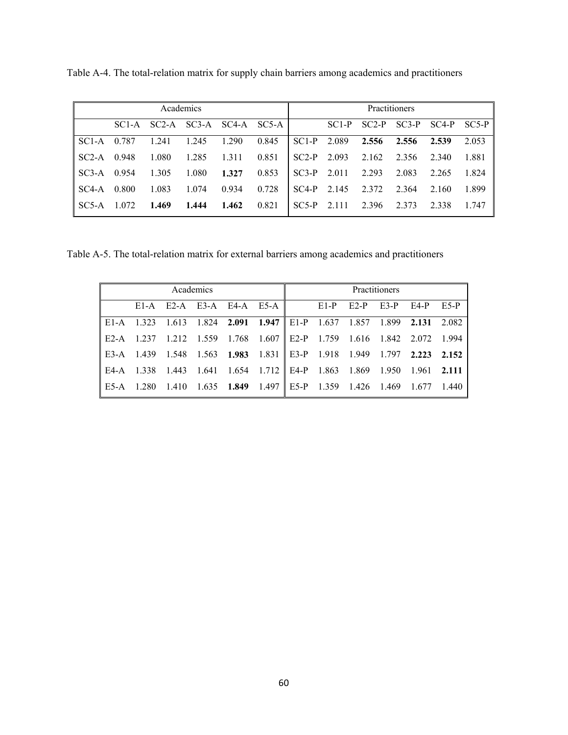Table A-4. The total-relation matrix for supply chain barriers among academics and practitioners

| Academics | | | | | | Practitioners | | | | | |
|---|---|---|---|---|---|---|---|---|---|---|---|
| | SC1-A | SC2-A | SC3-A | SC4-A | SC5-A | | SC1-P | SC2-P | SC3-P | SC4-P | SC5-P |
| SC1-A | 0.787 | 1.241 | 1.245 | 1.290 | 0.845 | SC1-P | 2.089 | **2.556** | **2.556** | **2.539** | 2.053 |
| SC2-A | 0.948 | 1.080 | 1.285 | 1.311 | 0.851 | SC2-P | 2.093 | 2.162 | 2.356 | 2.340 | 1.881 |
| SC3-A | 0.954 | 1.305 | 1.080 | **1.327** | 0.853 | SC3-P | 2.011 | 2.293 | 2.083 | 2.265 | 1.824 |
| SC4-A | 0.800 | 1.083 | 1.074 | 0.934 | 0.728 | SC4-P | 2.145 | 2.372 | 2.364 | 2.160 | 1.899 |
| SC5-A | 1.072 | **1.469** | **1.444** | **1.462** | 0.821 | SC5-P | 2.111 | 2.396 | 2.373 | 2.338 | 1.747 |

Table A-5. The total-relation matrix for external barriers among academics and practitioners

| Academics | | | | | | Practitioners | | | | | |
|---|---|---|---|---|---|---|---|---|---|---|---|
| | E1-A | E2-A | E3-A | E4-A | E5-A | | E1-P | E2-P | E3-P | E4-P | E5-P |
| E1-A | 1.323 | 1.613 | 1.824 | **2.091** | **1.947** | E1-P | 1.637 | 1.857 | 1.899 | **2.131** | 2.082 |
| E2-A | 1.237 | 1.212 | 1.559 | 1.768 | 1.607 | E2-P | 1.759 | 1.616 | 1.842 | 2.072 | 1.994 |
| E3-A | 1.439 | 1.548 | 1.563 | **1.983** | 1.831 | E3-P | 1.918 | 1.949 | 1.797 | **2.223** | **2.152** |
| E4-A | 1.338 | 1.443 | 1.641 | 1.654 | 1.712 | E4-P | 1.863 | 1.869 | 1.950 | 1.961 | **2.111** |
| E5-A | 1.280 | 1.410 | 1.635 | **1.849** | 1.497 | E5-P | 1.359 | 1.426 | 1.469 | 1.677 | 1.440 |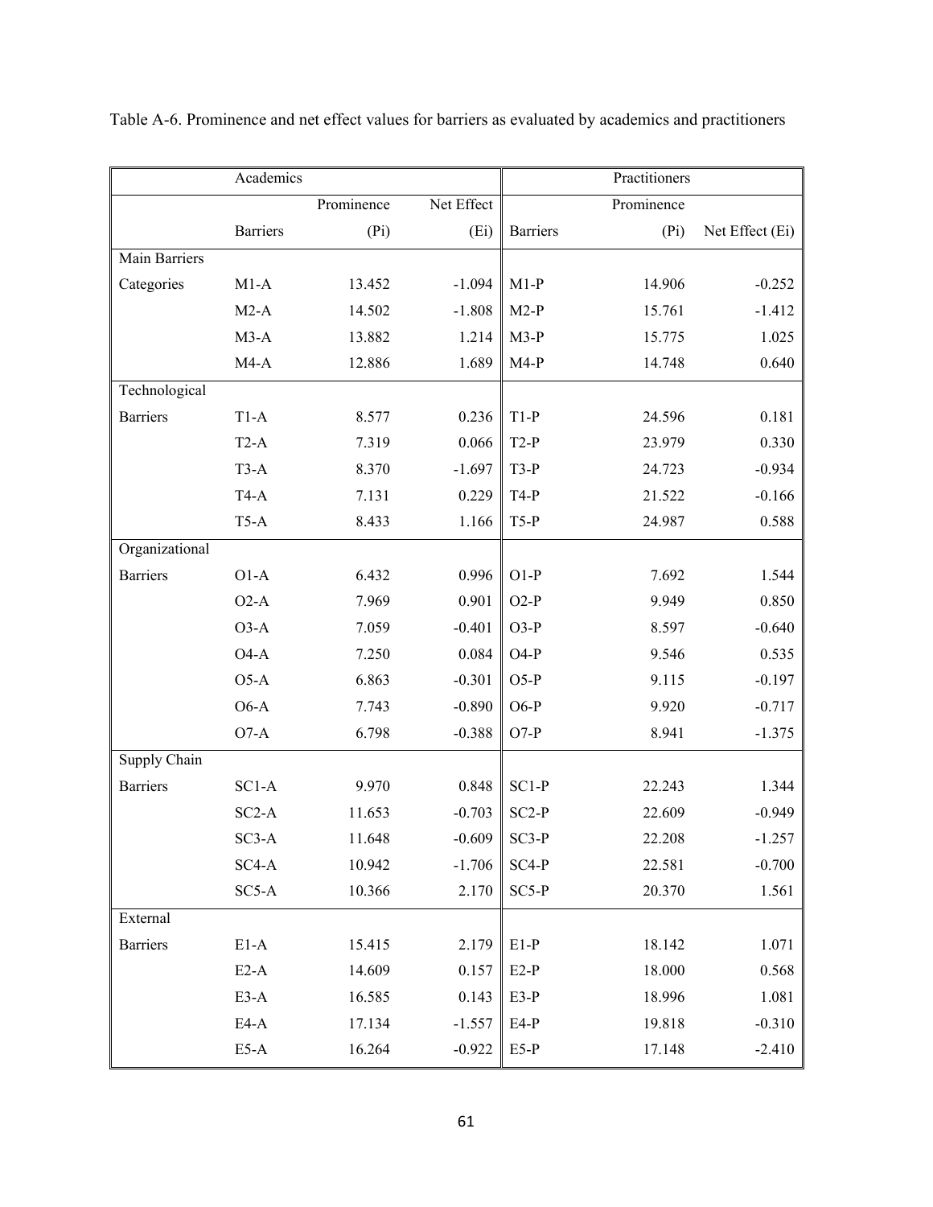Table A-6. Prominence and net effect values for barriers as evaluated by academics and practitioners

| | Academics | | | Practitioners | | |
|---|---|---|---|---|---|---|
| | Barriers | Prominence (Pi) | Net Effect (Ei) | Barriers | Prominence (Pi) | Net Effect (Ei) |
| Main Barriers Categories | M1-A | 13.452 | -1.094 | M1-P | 14.906 | -0.252 |
| | M2-A | 14.502 | -1.808 | M2-P | 15.761 | -1.412 |
| | M3-A | 13.882 | 1.214 | M3-P | 15.775 | 1.025 |
| | M4-A | 12.886 | 1.689 | M4-P | 14.748 | 0.640 |
| Technological Barriers | T1-A | 8.577 | 0.236 | T1-P | 24.596 | 0.181 |
| | T2-A | 7.319 | 0.066 | T2-P | 23.979 | 0.330 |
| | T3-A | 8.370 | -1.697 | T3-P | 24.723 | -0.934 |
| | T4-A | 7.131 | 0.229 | T4-P | 21.522 | -0.166 |
| | T5-A | 8.433 | 1.166 | T5-P | 24.987 | 0.588 |
| Organizational Barriers | O1-A | 6.432 | 0.996 | O1-P | 7.692 | 1.544 |
| | O2-A | 7.969 | 0.901 | O2-P | 9.949 | 0.850 |
| | O3-A | 7.059 | -0.401 | O3-P | 8.597 | -0.640 |
| | O4-A | 7.250 | 0.084 | O4-P | 9.546 | 0.535 |
| | O5-A | 6.863 | -0.301 | O5-P | 9.115 | -0.197 |
| | O6-A | 7.743 | -0.890 | O6-P | 9.920 | -0.717 |
| | O7-A | 6.798 | -0.388 | O7-P | 8.941 | -1.375 |
| Supply Chain Barriers | SC1-A | 9.970 | 0.848 | SC1-P | 22.243 | 1.344 |
| | SC2-A | 11.653 | -0.703 | SC2-P | 22.609 | -0.949 |
| | SC3-A | 11.648 | -0.609 | SC3-P | 22.208 | -1.257 |
| | SC4-A | 10.942 | -1.706 | SC4-P | 22.581 | -0.700 |
| | SC5-A | 10.366 | 2.170 | SC5-P | 20.370 | 1.561 |
| External Barriers | E1-A | 15.415 | 2.179 | E1-P | 18.142 | 1.071 |
| | E2-A | 14.609 | 0.157 | E2-P | 18.000 | 0.568 |
| | E3-A | 16.585 | 0.143 | E3-P | 18.996 | 1.081 |
| | E4-A | 17.134 | -1.557 | E4-P | 19.818 | -0.310 |
| | E5-A | 16.264 | -0.922 | E5-P | 17.148 | -2.410 |